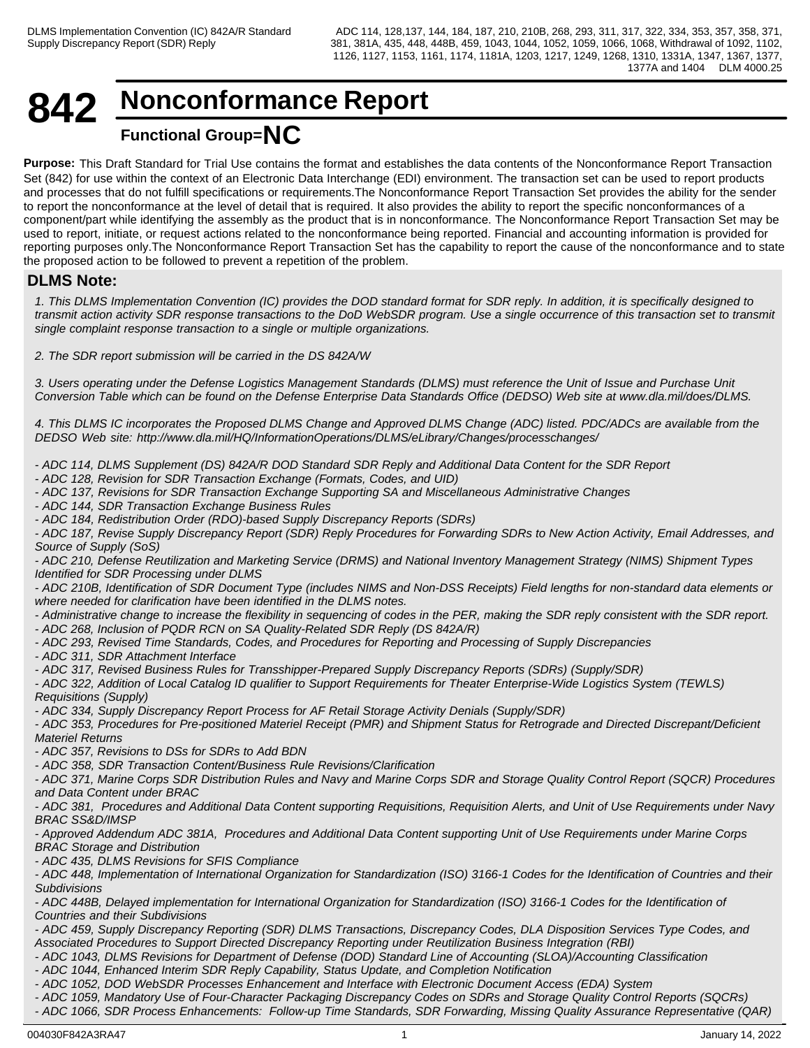# 842 Nonconformance Report

## Functional Group=NC

**Purpose:** This Draft Standard for Trial Use contains the format and establishes the data contents of the Nonconformance Report Transaction Set (842) for use within the context of an Electronic Data Interchange (EDI) environment. The transaction set can be used to report products and processes that do not fulfill specifications or requirements.The Nonconformance Report Transaction Set provides the ability for the sender to report the nonconformance at the level of detail that is required. It also provides the ability to report the specific nonconformances of a component/part while identifying the assembly as the product that is in nonconformance. The Nonconformance Report Transaction Set may be used to report, initiate, or request actions related to the nonconformance being reported. Financial and accounting information is provided for reporting purposes only.The Nonconformance Report Transaction Set has the capability to report the cause of the nonconformance and to state the proposed action to be followed to prevent a repetition of the problem.

### DLMS Note:

*1. This DLMS Implementation Convention (IC) provides the DOD standard format for SDR reply. In addition, it is specifically designed to transmit action activity SDR response transactions to the DoD WebSDR program. Use a single occurrence of this transaction set to transmit single complaint response transaction to a single or multiple organizations.*

*2. The SDR report submission will be carried in the DS 842A/W*

*3. Users operating under the Defense Logistics Management Standards (DLMS) must reference the Unit of Issue and Purchase Unit Conversion Table which can be found on the Defense Enterprise Data Standards Office (DEDSO) Web site at www.dla.mil/does/DLMS.*

*4. This DLMS IC incorporates the Proposed DLMS Change and Approved DLMS Change (ADC) listed. PDC/ADCs are available from the DEDSO Web site: http://www.dla.mil/HQ/InformationOperations/DLMS/eLibrary/Changes/processchanges/*

*- ADC 114, DLMS Supplement (DS) 842A/R DOD Standard SDR Reply and Additional Data Content for the SDR Report*
*- ADC 128, Revision for SDR Transaction Exchange (Formats, Codes, and UID)*
*- ADC 137, Revisions for SDR Transaction Exchange Supporting SA and Miscellaneous Administrative Changes*
*- ADC 144, SDR Transaction Exchange Business Rules*
*- ADC 184, Redistribution Order (RDO)-based Supply Discrepancy Reports (SDRs)*
*- ADC 187, Revise Supply Discrepancy Report (SDR) Reply Procedures for Forwarding SDRs to New Action Activity, Email Addresses, and Source of Supply (SoS)*
*- ADC 210, Defense Reutilization and Marketing Service (DRMS) and National Inventory Management Strategy (NIMS) Shipment Types Identified for SDR Processing under DLMS*
*- ADC 210B, Identification of SDR Document Type (includes NIMS and Non-DSS Receipts) Field lengths for non-standard data elements or where needed for clarification have been identified in the DLMS notes.*
*- Administrative change to increase the flexibility in sequencing of codes in the PER, making the SDR reply consistent with the SDR report.*
*- ADC 268, Inclusion of PQDR RCN on SA Quality-Related SDR Reply (DS 842A/R)*
*- ADC 293, Revised Time Standards, Codes, and Procedures for Reporting and Processing of Supply Discrepancies*
*- ADC 311, SDR Attachment Interface*
*- ADC 317, Revised Business Rules for Transshipper-Prepared Supply Discrepancy Reports (SDRs) (Supply/SDR)*
*- ADC 322, Addition of Local Catalog ID qualifier to Support Requirements for Theater Enterprise-Wide Logistics System (TEWLS) Requisitions (Supply)*
*- ADC 334, Supply Discrepancy Report Process for AF Retail Storage Activity Denials (Supply/SDR)*
*- ADC 353, Procedures for Pre-positioned Materiel Receipt (PMR) and Shipment Status for Retrograde and Directed Discrepant/Deficient Materiel Returns*
*- ADC 357, Revisions to DSs for SDRs to Add BDN*
*- ADC 358, SDR Transaction Content/Business Rule Revisions/Clarification*
*- ADC 371, Marine Corps SDR Distribution Rules and Navy and Marine Corps SDR and Storage Quality Control Report (SQCR) Procedures and Data Content under BRAC*
*- ADC 381, Procedures and Additional Data Content supporting Requisitions, Requisition Alerts, and Unit of Use Requirements under Navy BRAC SS&D/IMSP*
*- Approved Addendum ADC 381A, Procedures and Additional Data Content supporting Unit of Use Requirements under Marine Corps BRAC Storage and Distribution*
*- ADC 435, DLMS Revisions for SFIS Compliance*
*- ADC 448, Implementation of International Organization for Standardization (ISO) 3166-1 Codes for the Identification of Countries and their Subdivisions*
*- ADC 448B, Delayed implementation for International Organization for Standardization (ISO) 3166-1 Codes for the Identification of Countries and their Subdivisions*
*- ADC 459, Supply Discrepancy Reporting (SDR) DLMS Transactions, Discrepancy Codes, DLA Disposition Services Type Codes, and Associated Procedures to Support Directed Discrepancy Reporting under Reutilization Business Integration (RBI)*
*- ADC 1043, DLMS Revisions for Department of Defense (DOD) Standard Line of Accounting (SLOA)/Accounting Classification*
*- ADC 1044, Enhanced Interim SDR Reply Capability, Status Update, and Completion Notification*
*- ADC 1052, DOD WebSDR Processes Enhancement and Interface with Electronic Document Access (EDA) System*
*- ADC 1059, Mandatory Use of Four-Character Packaging Discrepancy Codes on SDRs and Storage Quality Control Reports (SQCRs)*
*- ADC 1066, SDR Process Enhancements: Follow-up Time Standards, SDR Forwarding, Missing Quality Assurance Representative (QAR)*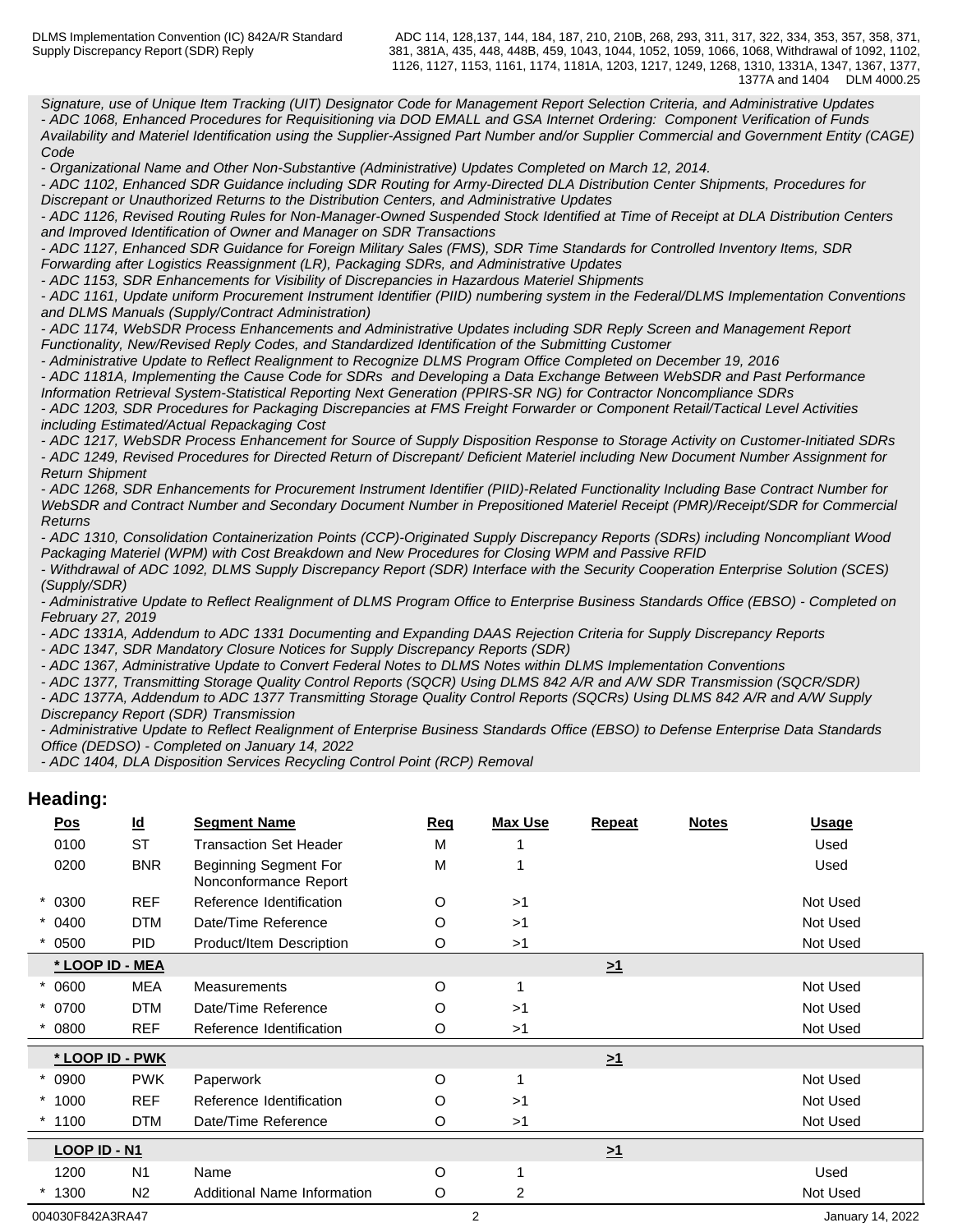*Signature, use of Unique Item Tracking (UIT) Designator Code for Management Report Selection Criteria, and Administrative Updates*
*- ADC 1068, Enhanced Procedures for Requisitioning via DOD EMALL and GSA Internet Ordering: Component Verification of Funds Availability and Materiel Identification using the Supplier-Assigned Part Number and/or Supplier Commercial and Government Entity (CAGE) Code*
*- Organizational Name and Other Non-Substantive (Administrative) Updates Completed on March 12, 2014.*
*- ADC 1102, Enhanced SDR Guidance including SDR Routing for Army-Directed DLA Distribution Center Shipments, Procedures for Discrepant or Unauthorized Returns to the Distribution Centers, and Administrative Updates*
*- ADC 1126, Revised Routing Rules for Non-Manager-Owned Suspended Stock Identified at Time of Receipt at DLA Distribution Centers and Improved Identification of Owner and Manager on SDR Transactions*
*- ADC 1127, Enhanced SDR Guidance for Foreign Military Sales (FMS), SDR Time Standards for Controlled Inventory Items, SDR Forwarding after Logistics Reassignment (LR), Packaging SDRs, and Administrative Updates*
*- ADC 1153, SDR Enhancements for Visibility of Discrepancies in Hazardous Materiel Shipments*
*- ADC 1161, Update uniform Procurement Instrument Identifier (PIID) numbering system in the Federal/DLMS Implementation Conventions and DLMS Manuals (Supply/Contract Administration)*
*- ADC 1174, WebSDR Process Enhancements and Administrative Updates including SDR Reply Screen and Management Report Functionality, New/Revised Reply Codes, and Standardized Identification of the Submitting Customer*
*- Administrative Update to Reflect Realignment to Recognize DLMS Program Office Completed on December 19, 2016*
*- ADC 1181A, Implementing the Cause Code for SDRs and Developing a Data Exchange Between WebSDR and Past Performance Information Retrieval System-Statistical Reporting Next Generation (PPIRS-SR NG) for Contractor Noncompliance SDRs*
*- ADC 1203, SDR Procedures for Packaging Discrepancies at FMS Freight Forwarder or Component Retail/Tactical Level Activities including Estimated/Actual Repackaging Cost*
*- ADC 1217, WebSDR Process Enhancement for Source of Supply Disposition Response to Storage Activity on Customer-Initiated SDRs*
*- ADC 1249, Revised Procedures for Directed Return of Discrepant/ Deficient Materiel including New Document Number Assignment for Return Shipment*
*- ADC 1268, SDR Enhancements for Procurement Instrument Identifier (PIID)-Related Functionality Including Base Contract Number for WebSDR and Contract Number and Secondary Document Number in Prepositioned Materiel Receipt (PMR)/Receipt/SDR for Commercial Returns*
*- ADC 1310, Consolidation Containerization Points (CCP)-Originated Supply Discrepancy Reports (SDRs) including Noncompliant Wood Packaging Materiel (WPM) with Cost Breakdown and New Procedures for Closing WPM and Passive RFID*
*- Withdrawal of ADC 1092, DLMS Supply Discrepancy Report (SDR) Interface with the Security Cooperation Enterprise Solution (SCES) (Supply/SDR)*
*- Administrative Update to Reflect Realignment of DLMS Program Office to Enterprise Business Standards Office (EBSO) - Completed on February 27, 2019*
*- ADC 1331A, Addendum to ADC 1331 Documenting and Expanding DAAS Rejection Criteria for Supply Discrepancy Reports*
*- ADC 1347, SDR Mandatory Closure Notices for Supply Discrepancy Reports (SDR)*
*- ADC 1367, Administrative Update to Convert Federal Notes to DLMS Notes within DLMS Implementation Conventions*
*- ADC 1377, Transmitting Storage Quality Control Reports (SQCR) Using DLMS 842 A/R and A/W SDR Transmission (SQCR/SDR)*
*- ADC 1377A, Addendum to ADC 1377 Transmitting Storage Quality Control Reports (SQCRs) Using DLMS 842 A/R and A/W Supply Discrepancy Report (SDR) Transmission*
*- Administrative Update to Reflect Realignment of Enterprise Business Standards Office (EBSO) to Defense Enterprise Data Standards Office (DEDSO) - Completed on January 14, 2022*
*- ADC 1404, DLA Disposition Services Recycling Control Point (RCP) Removal*

## Heading:

| Pos | Id | Segment Name | Req | Max Use | Repeat | Notes | Usage |
|---|---|---|---|---|---|---|---|
| 0100 | ST | Transaction Set Header | M | 1 | | | Used |
| 0200 | BNR | Beginning Segment For Nonconformance Report | M | 1 | | | Used |
| * 0300 | REF | Reference Identification | O | >1 | | | Not Used |
| * 0400 | DTM | Date/Time Reference | O | >1 | | | Not Used |
| * 0500 | PID | Product/Item Description | O | >1 | | | Not Used |
| **\* LOOP ID - MEA** | | | | | **>1** | | |
| * 0600 | MEA | Measurements | O | 1 | | | Not Used |
| * 0700 | DTM | Date/Time Reference | O | >1 | | | Not Used |
| * 0800 | REF | Reference Identification | O | >1 | | | Not Used |
| **\* LOOP ID - PWK** | | | | | **>1** | | |
| * 0900 | PWK | Paperwork | O | 1 | | | Not Used |
| * 1000 | REF | Reference Identification | O | >1 | | | Not Used |
| * 1100 | DTM | Date/Time Reference | O | >1 | | | Not Used |
| **LOOP ID - N1** | | | | | **>1** | | |
| 1200 | N1 | Name | O | 1 | | | Used |
| * 1300 | N2 | Additional Name Information | O | 2 | | | Not Used |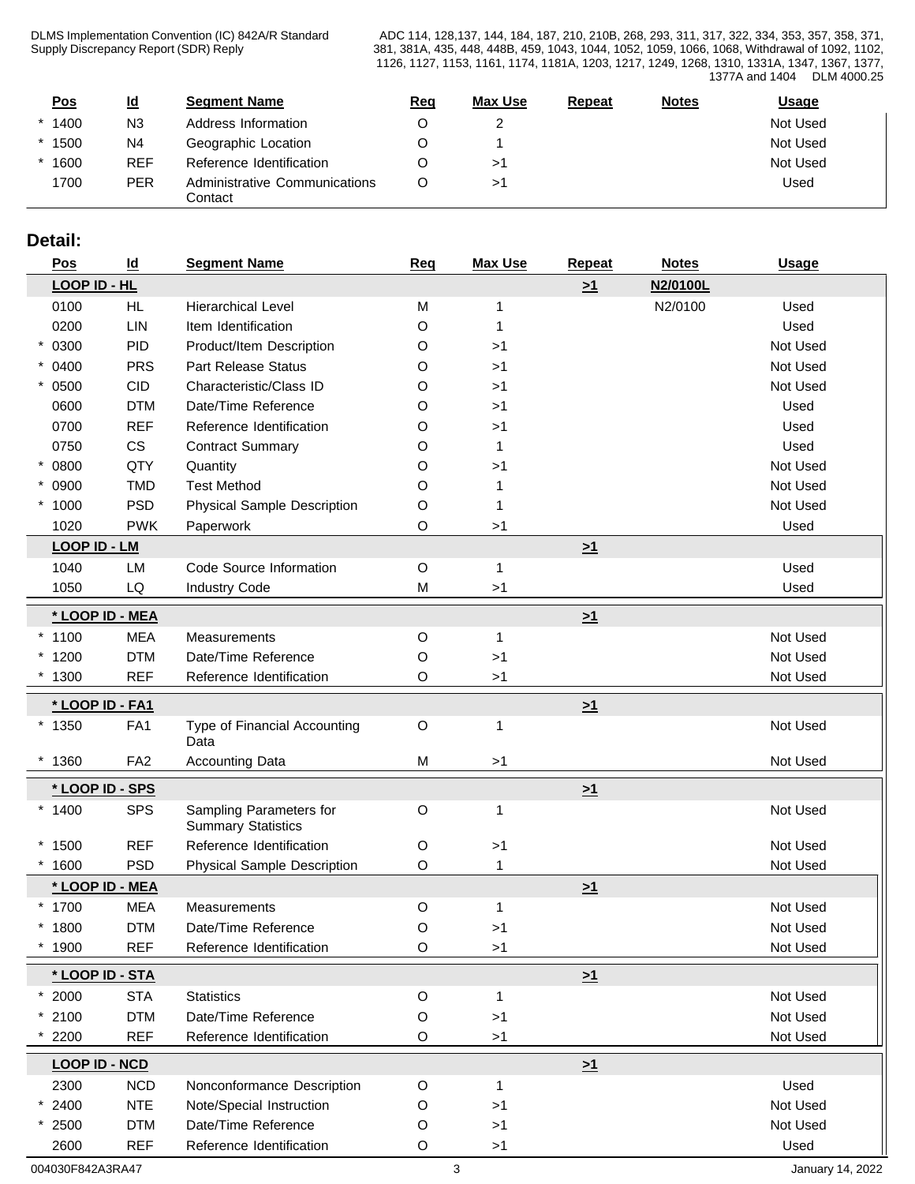| Pos | Id | Segment Name | Req | Max Use | Repeat | Notes | Usage |
|---|---|---|---|---|---|---|---|
| * 1400 | N3 | Address Information | O | 2 | | | Not Used |
| * 1500 | N4 | Geographic Location | O | 1 | | | Not Used |
| * 1600 | REF | Reference Identification | O | >1 | | | Not Used |
| 1700 | PER | Administrative Communications Contact | O | >1 | | | Used |

## Detail:

| Pos | Id | Segment Name | Req | Max Use | Repeat | Notes | Usage |
|---|---|---|---|---|---|---|---|
| **LOOP ID - HL** | | | | | >1 | N2/0100L | |
| 0100 | HL | Hierarchical Level | M | 1 | | N2/0100 | Used |
| 0200 | LIN | Item Identification | O | 1 | | | Used |
| * 0300 | PID | Product/Item Description | O | >1 | | | Not Used |
| * 0400 | PRS | Part Release Status | O | >1 | | | Not Used |
| * 0500 | CID | Characteristic/Class ID | O | >1 | | | Not Used |
| 0600 | DTM | Date/Time Reference | O | >1 | | | Used |
| 0700 | REF | Reference Identification | O | >1 | | | Used |
| 0750 | CS | Contract Summary | O | 1 | | | Used |
| * 0800 | QTY | Quantity | O | >1 | | | Not Used |
| * 0900 | TMD | Test Method | O | 1 | | | Not Used |
| * 1000 | PSD | Physical Sample Description | O | 1 | | | Not Used |
| 1020 | PWK | Paperwork | O | >1 | | | Used |
| **LOOP ID - LM** | | | | | >1 | | |
| 1040 | LM | Code Source Information | O | 1 | | | Used |
| 1050 | LQ | Industry Code | M | >1 | | | Used |
| **\* LOOP ID - MEA** | | | | | >1 | | |
| * 1100 | MEA | Measurements | O | 1 | | | Not Used |
| * 1200 | DTM | Date/Time Reference | O | >1 | | | Not Used |
| * 1300 | REF | Reference Identification | O | >1 | | | Not Used |
| **\* LOOP ID - FA1** | | | | | >1 | | |
| * 1350 | FA1 | Type of Financial Accounting Data | O | 1 | | | Not Used |
| * 1360 | FA2 | Accounting Data | M | >1 | | | Not Used |
| **\* LOOP ID - SPS** | | | | | >1 | | |
| * 1400 | SPS | Sampling Parameters for Summary Statistics | O | 1 | | | Not Used |
| * 1500 | REF | Reference Identification | O | >1 | | | Not Used |
| * 1600 | PSD | Physical Sample Description | O | 1 | | | Not Used |
| **\* LOOP ID - MEA** | | | | | >1 | | |
| * 1700 | MEA | Measurements | O | 1 | | | Not Used |
| * 1800 | DTM | Date/Time Reference | O | >1 | | | Not Used |
| * 1900 | REF | Reference Identification | O | >1 | | | Not Used |
| **\* LOOP ID - STA** | | | | | >1 | | |
| * 2000 | STA | Statistics | O | 1 | | | Not Used |
| * 2100 | DTM | Date/Time Reference | O | >1 | | | Not Used |
| * 2200 | REF | Reference Identification | O | >1 | | | Not Used |
| **LOOP ID - NCD** | | | | | >1 | | |
| 2300 | NCD | Nonconformance Description | O | 1 | | | Used |
| * 2400 | NTE | Note/Special Instruction | O | >1 | | | Not Used |
| * 2500 | DTM | Date/Time Reference | O | >1 | | | Not Used |
| 2600 | REF | Reference Identification | O | >1 | | | Used |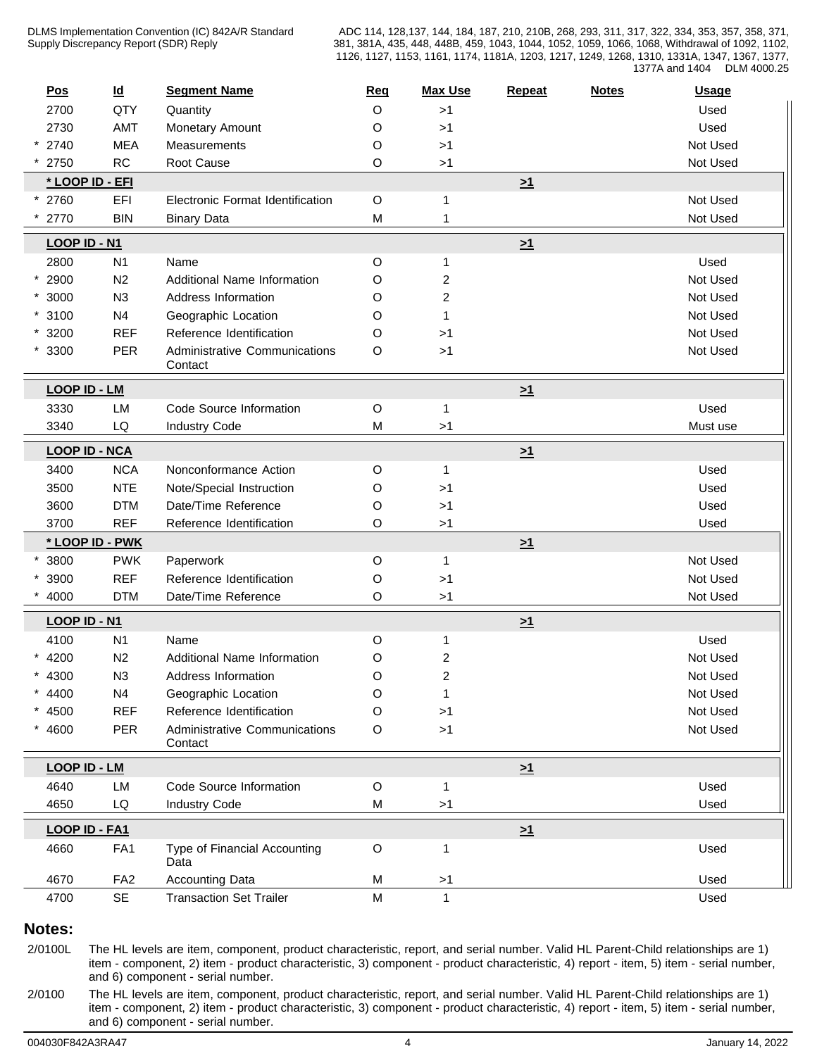| Pos | Id | Segment Name | Req | Max Use | Repeat | Notes | Usage |
|---|---|---|---|---|---|---|---|
| 2700 | QTY | Quantity | O | >1 | | | Used |
| 2730 | AMT | Monetary Amount | O | >1 | | | Used |
| * 2740 | MEA | Measurements | O | >1 | | | Not Used |
| * 2750 | RC | Root Cause | O | >1 | | | Not Used |
| **\* LOOP ID - EFI** | | | | | >1 | | |
| * 2760 | EFI | Electronic Format Identification | O | 1 | | | Not Used |
| * 2770 | BIN | Binary Data | M | 1 | | | Not Used |
| **LOOP ID - N1** | | | | | >1 | | |
| 2800 | N1 | Name | O | 1 | | | Used |
| * 2900 | N2 | Additional Name Information | O | 2 | | | Not Used |
| * 3000 | N3 | Address Information | O | 2 | | | Not Used |
| * 3100 | N4 | Geographic Location | O | 1 | | | Not Used |
| * 3200 | REF | Reference Identification | O | >1 | | | Not Used |
| * 3300 | PER | Administrative Communications Contact | O | >1 | | | Not Used |
| **LOOP ID - LM** | | | | | >1 | | |
| 3330 | LM | Code Source Information | O | 1 | | | Used |
| 3340 | LQ | Industry Code | M | >1 | | | Must use |
| **LOOP ID - NCA** | | | | | >1 | | |
| 3400 | NCA | Nonconformance Action | O | 1 | | | Used |
| 3500 | NTE | Note/Special Instruction | O | >1 | | | Used |
| 3600 | DTM | Date/Time Reference | O | >1 | | | Used |
| 3700 | REF | Reference Identification | O | >1 | | | Used |
| **\* LOOP ID - PWK** | | | | | >1 | | |
| * 3800 | PWK | Paperwork | O | 1 | | | Not Used |
| * 3900 | REF | Reference Identification | O | >1 | | | Not Used |
| * 4000 | DTM | Date/Time Reference | O | >1 | | | Not Used |
| **LOOP ID - N1** | | | | | >1 | | |
| 4100 | N1 | Name | O | 1 | | | Used |
| * 4200 | N2 | Additional Name Information | O | 2 | | | Not Used |
| * 4300 | N3 | Address Information | O | 2 | | | Not Used |
| * 4400 | N4 | Geographic Location | O | 1 | | | Not Used |
| * 4500 | REF | Reference Identification | O | >1 | | | Not Used |
| * 4600 | PER | Administrative Communications Contact | O | >1 | | | Not Used |
| **LOOP ID - LM** | | | | | >1 | | |
| 4640 | LM | Code Source Information | O | 1 | | | Used |
| 4650 | LQ | Industry Code | M | >1 | | | Used |
| **LOOP ID - FA1** | | | | | >1 | | |
| 4660 | FA1 | Type of Financial Accounting Data | O | 1 | | | Used |
| 4670 | FA2 | Accounting Data | M | >1 | | | Used |
| 4700 | SE | Transaction Set Trailer | M | 1 | | | Used |

## Notes:

2/0100L The HL levels are item, component, product characteristic, report, and serial number. Valid HL Parent-Child relationships are 1) item - component, 2) item - product characteristic, 3) component - product characteristic, 4) report - item, 5) item - serial number, and 6) component - serial number.

2/0100 The HL levels are item, component, product characteristic, report, and serial number. Valid HL Parent-Child relationships are 1) item - component, 2) item - product characteristic, 3) component - product characteristic, 4) report - item, 5) item - serial number, and 6) component - serial number.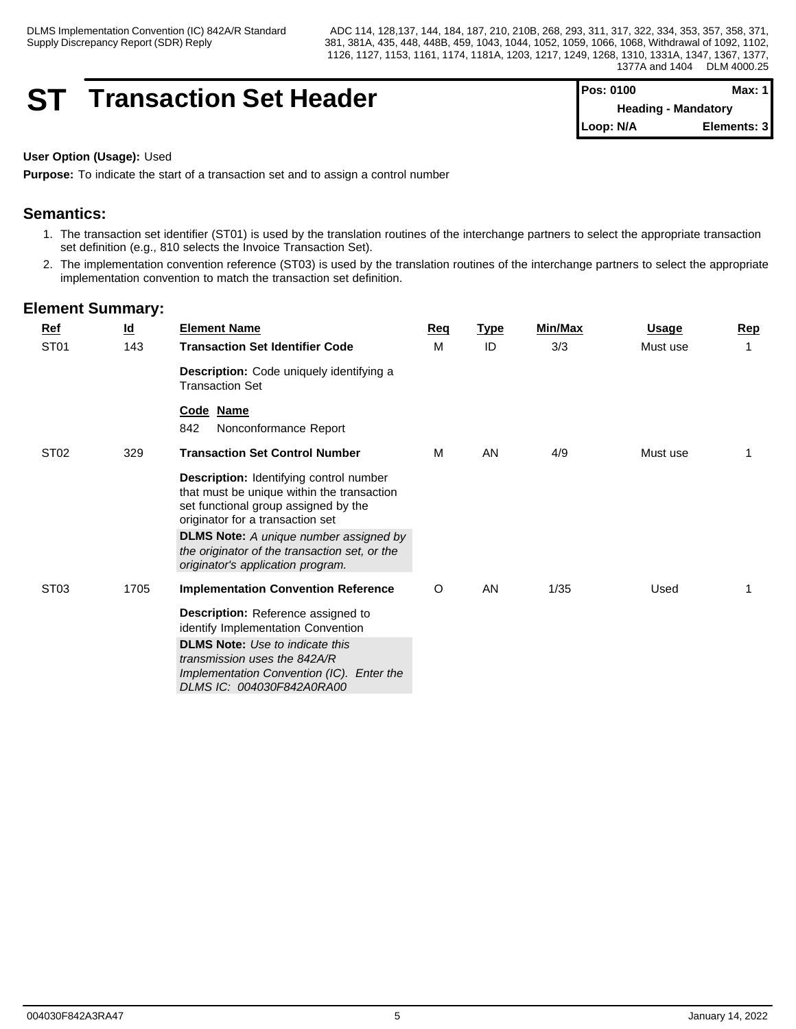# ST Transaction Set Header

| Pos: 0100 | Max: 1 |
|---|---|
| Heading - Mandatory | |
| Loop: N/A | Elements: 3 |

**User Option (Usage):** Used

**Purpose:** To indicate the start of a transaction set and to assign a control number

## Semantics:

1. The transaction set identifier (ST01) is used by the translation routines of the interchange partners to select the appropriate transaction set definition (e.g., 810 selects the Invoice Transaction Set).
2. The implementation convention reference (ST03) is used by the translation routines of the interchange partners to select the appropriate implementation convention to match the transaction set definition.

## Element Summary:

| Ref | Id | Element Name | Req | Type | Min/Max | Usage | Rep |
|---|---|---|---|---|---|---|---|
| ST01 | 143 | **Transaction Set Identifier Code**<br>**Description:** Code uniquely identifying a Transaction Set<br>**Code Name**<br>842 Nonconformance Report | M | ID | 3/3 | Must use | 1 |
| ST02 | 329 | **Transaction Set Control Number**<br>**Description:** Identifying control number that must be unique within the transaction set functional group assigned by the originator for a transaction set<br>**DLMS Note:** *A unique number assigned by the originator of the transaction set, or the originator's application program.* | M | AN | 4/9 | Must use | 1 |
| ST03 | 1705 | **Implementation Convention Reference**<br>**Description:** Reference assigned to identify Implementation Convention<br>**DLMS Note:** *Use to indicate this transmission uses the 842A/R Implementation Convention (IC). Enter the DLMS IC: 004030F842A0RA00* | O | AN | 1/35 | Used | 1 |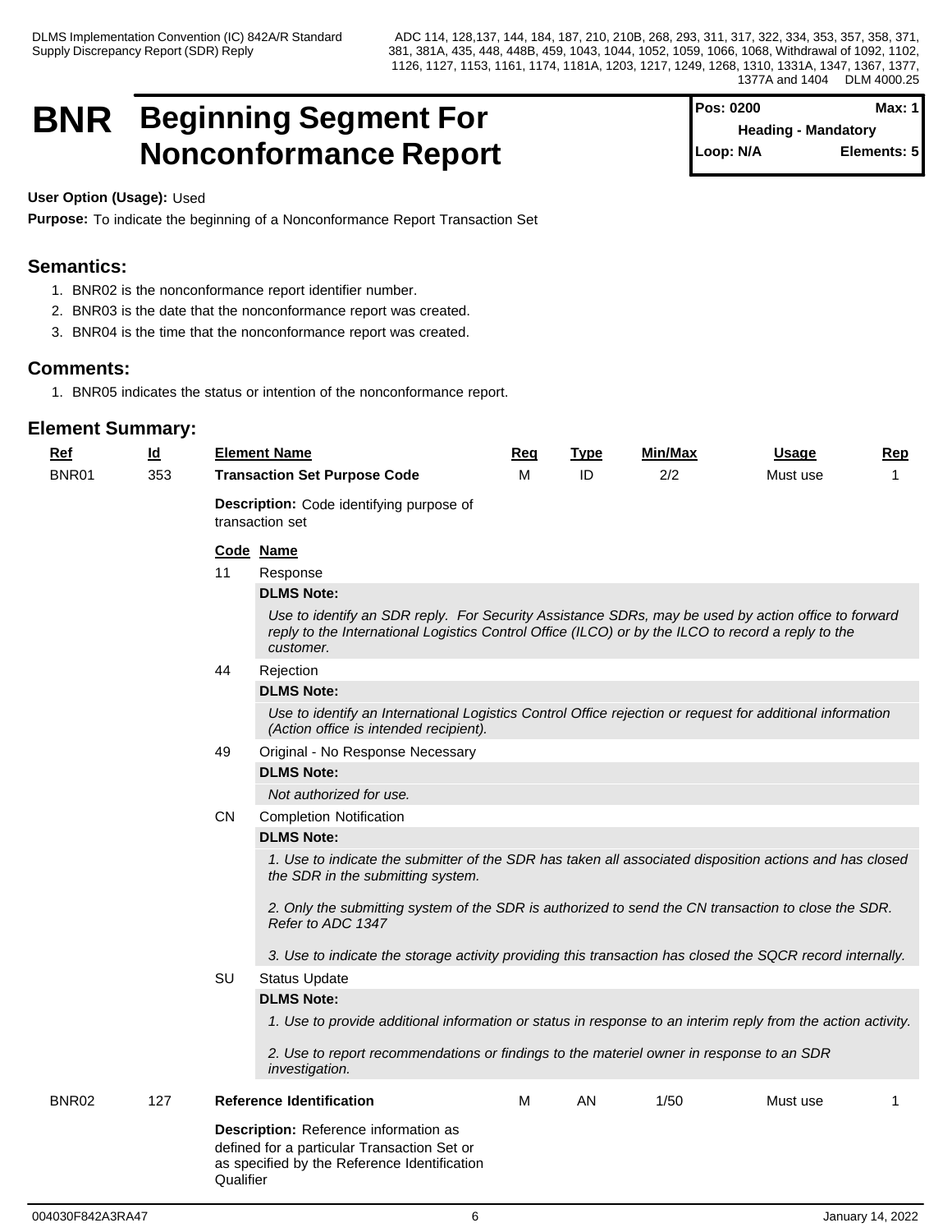# BNR Beginning Segment For Nonconformance Report

| | |
|---|---|
| **Pos: 0200** | **Max: 1** |
| **Heading - Mandatory** | |
| **Loop: N/A** | **Elements: 5** |

**User Option (Usage):** Used

**Purpose:** To indicate the beginning of a Nonconformance Report Transaction Set

## Semantics:

1. BNR02 is the nonconformance report identifier number.
2. BNR03 is the date that the nonconformance report was created.
3. BNR04 is the time that the nonconformance report was created.

## Comments:

1. BNR05 indicates the status or intention of the nonconformance report.

## Element Summary:

| Ref | Id | Element Name | Req | Type | Min/Max | Usage | Rep |
|---|---|---|---|---|---|---|---|
| BNR01 | 353 | **Transaction Set Purpose Code** | M | ID | 2/2 | Must use | 1 |

**Description:** Code identifying purpose of transaction set

**Code Name**

**11** Response

**DLMS Note:**

*Use to identify an SDR reply. For Security Assistance SDRs, may be used by action office to forward reply to the International Logistics Control Office (ILCO) or by the ILCO to record a reply to the customer.*

**44** Rejection

**DLMS Note:**

*Use to identify an International Logistics Control Office rejection or request for additional information (Action office is intended recipient).*

**49** Original - No Response Necessary

**DLMS Note:**

*Not authorized for use.*

**CN** Completion Notification

**DLMS Note:**

*1. Use to indicate the submitter of the SDR has taken all associated disposition actions and has closed the SDR in the submitting system.*

*2. Only the submitting system of the SDR is authorized to send the CN transaction to close the SDR. Refer to ADC 1347*

*3. Use to indicate the storage activity providing this transaction has closed the SQCR record internally.*

**SU** Status Update

**DLMS Note:**

*1. Use to provide additional information or status in response to an interim reply from the action activity.*

*2. Use to report recommendations or findings to the materiel owner in response to an SDR investigation.*

| Ref | Id | Element Name | Req | Type | Min/Max | Usage | Rep |
|---|---|---|---|---|---|---|---|
| BNR02 | 127 | **Reference Identification** | M | AN | 1/50 | Must use | 1 |

**Description:** Reference information as defined for a particular Transaction Set or as specified by the Reference Identification Qualifier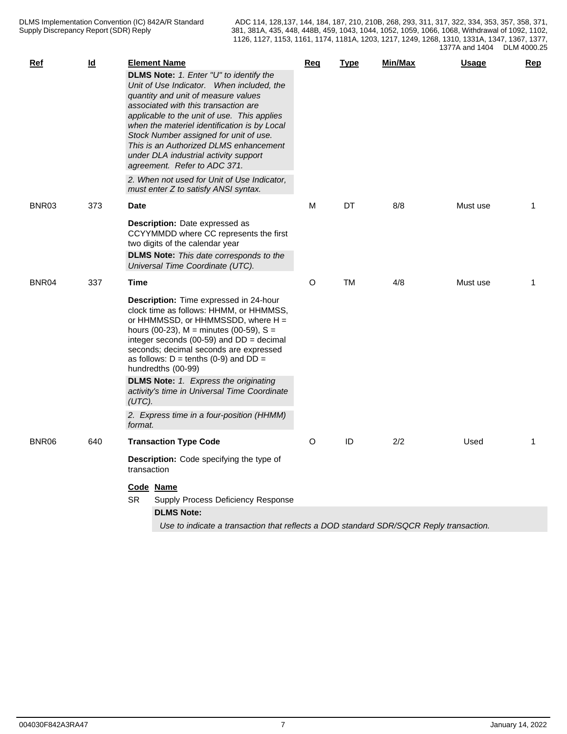| Ref | Id | Element Name | Req | Type | Min/Max | Usage | Rep |
|---|---|---|---|---|---|---|---|
| | | **DLMS Note:** *1. Enter "U" to identify the Unit of Use Indicator. When included, the quantity and unit of measure values associated with this transaction are applicable to the unit of use. This applies when the materiel identification is by Local Stock Number assigned for unit of use. This is an Authorized DLMS enhancement under DLA industrial activity support agreement. Refer to ADC 371.*<br><br>*2. When not used for Unit of Use Indicator, must enter Z to satisfy ANSI syntax.* | | | | | |
| BNR03 | 373 | **Date**<br><br>**Description:** Date expressed as CCYYMMDD where CC represents the first two digits of the calendar year<br><br>**DLMS Note:** *This date corresponds to the Universal Time Coordinate (UTC).* | M | DT | 8/8 | Must use | 1 |
| BNR04 | 337 | **Time**<br><br>**Description:** Time expressed in 24-hour clock time as follows: HHMM, or HHMMSS, or HHMMSSD, or HHMMSSDD, where H = hours (00-23), M = minutes (00-59), S = integer seconds (00-59) and DD = decimal seconds; decimal seconds are expressed as follows: D = tenths (0-9) and DD = hundredths (00-99)<br><br>**DLMS Note:** *1. Express the originating activity's time in Universal Time Coordinate (UTC).*<br><br>*2. Express time in a four-position (HHMM) format.* | O | TM | 4/8 | Must use | 1 |
| BNR06 | 640 | **Transaction Type Code**<br><br>**Description:** Code specifying the type of transaction<br><br>**Code** **Name**<br>SR Supply Process Deficiency Response<br>**DLMS Note:**<br>*Use to indicate a transaction that reflects a DOD standard SDR/SQCR Reply transaction.* | O | ID | 2/2 | Used | 1 |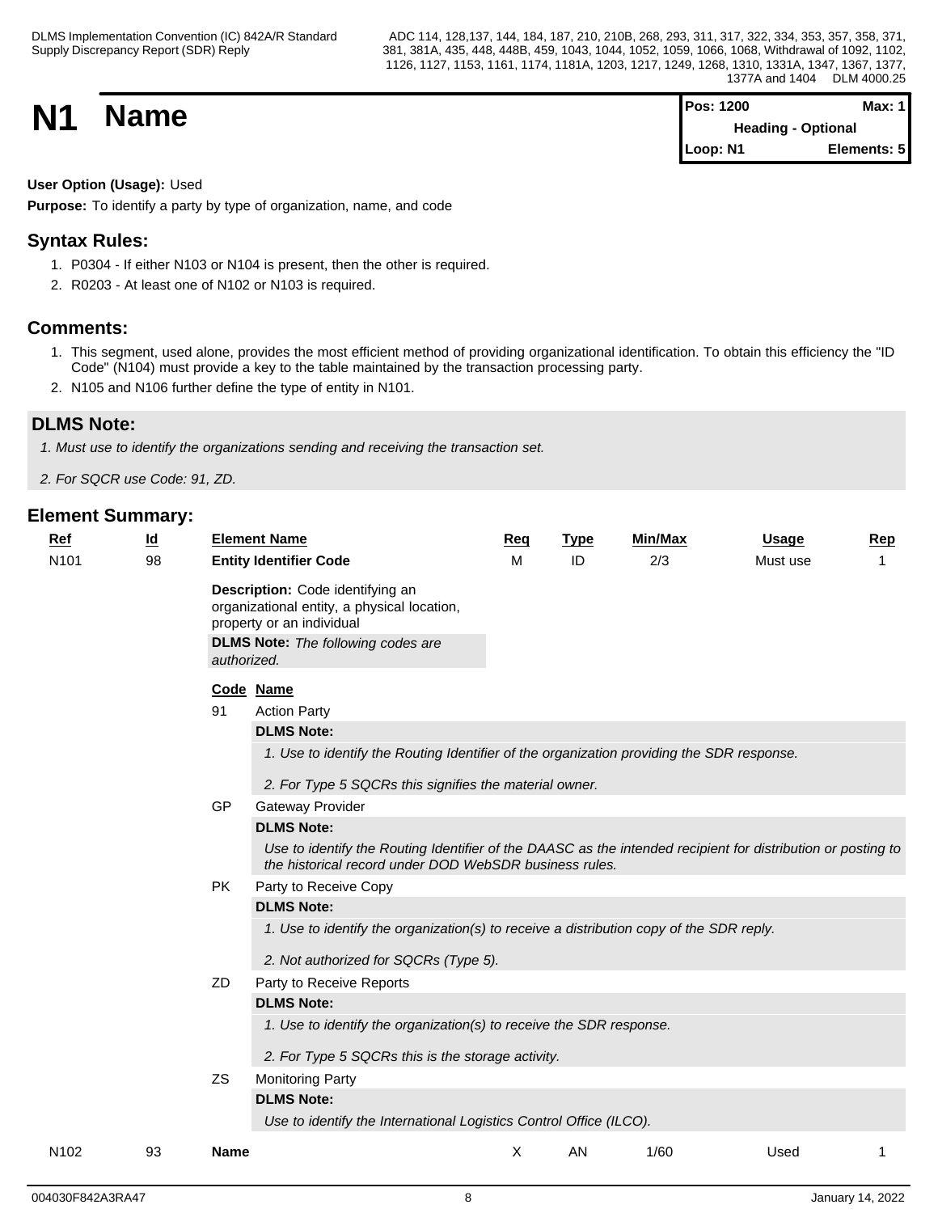# N1 Name

| Pos: 1200 | Max: 1 |
|---|---|
| Heading - Optional | |
| Loop: N1 | Elements: 5 |

**User Option (Usage):** Used

**Purpose:** To identify a party by type of organization, name, and code

## Syntax Rules:

1. P0304 - If either N103 or N104 is present, then the other is required.
2. R0203 - At least one of N102 or N103 is required.

## Comments:

1. This segment, used alone, provides the most efficient method of providing organizational identification. To obtain this efficiency the "ID Code" (N104) must provide a key to the table maintained by the transaction processing party.
2. N105 and N106 further define the type of entity in N101.

## DLMS Note:

*1. Must use to identify the organizations sending and receiving the transaction set.*

*2. For SQCR use Code: 91, ZD.*

## Element Summary:

| Ref | Id | Element Name | Req | Type | Min/Max | Usage | Rep |
|---|---|---|---|---|---|---|---|
| N101 | 98 | **Entity Identifier Code** | M | ID | 2/3 | Must use | 1 |

**Description:** Code identifying an organizational entity, a physical location, property or an individual

**DLMS Note:** *The following codes are authorized.*

| Code | Name |
|---|---|
| 91 | Action Party |
| GP | Gateway Provider |
| PK | Party to Receive Copy |
| ZD | Party to Receive Reports |
| ZS | Monitoring Party |

**91 Action Party**

**DLMS Note:**

*1. Use to identify the Routing Identifier of the organization providing the SDR response.*

*2. For Type 5 SQCRs this signifies the material owner.*

**GP Gateway Provider**

**DLMS Note:**

*Use to identify the Routing Identifier of the DAASC as the intended recipient for distribution or posting to the historical record under DOD WebSDR business rules.*

**PK Party to Receive Copy**

**DLMS Note:**

*1. Use to identify the organization(s) to receive a distribution copy of the SDR reply.*

*2. Not authorized for SQCRs (Type 5).*

**ZD Party to Receive Reports**

**DLMS Note:**

*1. Use to identify the organization(s) to receive the SDR response.*

*2. For Type 5 SQCRs this is the storage activity.*

**ZS Monitoring Party**

**DLMS Note:**

*Use to identify the International Logistics Control Office (ILCO).*

| Ref | Id | Element Name | Req | Type | Min/Max | Usage | Rep |
|---|---|---|---|---|---|---|---|
| N102 | 93 | **Name** | X | AN | 1/60 | Used | 1 |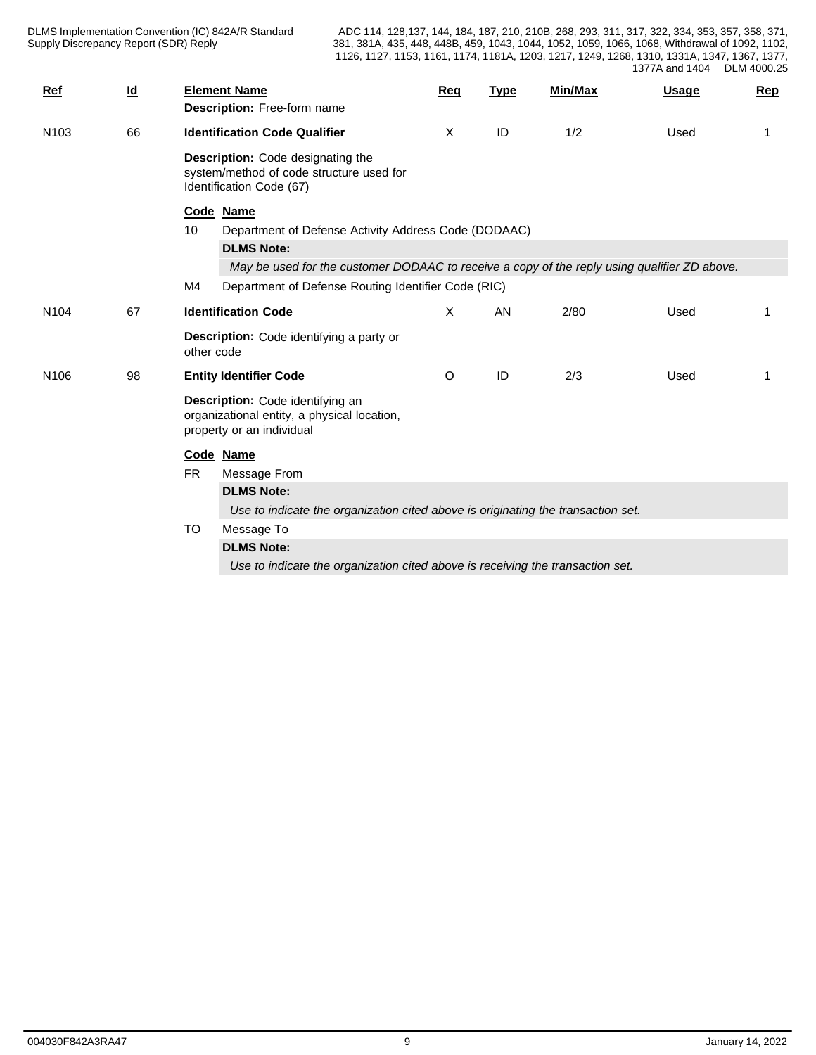| Ref | Id | Element Name | Req | Type | Min/Max | Usage | Rep |
|---|---|---|---|---|---|---|---|
| | | Description: Free-form name | | | | | |
| N103 | 66 | **Identification Code Qualifier** | X | ID | 1/2 | Used | 1 |

**Description:** Code designating the system/method of code structure used for Identification Code (67)

| Code | Name |
|---|---|
| 10 | Department of Defense Activity Address Code (DODAAC) |
| | **DLMS Note:** *May be used for the customer DODAAC to receive a copy of the reply using qualifier ZD above.* |
| M4 | Department of Defense Routing Identifier Code (RIC) |

| Ref | Id | Element Name | Req | Type | Min/Max | Usage | Rep |
|---|---|---|---|---|---|---|---|
| N104 | 67 | **Identification Code** | X | AN | 2/80 | Used | 1 |

**Description:** Code identifying a party or other code

| Ref | Id | Element Name | Req | Type | Min/Max | Usage | Rep |
|---|---|---|---|---|---|---|---|
| N106 | 98 | **Entity Identifier Code** | O | ID | 2/3 | Used | 1 |

**Description:** Code identifying an organizational entity, a physical location, property or an individual

| Code | Name |
|---|---|
| FR | Message From |
| | **DLMS Note:** *Use to indicate the organization cited above is originating the transaction set.* |
| TO | Message To |
| | **DLMS Note:** *Use to indicate the organization cited above is receiving the transaction set.* |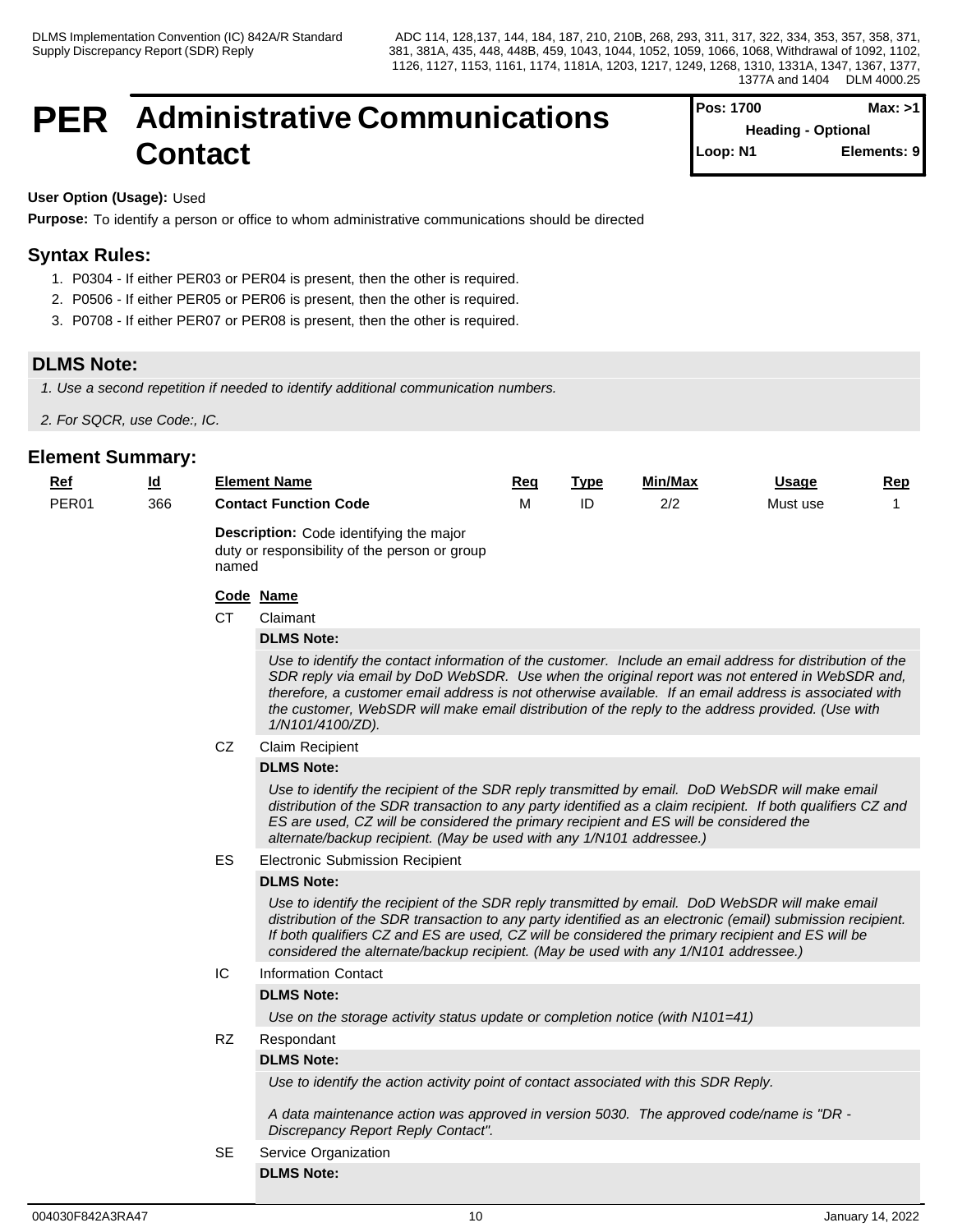# PER Administrative Communications Contact

| Pos: 1700 | Max: >1 |
| --- | --- |
| Heading - Optional | |
| Loop: N1 | Elements: 9 |

**User Option (Usage):** Used

**Purpose:** To identify a person or office to whom administrative communications should be directed

## Syntax Rules:

1. P0304 - If either PER03 or PER04 is present, then the other is required.
2. P0506 - If either PER05 or PER06 is present, then the other is required.
3. P0708 - If either PER07 or PER08 is present, then the other is required.

## DLMS Note:

*1. Use a second repetition if needed to identify additional communication numbers.*

*2. For SQCR, use Code:, IC.*

## Element Summary:

| Ref | Id | Element Name | Req | Type | Min/Max | Usage | Rep |
| --- | --- | --- | --- | --- | --- | --- | --- |
| PER01 | 366 | **Contact Function Code** | M | ID | 2/2 | Must use | 1 |

**Description:** Code identifying the major duty or responsibility of the person or group named

| Code | Name |
| --- | --- |
| CT | Claimant |
| CZ | Claim Recipient |
| ES | Electronic Submission Recipient |
| IC | Information Contact |
| RZ | Respondant |
| SE | Service Organization |

**CT** Claimant

**DLMS Note:**

*Use to identify the contact information of the customer. Include an email address for distribution of the SDR reply via email by DoD WebSDR. Use when the original report was not entered in WebSDR and, therefore, a customer email address is not otherwise available. If an email address is associated with the customer, WebSDR will make email distribution of the reply to the address provided. (Use with 1/N101/4100/ZD).*

**CZ** Claim Recipient

**DLMS Note:**

*Use to identify the recipient of the SDR reply transmitted by email. DoD WebSDR will make email distribution of the SDR transaction to any party identified as a claim recipient. If both qualifiers CZ and ES are used, CZ will be considered the primary recipient and ES will be considered the alternate/backup recipient. (May be used with any 1/N101 addressee.)*

**ES** Electronic Submission Recipient

**DLMS Note:**

*Use to identify the recipient of the SDR reply transmitted by email. DoD WebSDR will make email distribution of the SDR transaction to any party identified as an electronic (email) submission recipient. If both qualifiers CZ and ES are used, CZ will be considered the primary recipient and ES will be considered the alternate/backup recipient. (May be used with any 1/N101 addressee.)*

**IC** Information Contact

**DLMS Note:**

*Use on the storage activity status update or completion notice (with N101=41)*

**RZ** Respondant

**DLMS Note:**

*Use to identify the action activity point of contact associated with this SDR Reply.*

*A data maintenance action was approved in version 5030. The approved code/name is "DR - Discrepancy Report Reply Contact".*

**SE** Service Organization

**DLMS Note:**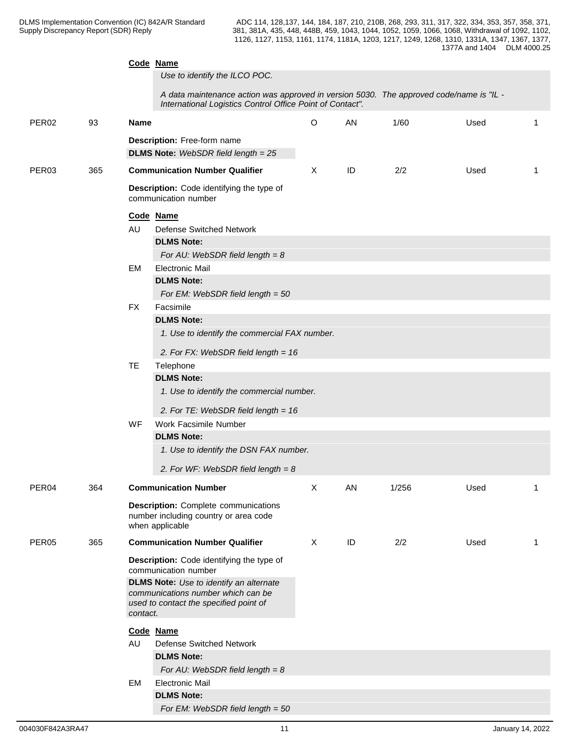**Code Name**

*Use to identify the ILCO POC.*

*A data maintenance action was approved in version 5030. The approved code/name is "IL - International Logistics Control Office Point of Contact".*

| PER02 | 93 | **Name** | O | AN | 1/60 | Used | 1 |
|---|---|---|---|---|---|---|---|

**Description:** Free-form name

**DLMS Note:** *WebSDR field length = 25*

| PER03 | 365 | **Communication Number Qualifier** | X | ID | 2/2 | Used | 1 |
|---|---|---|---|---|---|---|---|

**Description:** Code identifying the type of communication number

**Code Name**

AU Defense Switched Network

**DLMS Note:**

*For AU: WebSDR field length = 8*

EM Electronic Mail

**DLMS Note:**

*For EM: WebSDR field length = 50*

FX Facsimile

**DLMS Note:**

*1. Use to identify the commercial FAX number.*

*2. For FX: WebSDR field length = 16*

TE Telephone

**DLMS Note:**

*1. Use to identify the commercial number.*

*2. For TE: WebSDR field length = 16*

WF Work Facsimile Number

**DLMS Note:**

*1. Use to identify the DSN FAX number.*

*2. For WF: WebSDR field length = 8*

| PER04 | 364 | **Communication Number** | X | AN | 1/256 | Used | 1 |
|---|---|---|---|---|---|---|---|

**Description:** Complete communications number including country or area code when applicable

| PER05 | 365 | **Communication Number Qualifier** | X | ID | 2/2 | Used | 1 |
|---|---|---|---|---|---|---|---|

**Description:** Code identifying the type of communication number

**DLMS Note:** *Use to identify an alternate communications number which can be used to contact the specified point of contact.*

**Code Name**

AU Defense Switched Network

**DLMS Note:**

*For AU: WebSDR field length = 8*

EM Electronic Mail

**DLMS Note:**

*For EM: WebSDR field length = 50*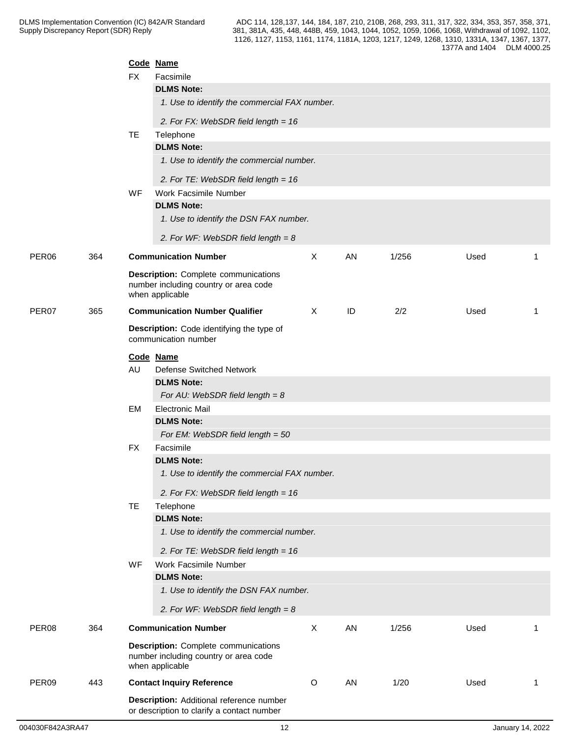**Code Name**

FX Facsimile

**DLMS Note:**

*1. Use to identify the commercial FAX number.*

*2. For FX: WebSDR field length = 16*

TE Telephone

**DLMS Note:**

*1. Use to identify the commercial number.*

*2. For TE: WebSDR field length = 16*

WF Work Facsimile Number

**DLMS Note:**

*1. Use to identify the DSN FAX number.*

*2. For WF: WebSDR field length = 8*

| | | | | | | | |
|---|---|---|---|---|---|---|---|
| PER06 | 364 | **Communication Number** | X | AN | 1/256 | Used | 1 |

**Description:** Complete communications number including country or area code when applicable

| | | | | | | | |
|---|---|---|---|---|---|---|---|
| PER07 | 365 | **Communication Number Qualifier** | X | ID | 2/2 | Used | 1 |

**Description:** Code identifying the type of communication number

**Code Name**

AU Defense Switched Network

**DLMS Note:**

*For AU: WebSDR field length = 8*

EM Electronic Mail

**DLMS Note:**

*For EM: WebSDR field length = 50*

FX Facsimile

**DLMS Note:**

*1. Use to identify the commercial FAX number.*

*2. For FX: WebSDR field length = 16*

TE Telephone

**DLMS Note:**

*1. Use to identify the commercial number.*

*2. For TE: WebSDR field length = 16*

WF Work Facsimile Number

**DLMS Note:**

*1. Use to identify the DSN FAX number.*

*2. For WF: WebSDR field length = 8*

| | | | | | | | |
|---|---|---|---|---|---|---|---|
| PER08 | 364 | **Communication Number** | X | AN | 1/256 | Used | 1 |

**Description:** Complete communications number including country or area code when applicable

| | | | | | | | |
|---|---|---|---|---|---|---|---|
| PER09 | 443 | **Contact Inquiry Reference** | O | AN | 1/20 | Used | 1 |

**Description:** Additional reference number or description to clarify a contact number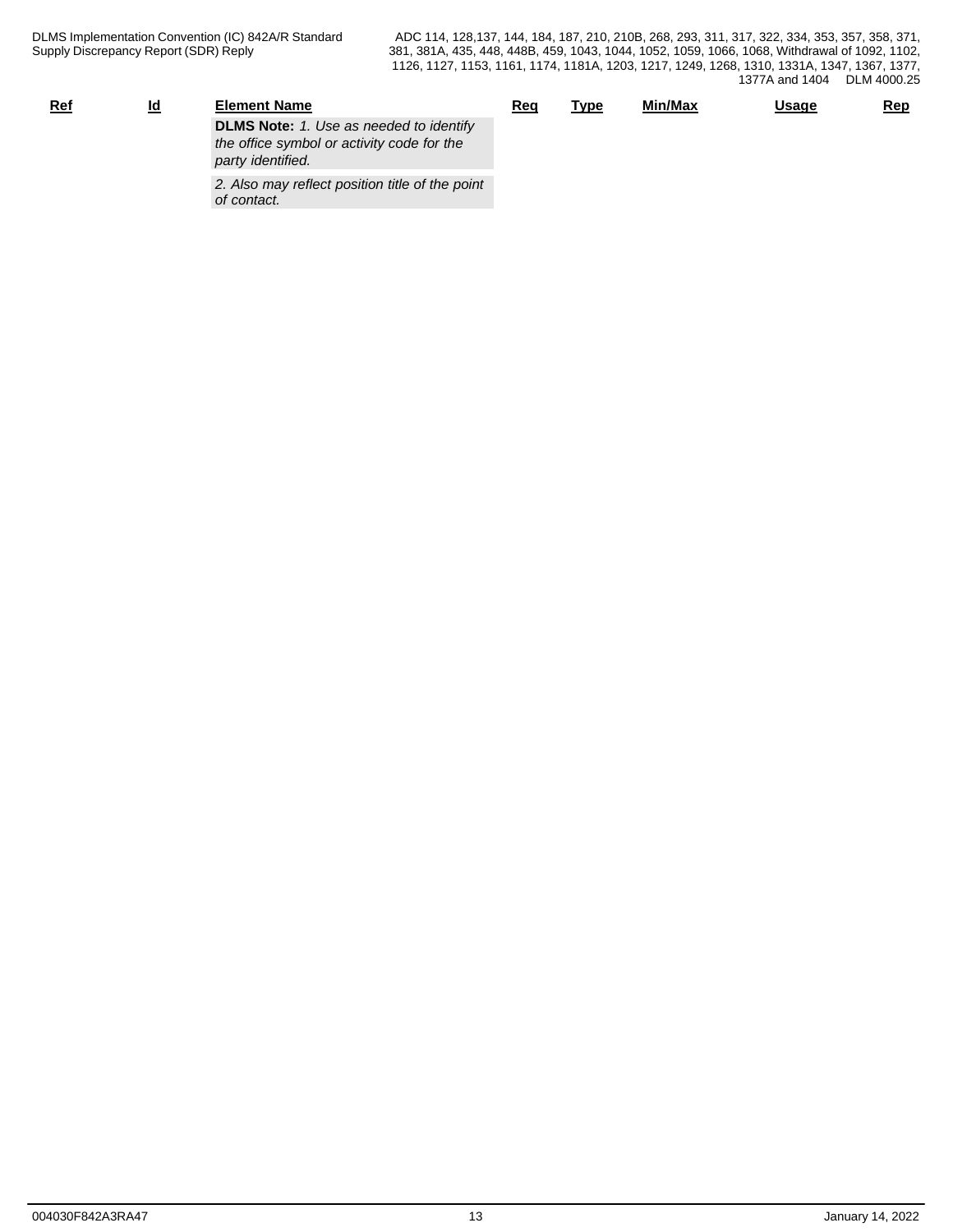| Ref | Id | Element Name | Req | Type | Min/Max | Usage | Rep |
|---|---|---|---|---|---|---|---|
| | | **DLMS Note:** *1. Use as needed to identify the office symbol or activity code for the party identified.* | | | | | |
| | | *2. Also may reflect position title of the point of contact.* | | | | | |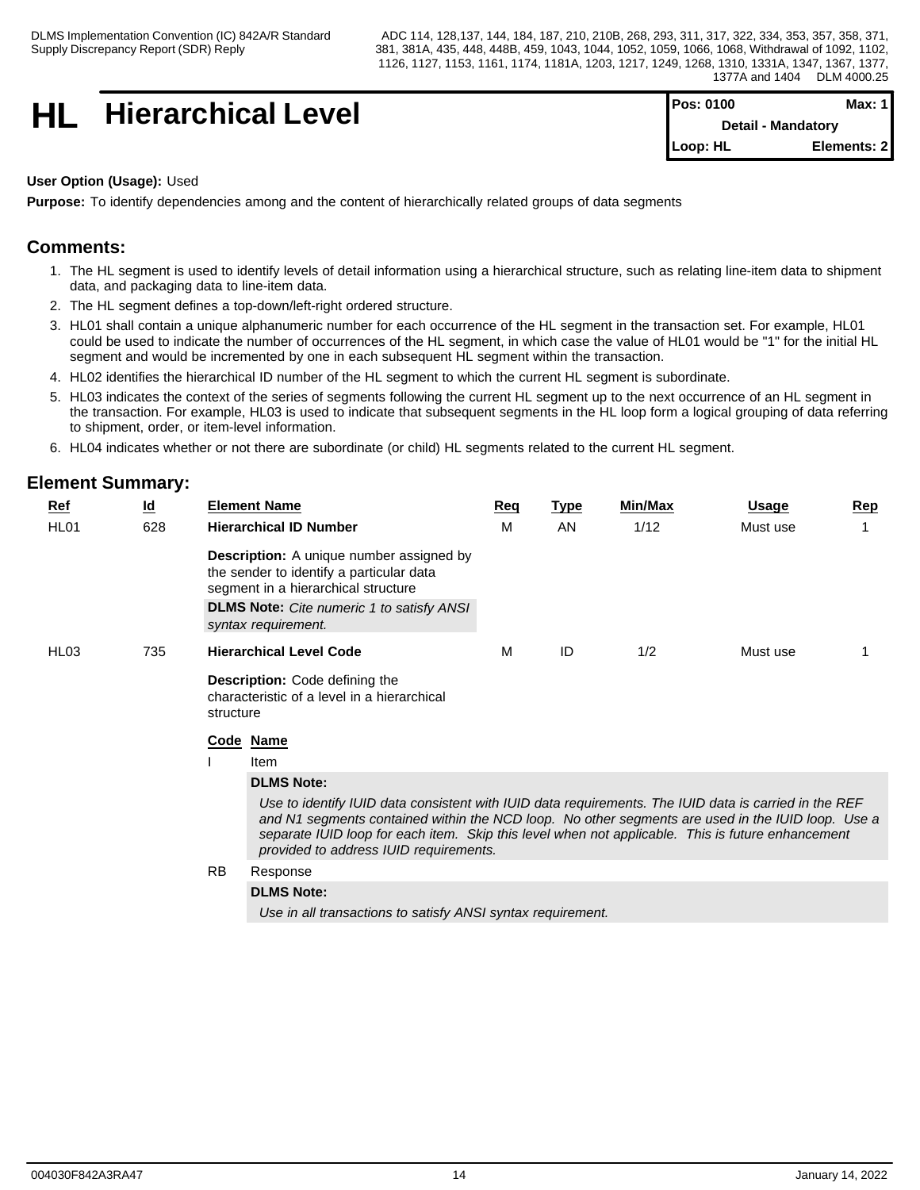# HL Hierarchical Level

| | |
|---|---|
| **Pos: 0100** | **Max: 1** |
| **Detail - Mandatory** | |
| **Loop: HL** | **Elements: 2** |

**User Option (Usage):** Used

**Purpose:** To identify dependencies among and the content of hierarchically related groups of data segments

## Comments:

1. The HL segment is used to identify levels of detail information using a hierarchical structure, such as relating line-item data to shipment data, and packaging data to line-item data.
2. The HL segment defines a top-down/left-right ordered structure.
3. HL01 shall contain a unique alphanumeric number for each occurrence of the HL segment in the transaction set. For example, HL01 could be used to indicate the number of occurrences of the HL segment, in which case the value of HL01 would be "1" for the initial HL segment and would be incremented by one in each subsequent HL segment within the transaction.
4. HL02 identifies the hierarchical ID number of the HL segment to which the current HL segment is subordinate.
5. HL03 indicates the context of the series of segments following the current HL segment up to the next occurrence of an HL segment in the transaction. For example, HL03 is used to indicate that subsequent segments in the HL loop form a logical grouping of data referring to shipment, order, or item-level information.
6. HL04 indicates whether or not there are subordinate (or child) HL segments related to the current HL segment.

## Element Summary:

| Ref | Id | Element Name | Req | Type | Min/Max | Usage | Rep |
|---|---|---|---|---|---|---|---|
| HL01 | 628 | **Hierarchical ID Number** | M | AN | 1/12 | Must use | 1 |
| | | **Description:** A unique number assigned by the sender to identify a particular data segment in a hierarchical structure<br>**DLMS Note:** *Cite numeric 1 to satisfy ANSI syntax requirement.* | | | | | |
| HL03 | 735 | **Hierarchical Level Code** | M | ID | 1/2 | Must use | 1 |
| | | **Description:** Code defining the characteristic of a level in a hierarchical structure | | | | | |

| Code | Name |
|---|---|
| I | Item<br>**DLMS Note:**<br>*Use to identify IUID data consistent with IUID data requirements. The IUID data is carried in the REF and N1 segments contained within the NCD loop. No other segments are used in the IUID loop. Use a separate IUID loop for each item. Skip this level when not applicable. This is future enhancement provided to address IUID requirements.* |
| RB | Response<br>**DLMS Note:**<br>*Use in all transactions to satisfy ANSI syntax requirement.* |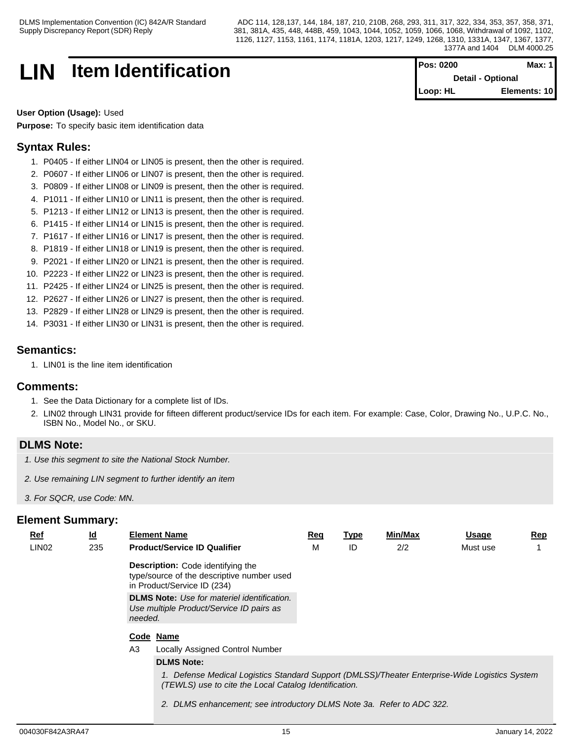# LIN Item Identification

| Pos: 0200 | Max: 1 |
|---|---|
| Detail - Optional | |
| Loop: HL | Elements: 10 |

**User Option (Usage):** Used

**Purpose:** To specify basic item identification data

## Syntax Rules:

1. P0405 - If either LIN04 or LIN05 is present, then the other is required.
2. P0607 - If either LIN06 or LIN07 is present, then the other is required.
3. P0809 - If either LIN08 or LIN09 is present, then the other is required.
4. P1011 - If either LIN10 or LIN11 is present, then the other is required.
5. P1213 - If either LIN12 or LIN13 is present, then the other is required.
6. P1415 - If either LIN14 or LIN15 is present, then the other is required.
7. P1617 - If either LIN16 or LIN17 is present, then the other is required.
8. P1819 - If either LIN18 or LIN19 is present, then the other is required.
9. P2021 - If either LIN20 or LIN21 is present, then the other is required.
10. P2223 - If either LIN22 or LIN23 is present, then the other is required.
11. P2425 - If either LIN24 or LIN25 is present, then the other is required.
12. P2627 - If either LIN26 or LIN27 is present, then the other is required.
13. P2829 - If either LIN28 or LIN29 is present, then the other is required.
14. P3031 - If either LIN30 or LIN31 is present, then the other is required.

## Semantics:

1. LIN01 is the line item identification

## Comments:

1. See the Data Dictionary for a complete list of IDs.
2. LIN02 through LIN31 provide for fifteen different product/service IDs for each item. For example: Case, Color, Drawing No., U.P.C. No., ISBN No., Model No., or SKU.

## DLMS Note:

*1. Use this segment to site the National Stock Number.*

*2. Use remaining LIN segment to further identify an item*

*3. For SQCR, use Code: MN.*

## Element Summary:

| Ref | Id | Element Name | Req | Type | Min/Max | Usage | Rep |
|---|---|---|---|---|---|---|---|
| LIN02 | 235 | **Product/Service ID Qualifier** | M | ID | 2/2 | Must use | 1 |

**Description:** Code identifying the type/source of the descriptive number used in Product/Service ID (234)

**DLMS Note:** *Use for materiel identification. Use multiple Product/Service ID pairs as needed.*

| Code | Name |
|---|---|
| A3 | Locally Assigned Control Number |

**DLMS Note:**

*1. Defense Medical Logistics Standard Support (DMLSS)/Theater Enterprise-Wide Logistics System (TEWLS) use to cite the Local Catalog Identification.*

*2. DLMS enhancement; see introductory DLMS Note 3a. Refer to ADC 322.*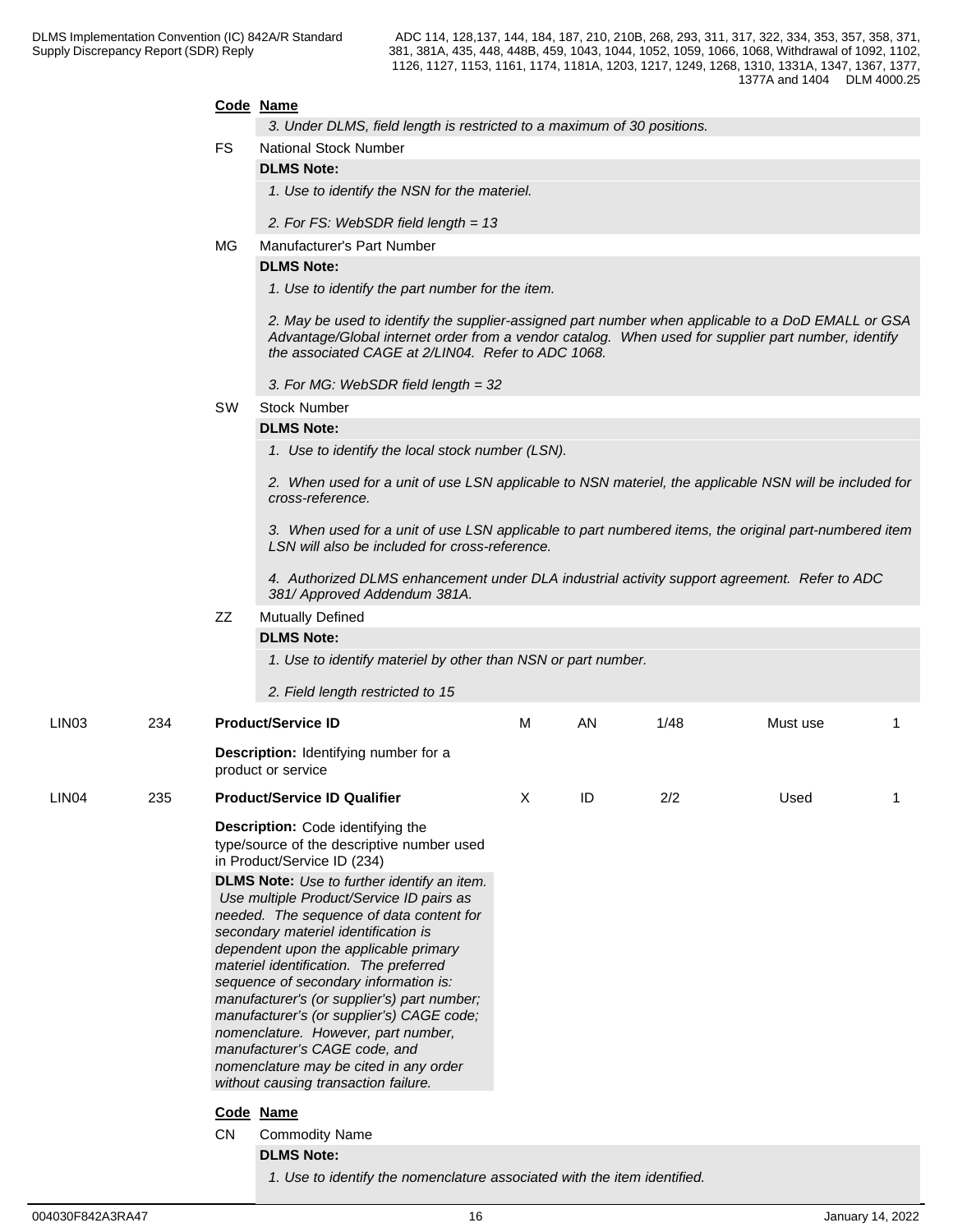**Code** **Name**

*3. Under DLMS, field length is restricted to a maximum of 30 positions.*

FS National Stock Number

**DLMS Note:**

*1. Use to identify the NSN for the materiel.*

*2. For FS: WebSDR field length = 13*

MG Manufacturer's Part Number

**DLMS Note:**

*1. Use to identify the part number for the item.*

*2. May be used to identify the supplier-assigned part number when applicable to a DoD EMALL or GSA Advantage/Global internet order from a vendor catalog. When used for supplier part number, identify the associated CAGE at 2/LIN04. Refer to ADC 1068.*

*3. For MG: WebSDR field length = 32*

SW Stock Number

**DLMS Note:**

*1. Use to identify the local stock number (LSN).*

*2. When used for a unit of use LSN applicable to NSN materiel, the applicable NSN will be included for cross-reference.*

*3. When used for a unit of use LSN applicable to part numbered items, the original part-numbered item LSN will also be included for cross-reference.*

*4. Authorized DLMS enhancement under DLA industrial activity support agreement. Refer to ADC 381/ Approved Addendum 381A.*

ZZ Mutually Defined

**DLMS Note:**

*1. Use to identify materiel by other than NSN or part number.*

*2. Field length restricted to 15*

| | | | | | | | |
|---|---|---|---|---|---|---|---|
| LIN03 | 234 | **Product/Service ID** | M | AN | 1/48 | Must use | 1 |
| LIN04 | 235 | **Product/Service ID Qualifier** | X | ID | 2/2 | Used | 1 |

LIN03 **Description:** Identifying number for a product or service

LIN04 **Description:** Code identifying the type/source of the descriptive number used in Product/Service ID (234)

**DLMS Note:** *Use to further identify an item. Use multiple Product/Service ID pairs as needed. The sequence of data content for secondary materiel identification is dependent upon the applicable primary materiel identification. The preferred sequence of secondary information is: manufacturer's (or supplier's) part number; manufacturer's (or supplier's) CAGE code; nomenclature. However, part number, manufacturer's CAGE code, and nomenclature may be cited in any order without causing transaction failure.*

**Code** **Name**

CN Commodity Name

**DLMS Note:**

*1. Use to identify the nomenclature associated with the item identified.*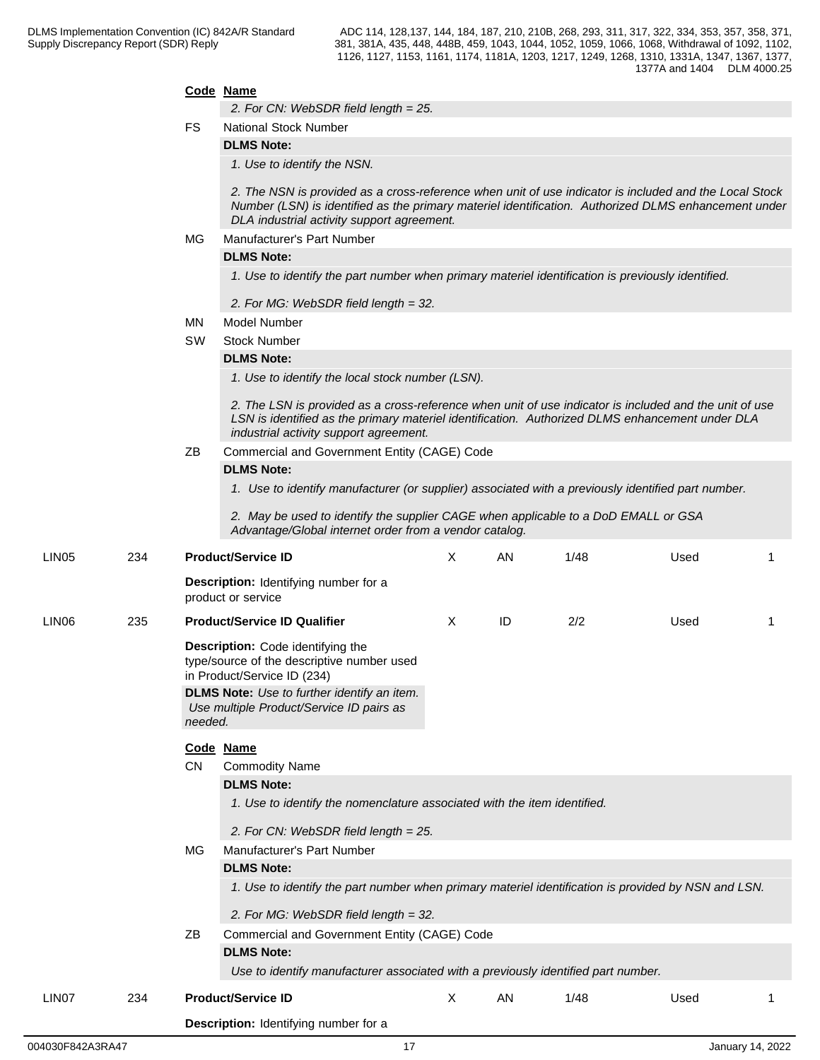**Code Name**

*2. For CN: WebSDR field length = 25.*

FS National Stock Number

**DLMS Note:**

*1. Use to identify the NSN.*

*2. The NSN is provided as a cross-reference when unit of use indicator is included and the Local Stock Number (LSN) is identified as the primary materiel identification. Authorized DLMS enhancement under DLA industrial activity support agreement.*

MG Manufacturer's Part Number

**DLMS Note:**

*1. Use to identify the part number when primary materiel identification is previously identified.*

*2. For MG: WebSDR field length = 32.*

MN Model Number

SW Stock Number

**DLMS Note:**

*1. Use to identify the local stock number (LSN).*

*2. The LSN is provided as a cross-reference when unit of use indicator is included and the unit of use LSN is identified as the primary materiel identification. Authorized DLMS enhancement under DLA industrial activity support agreement.*

ZB Commercial and Government Entity (CAGE) Code

**DLMS Note:**

*1. Use to identify manufacturer (or supplier) associated with a previously identified part number.*

*2. May be used to identify the supplier CAGE when applicable to a DoD EMALL or GSA Advantage/Global internet order from a vendor catalog.*

| | | | | | | | |
|---|---|---|---|---|---|---|---|
| LIN05 | 234 | **Product/Service ID** | X | AN | 1/48 | Used | 1 |

**Description:** Identifying number for a product or service

| | | | | | | | |
|---|---|---|---|---|---|---|---|
| LIN06 | 235 | **Product/Service ID Qualifier** | X | ID | 2/2 | Used | 1 |

**Description:** Code identifying the type/source of the descriptive number used in Product/Service ID (234)

**DLMS Note:** *Use to further identify an item. Use multiple Product/Service ID pairs as needed.*

**Code Name**

CN Commodity Name

**DLMS Note:**

*1. Use to identify the nomenclature associated with the item identified.*

*2. For CN: WebSDR field length = 25.*

MG Manufacturer's Part Number

**DLMS Note:**

*1. Use to identify the part number when primary materiel identification is provided by NSN and LSN.*

*2. For MG: WebSDR field length = 32.*

ZB Commercial and Government Entity (CAGE) Code

**DLMS Note:**

*Use to identify manufacturer associated with a previously identified part number.*

| | | | | | | | |
|---|---|---|---|---|---|---|---|
| LIN07 | 234 | **Product/Service ID** | X | AN | 1/48 | Used | 1 |

**Description:** Identifying number for a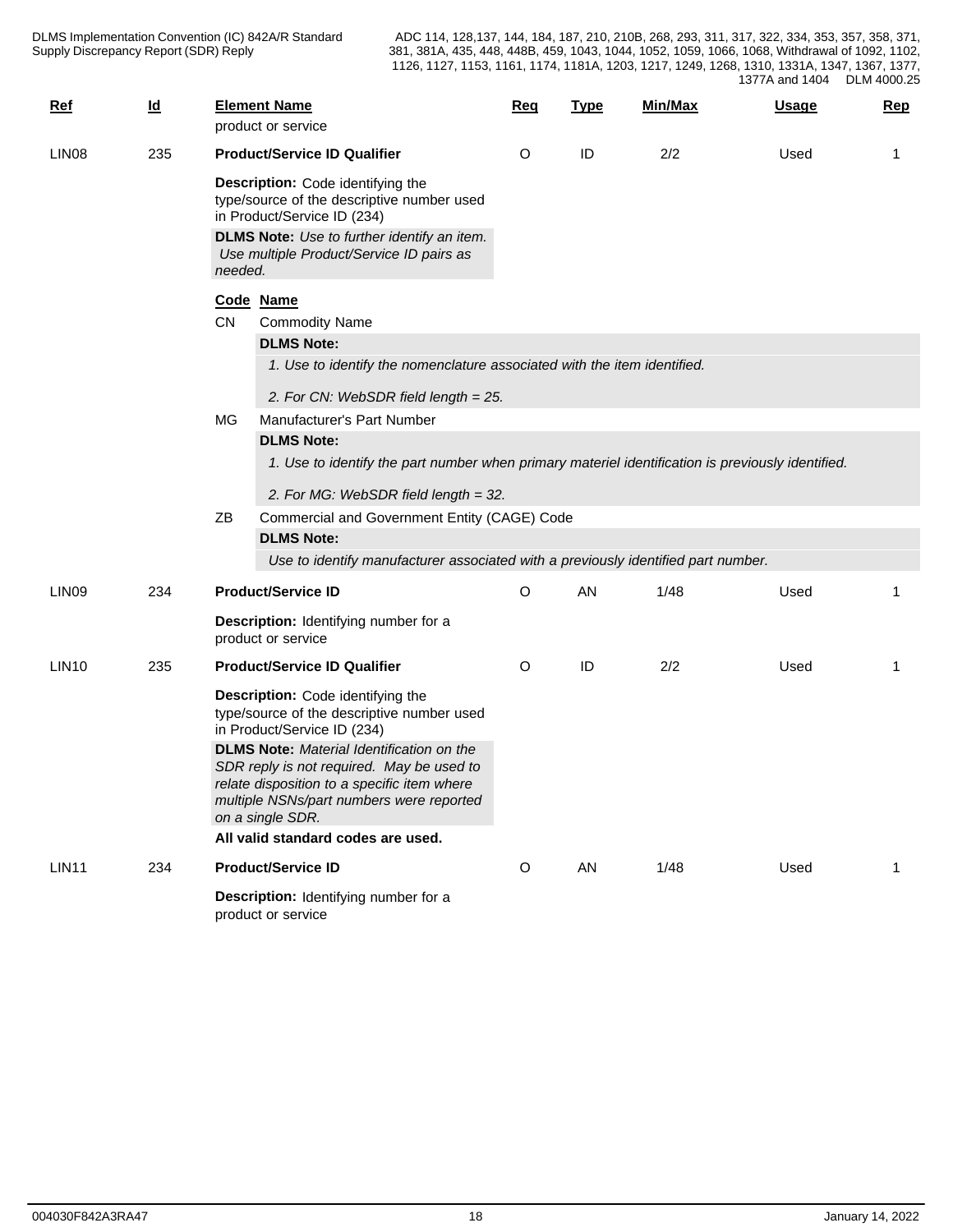| Ref | Id | Element Name | Req | Type | Min/Max | Usage | Rep |
|---|---|---|---|---|---|---|---|
| | | product or service | | | | | |
| LIN08 | 235 | **Product/Service ID Qualifier** | O | ID | 2/2 | Used | 1 |

**Description:** Code identifying the type/source of the descriptive number used in Product/Service ID (234)

**DLMS Note:** *Use to further identify an item. Use multiple Product/Service ID pairs as needed.*

| Code | Name |
|---|---|
| CN | Commodity Name |
| MG | Manufacturer's Part Number |
| ZB | Commercial and Government Entity (CAGE) Code |

**CN** — **DLMS Note:**

*1. Use to identify the nomenclature associated with the item identified.*

*2. For CN: WebSDR field length = 25.*

**MG** — **DLMS Note:**

*1. Use to identify the part number when primary materiel identification is previously identified.*

*2. For MG: WebSDR field length = 32.*

**ZB** — **DLMS Note:**

*Use to identify manufacturer associated with a previously identified part number.*

| Ref | Id | Element Name | Req | Type | Min/Max | Usage | Rep |
|---|---|---|---|---|---|---|---|
| LIN09 | 234 | **Product/Service ID** | O | AN | 1/48 | Used | 1 |

**Description:** Identifying number for a product or service

| Ref | Id | Element Name | Req | Type | Min/Max | Usage | Rep |
|---|---|---|---|---|---|---|---|
| LIN10 | 235 | **Product/Service ID Qualifier** | O | ID | 2/2 | Used | 1 |

**Description:** Code identifying the type/source of the descriptive number used in Product/Service ID (234)

**DLMS Note:** *Material Identification on the SDR reply is not required. May be used to relate disposition to a specific item where multiple NSNs/part numbers were reported on a single SDR.*

**All valid standard codes are used.**

| Ref | Id | Element Name | Req | Type | Min/Max | Usage | Rep |
|---|---|---|---|---|---|---|---|
| LIN11 | 234 | **Product/Service ID** | O | AN | 1/48 | Used | 1 |

**Description:** Identifying number for a product or service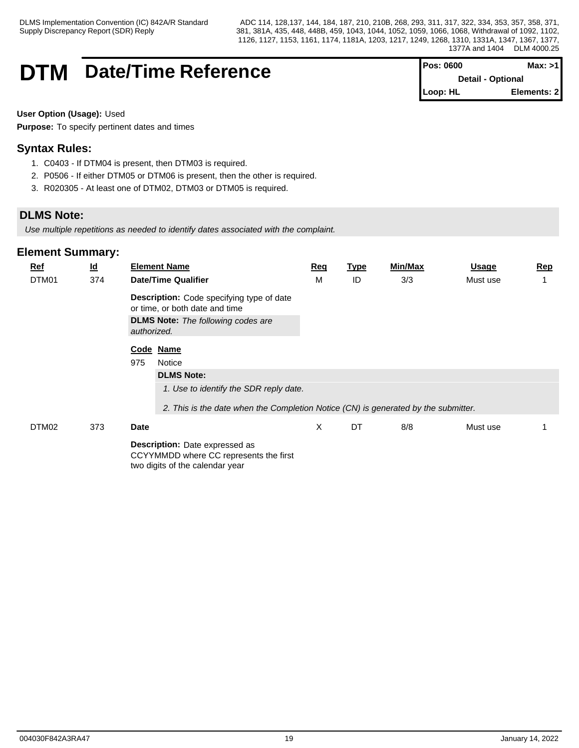# DTM Date/Time Reference

| | |
|---|---|
| Pos: 0600 | Max: >1 |
| Detail - Optional | |
| Loop: HL | Elements: 2 |

**User Option (Usage):** Used

**Purpose:** To specify pertinent dates and times

## Syntax Rules:

1. C0403 - If DTM04 is present, then DTM03 is required.
2. P0506 - If either DTM05 or DTM06 is present, then the other is required.
3. R020305 - At least one of DTM02, DTM03 or DTM05 is required.

## DLMS Note:

*Use multiple repetitions as needed to identify dates associated with the complaint.*

## Element Summary:

| Ref | Id | Element Name | Req | Type | Min/Max | Usage | Rep |
|---|---|---|---|---|---|---|---|
| DTM01 | 374 | **Date/Time Qualifier** | M | ID | 3/3 | Must use | 1 |
| DTM02 | 373 | **Date** | X | DT | 8/8 | Must use | 1 |

**DTM01**

**Description:** Code specifying type of date or time, or both date and time

**DLMS Note:** *The following codes are authorized.*

| Code | Name |
|---|---|
| 975 | Notice |

**DLMS Note:**

*1. Use to identify the SDR reply date.*

*2. This is the date when the Completion Notice (CN) is generated by the submitter.*

**DTM02**

**Description:** Date expressed as CCYYMMDD where CC represents the first two digits of the calendar year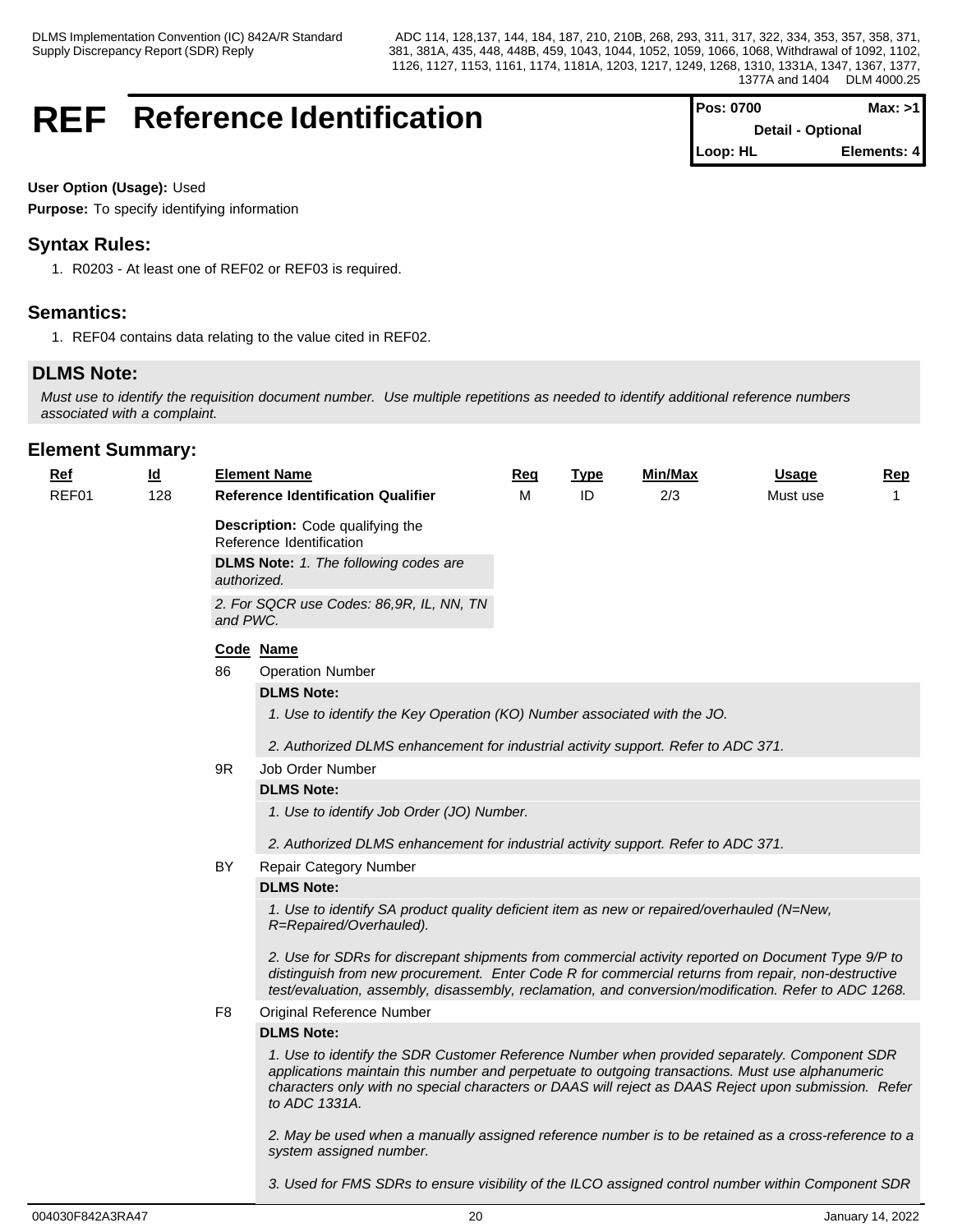# REF Reference Identification

| Pos: 0700 | Max: >1 |
|---|---|
| Detail - Optional | |
| Loop: HL | Elements: 4 |

**User Option (Usage):** Used

**Purpose:** To specify identifying information

## Syntax Rules:

1. R0203 - At least one of REF02 or REF03 is required.

## Semantics:

1. REF04 contains data relating to the value cited in REF02.

## DLMS Note:

*Must use to identify the requisition document number. Use multiple repetitions as needed to identify additional reference numbers associated with a complaint.*

## Element Summary:

| Ref | Id | Element Name | Req | Type | Min/Max | Usage | Rep |
|---|---|---|---|---|---|---|---|
| REF01 | 128 | **Reference Identification Qualifier** | M | ID | 2/3 | Must use | 1 |

**Description:** Code qualifying the Reference Identification

**DLMS Note:** *1. The following codes are authorized.*

*2. For SQCR use Codes: 86,9R, IL, NN, TN and PWC.*

| Code | Name |
|---|---|
| 86 | Operation Number |
| 9R | Job Order Number |
| BY | Repair Category Number |
| F8 | Original Reference Number |

**86** Operation Number

**DLMS Note:**

*1. Use to identify the Key Operation (KO) Number associated with the JO.*

*2. Authorized DLMS enhancement for industrial activity support. Refer to ADC 371.*

**9R** Job Order Number

**DLMS Note:**

*1. Use to identify Job Order (JO) Number.*

*2. Authorized DLMS enhancement for industrial activity support. Refer to ADC 371.*

**BY** Repair Category Number

**DLMS Note:**

*1. Use to identify SA product quality deficient item as new or repaired/overhauled (N=New, R=Repaired/Overhauled).*

*2. Use for SDRs for discrepant shipments from commercial activity reported on Document Type 9/P to distinguish from new procurement. Enter Code R for commercial returns from repair, non-destructive test/evaluation, assembly, disassembly, reclamation, and conversion/modification. Refer to ADC 1268.*

**F8** Original Reference Number

**DLMS Note:**

*1. Use to identify the SDR Customer Reference Number when provided separately. Component SDR applications maintain this number and perpetuate to outgoing transactions. Must use alphanumeric characters only with no special characters or DAAS will reject as DAAS Reject upon submission. Refer to ADC 1331A.*

*2. May be used when a manually assigned reference number is to be retained as a cross-reference to a system assigned number.*

*3. Used for FMS SDRs to ensure visibility of the ILCO assigned control number within Component SDR*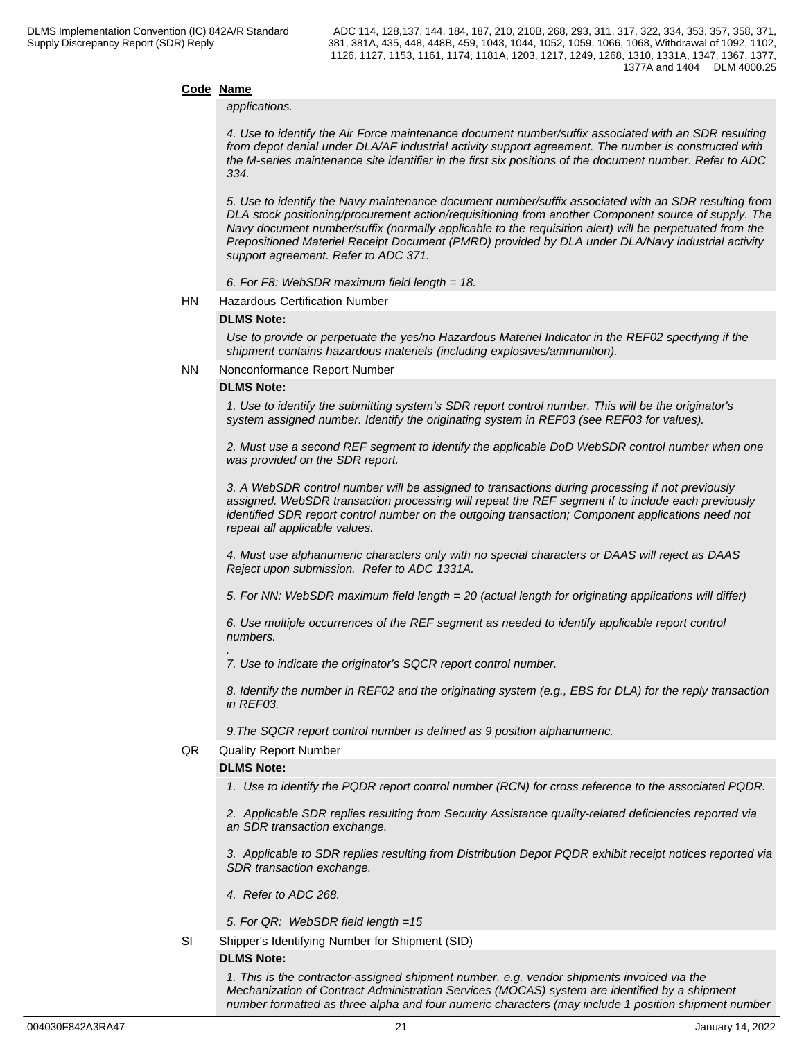**Code Name**

*applications.*

*4. Use to identify the Air Force maintenance document number/suffix associated with an SDR resulting from depot denial under DLA/AF industrial activity support agreement. The number is constructed with the M-series maintenance site identifier in the first six positions of the document number. Refer to ADC 334.*

*5. Use to identify the Navy maintenance document number/suffix associated with an SDR resulting from DLA stock positioning/procurement action/requisitioning from another Component source of supply. The Navy document number/suffix (normally applicable to the requisition alert) will be perpetuated from the Prepositioned Materiel Receipt Document (PMRD) provided by DLA under DLA/Navy industrial activity support agreement. Refer to ADC 371.*

*6. For F8: WebSDR maximum field length = 18.*

HN Hazardous Certification Number

**DLMS Note:**

*Use to provide or perpetuate the yes/no Hazardous Materiel Indicator in the REF02 specifying if the shipment contains hazardous materiels (including explosives/ammunition).*

NN Nonconformance Report Number

**DLMS Note:**

*1. Use to identify the submitting system's SDR report control number. This will be the originator's system assigned number. Identify the originating system in REF03 (see REF03 for values).*

*2. Must use a second REF segment to identify the applicable DoD WebSDR control number when one was provided on the SDR report.*

*3. A WebSDR control number will be assigned to transactions during processing if not previously assigned. WebSDR transaction processing will repeat the REF segment if to include each previously identified SDR report control number on the outgoing transaction; Component applications need not repeat all applicable values.*

*4. Must use alphanumeric characters only with no special characters or DAAS will reject as DAAS Reject upon submission. Refer to ADC 1331A.*

*5. For NN: WebSDR maximum field length = 20 (actual length for originating applications will differ)*

*6. Use multiple occurrences of the REF segment as needed to identify applicable report control numbers.*
*.*
*7. Use to indicate the originator's SQCR report control number.*

*8. Identify the number in REF02 and the originating system (e.g., EBS for DLA) for the reply transaction in REF03.*

*9.The SQCR report control number is defined as 9 position alphanumeric.*

QR Quality Report Number

**DLMS Note:**

*1. Use to identify the PQDR report control number (RCN) for cross reference to the associated PQDR.*

*2. Applicable SDR replies resulting from Security Assistance quality-related deficiencies reported via an SDR transaction exchange.*

*3. Applicable to SDR replies resulting from Distribution Depot PQDR exhibit receipt notices reported via SDR transaction exchange.*

*4. Refer to ADC 268.*

*5. For QR: WebSDR field length =15*

SI Shipper's Identifying Number for Shipment (SID)

**DLMS Note:**

*1. This is the contractor-assigned shipment number, e.g. vendor shipments invoiced via the Mechanization of Contract Administration Services (MOCAS) system are identified by a shipment number formatted as three alpha and four numeric characters (may include 1 position shipment number*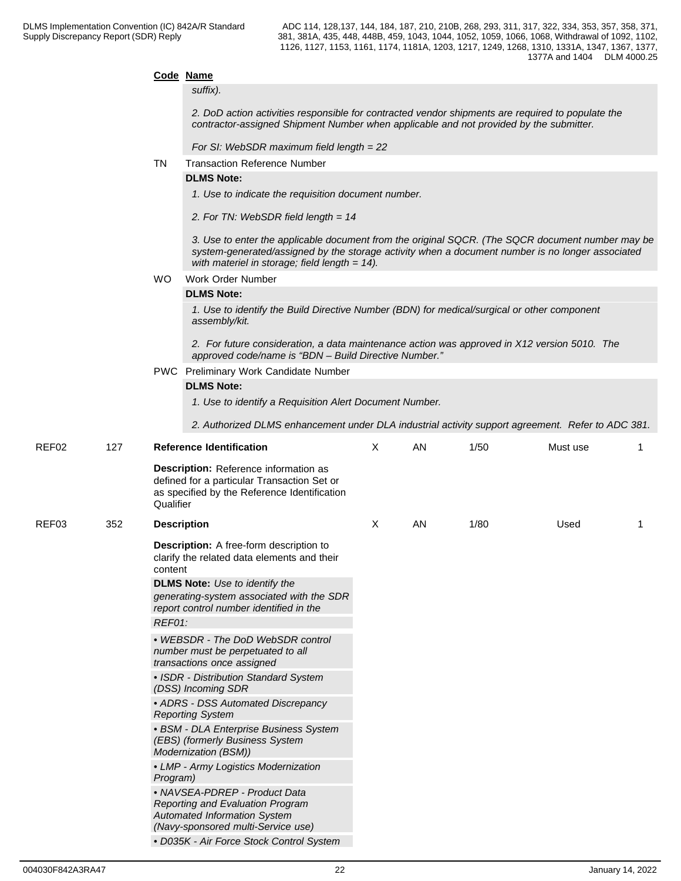**Code Name**

*suffix).*

*2. DoD action activities responsible for contracted vendor shipments are required to populate the contractor-assigned Shipment Number when applicable and not provided by the submitter.*

*For SI: WebSDR maximum field length = 22*

TN Transaction Reference Number

**DLMS Note:**

*1. Use to indicate the requisition document number.*

*2. For TN: WebSDR field length = 14*

*3. Use to enter the applicable document from the original SQCR. (The SQCR document number may be system-generated/assigned by the storage activity when a document number is no longer associated with materiel in storage; field length = 14).*

WO Work Order Number

**DLMS Note:**

*1. Use to identify the Build Directive Number (BDN) for medical/surgical or other component assembly/kit.*

*2. For future consideration, a data maintenance action was approved in X12 version 5010. The approved code/name is "BDN – Build Directive Number."*

PWC Preliminary Work Candidate Number

**DLMS Note:**

*1. Use to identify a Requisition Alert Document Number.*

*2. Authorized DLMS enhancement under DLA industrial activity support agreement. Refer to ADC 381.*

| | | | | | | | |
|---|---|---|---|---|---|---|---|
| REF02 | 127 | **Reference Identification** | X | AN | 1/50 | Must use | 1 |
| | | **Description:** Reference information as defined for a particular Transaction Set or as specified by the Reference Identification Qualifier | | | | | |
| REF03 | 352 | **Description** | X | AN | 1/80 | Used | 1 |
| | | **Description:** A free-form description to clarify the related data elements and their content | | | | | |

**DLMS Note:** *Use to identify the generating-system associated with the SDR report control number identified in the REF01:*

- *WEBSDR - The DoD WebSDR control number must be perpetuated to all transactions once assigned*
- *ISDR - Distribution Standard System (DSS) Incoming SDR*
- *ADRS - DSS Automated Discrepancy Reporting System*
- *BSM - DLA Enterprise Business System (EBS) (formerly Business System Modernization (BSM))*
- *LMP - Army Logistics Modernization Program)*
- *NAVSEA-PDREP - Product Data Reporting and Evaluation Program Automated Information System (Navy-sponsored multi-Service use)*
- *D035K - Air Force Stock Control System*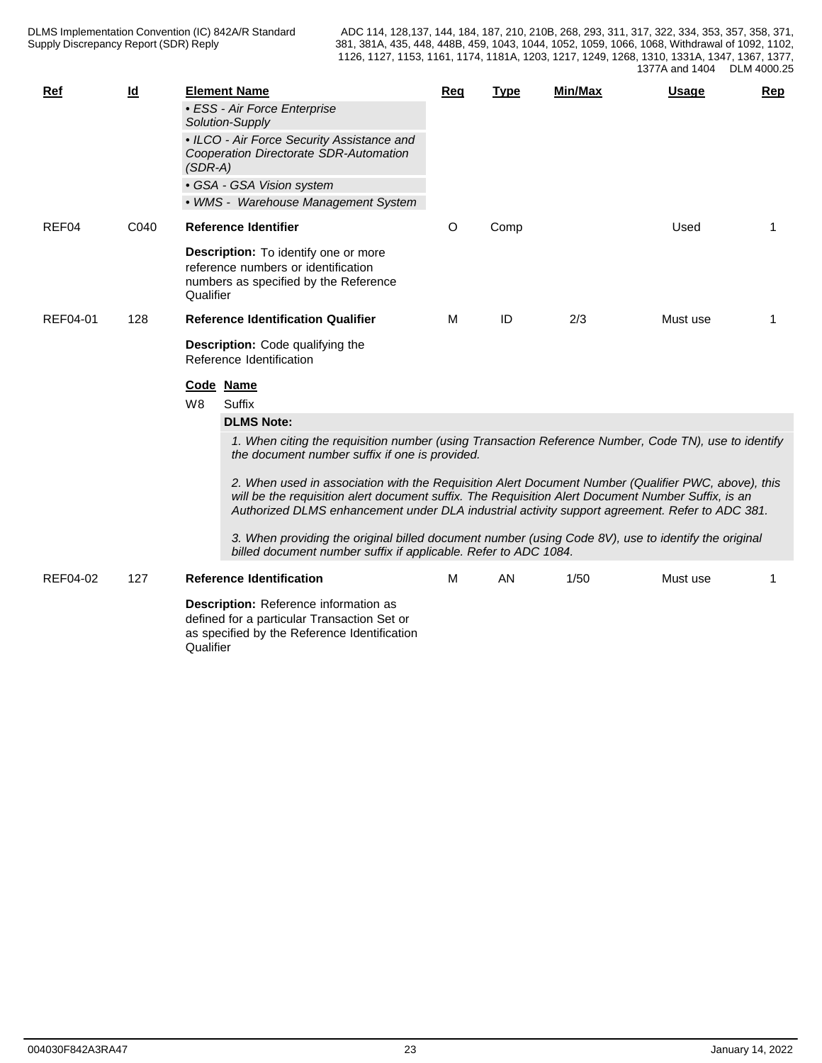| Ref | Id | Element Name | Req | Type | Min/Max | Usage | Rep |
|---|---|---|---|---|---|---|---|
| | | *• ESS - Air Force Enterprise Solution-Supply* | | | | | |
| | | *• ILCO - Air Force Security Assistance and Cooperation Directorate SDR-Automation (SDR-A)* | | | | | |
| | | *• GSA - GSA Vision system* | | | | | |
| | | *• WMS - Warehouse Management System* | | | | | |
| REF04 | C040 | **Reference Identifier** | O | Comp | | Used | 1 |
| | | **Description:** To identify one or more reference numbers or identification numbers as specified by the Reference Qualifier | | | | | |
| REF04-01 | 128 | **Reference Identification Qualifier** | M | ID | 2/3 | Must use | 1 |
| | | **Description:** Code qualifying the Reference Identification | | | | | |

**Code Name**

W8 Suffix

**DLMS Note:**

*1. When citing the requisition number (using Transaction Reference Number, Code TN), use to identify the document number suffix if one is provided.*

*2. When used in association with the Requisition Alert Document Number (Qualifier PWC, above), this will be the requisition alert document suffix. The Requisition Alert Document Number Suffix, is an Authorized DLMS enhancement under DLA industrial activity support agreement. Refer to ADC 381.*

*3. When providing the original billed document number (using Code 8V), use to identify the original billed document number suffix if applicable. Refer to ADC 1084.*

| Ref | Id | Element Name | Req | Type | Min/Max | Usage | Rep |
|---|---|---|---|---|---|---|---|
| REF04-02 | 127 | **Reference Identification** | M | AN | 1/50 | Must use | 1 |
| | | **Description:** Reference information as defined for a particular Transaction Set or as specified by the Reference Identification Qualifier | | | | | |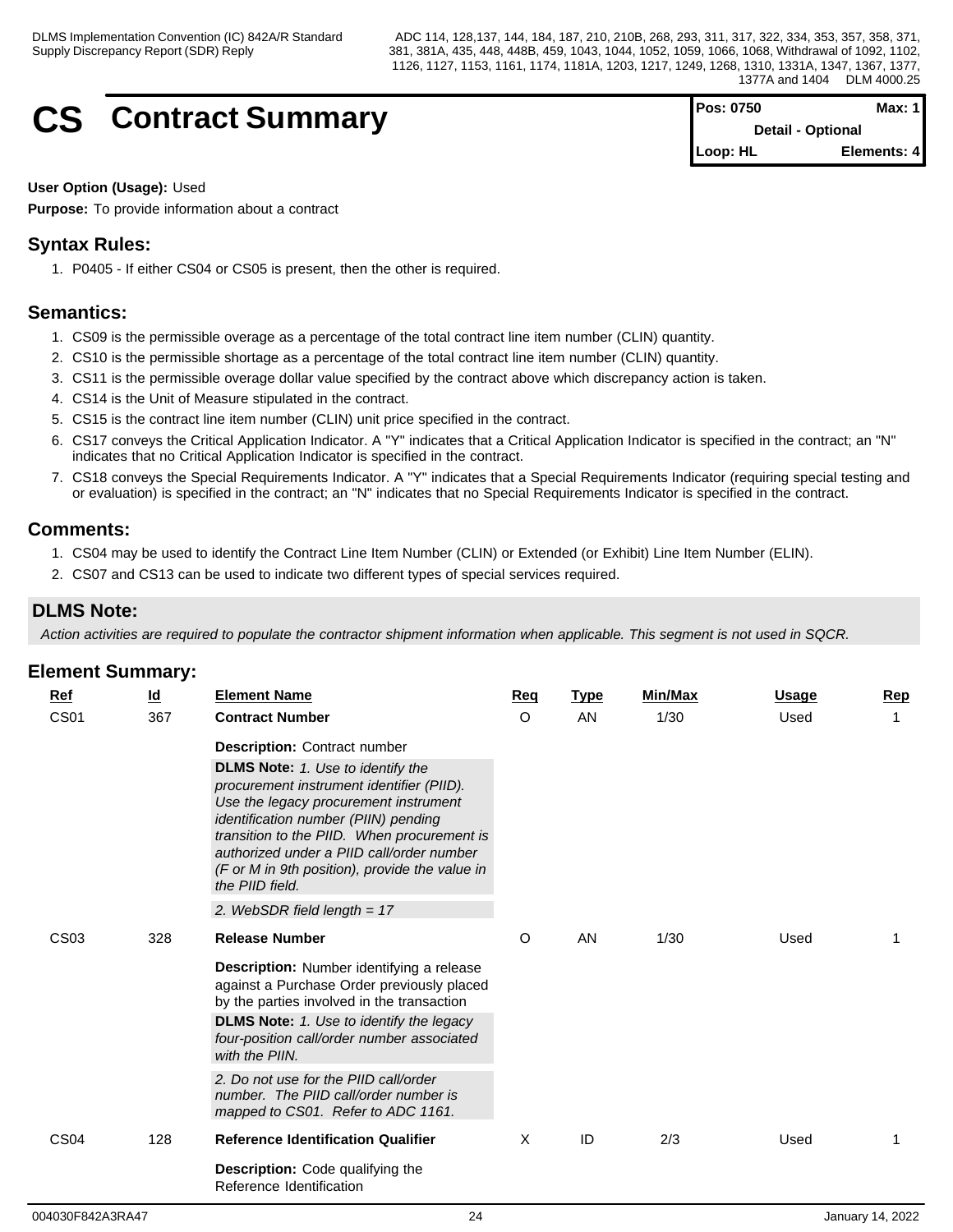# CS Contract Summary

| Pos: 0750 | Max: 1 |
|---|---|
| Detail - Optional | |
| Loop: HL | Elements: 4 |

**User Option (Usage):** Used

**Purpose:** To provide information about a contract

## Syntax Rules:

1. P0405 - If either CS04 or CS05 is present, then the other is required.

## Semantics:

1. CS09 is the permissible overage as a percentage of the total contract line item number (CLIN) quantity.
2. CS10 is the permissible shortage as a percentage of the total contract line item number (CLIN) quantity.
3. CS11 is the permissible overage dollar value specified by the contract above which discrepancy action is taken.
4. CS14 is the Unit of Measure stipulated in the contract.
5. CS15 is the contract line item number (CLIN) unit price specified in the contract.
6. CS17 conveys the Critical Application Indicator. A "Y" indicates that a Critical Application Indicator is specified in the contract; an "N" indicates that no Critical Application Indicator is specified in the contract.
7. CS18 conveys the Special Requirements Indicator. A "Y" indicates that a Special Requirements Indicator (requiring special testing and or evaluation) is specified in the contract; an "N" indicates that no Special Requirements Indicator is specified in the contract.

## Comments:

1. CS04 may be used to identify the Contract Line Item Number (CLIN) or Extended (or Exhibit) Line Item Number (ELIN).
2. CS07 and CS13 can be used to indicate two different types of special services required.

## DLMS Note:

*Action activities are required to populate the contractor shipment information when applicable. This segment is not used in SQCR.*

## Element Summary:

| Ref | Id | Element Name | Req | Type | Min/Max | Usage | Rep |
|---|---|---|---|---|---|---|---|
| CS01 | 367 | **Contract Number**<br>**Description:** Contract number<br>**DLMS Note:** *1. Use to identify the procurement instrument identifier (PIID). Use the legacy procurement instrument identification number (PIIN) pending transition to the PIID. When procurement is authorized under a PIID call/order number (F or M in 9th position), provide the value in the PIID field.*<br>*2. WebSDR field length = 17* | O | AN | 1/30 | Used | 1 |
| CS03 | 328 | **Release Number**<br>**Description:** Number identifying a release against a Purchase Order previously placed by the parties involved in the transaction<br>**DLMS Note:** *1. Use to identify the legacy four-position call/order number associated with the PIIN.*<br>*2. Do not use for the PIID call/order number. The PIID call/order number is mapped to CS01. Refer to ADC 1161.* | O | AN | 1/30 | Used | 1 |
| CS04 | 128 | **Reference Identification Qualifier**<br>**Description:** Code qualifying the Reference Identification | X | ID | 2/3 | Used | 1 |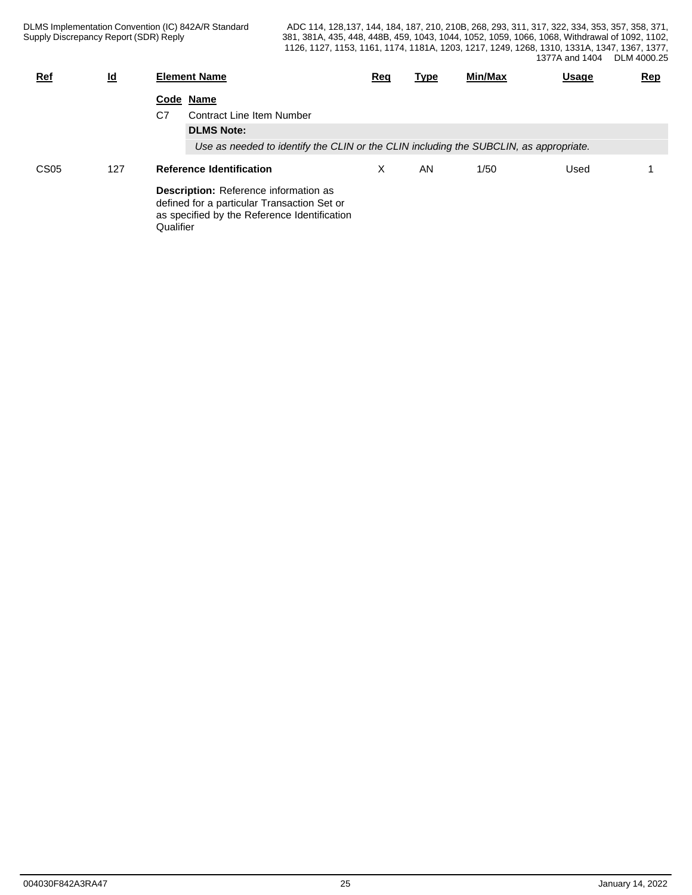| Ref | Id | Element Name | Req | Type | Min/Max | Usage | Rep |
|---|---|---|---|---|---|---|---|
| | | **Code Name** | | | | | |
| | | C7 Contract Line Item Number | | | | | |
| | | **DLMS Note:** | | | | | |
| | | *Use as needed to identify the CLIN or the CLIN including the SUBCLIN, as appropriate.* | | | | | |
| CS05 | 127 | **Reference Identification** | X | AN | 1/50 | Used | 1 |
| | | **Description:** Reference information as defined for a particular Transaction Set or as specified by the Reference Identification Qualifier | | | | | |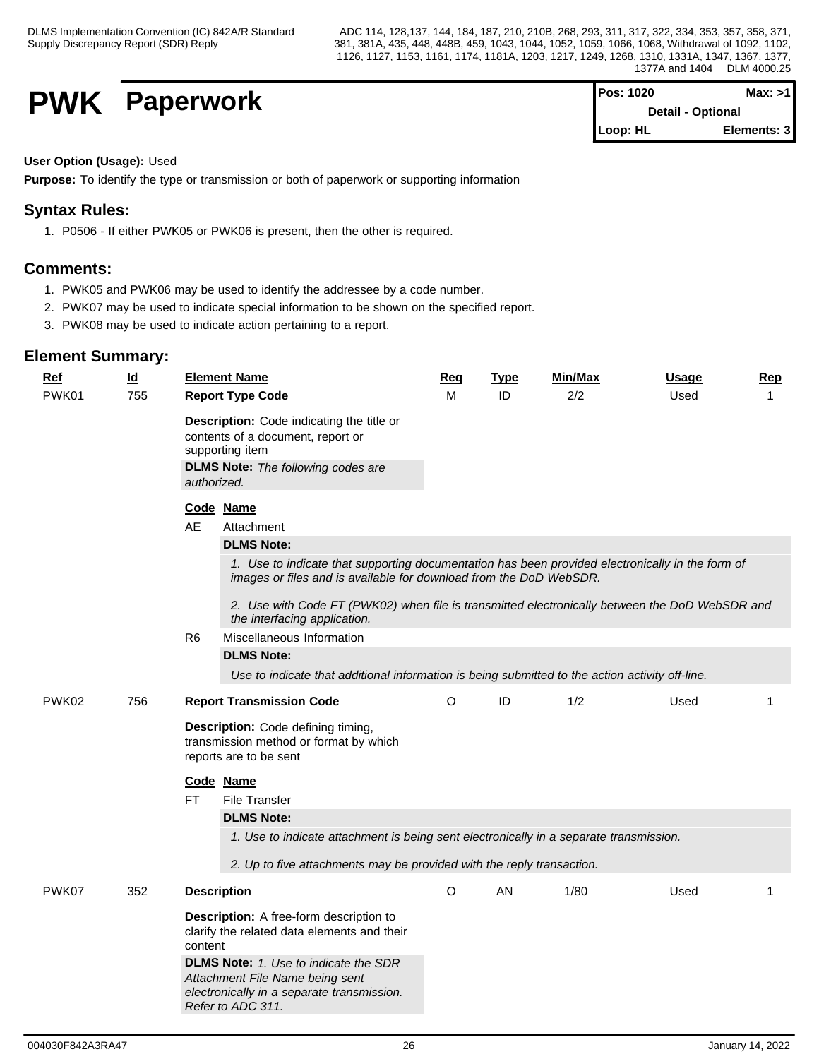# PWK Paperwork

| Pos: 1020 | Max: >1 |
|---|---|
| Detail - Optional | |
| Loop: HL | Elements: 3 |

**User Option (Usage):** Used

**Purpose:** To identify the type or transmission or both of paperwork or supporting information

## Syntax Rules:

1. P0506 - If either PWK05 or PWK06 is present, then the other is required.

## Comments:

1. PWK05 and PWK06 may be used to identify the addressee by a code number.
2. PWK07 may be used to indicate special information to be shown on the specified report.
3. PWK08 may be used to indicate action pertaining to a report.

## Element Summary:

| Ref | Id | Element Name | Req | Type | Min/Max | Usage | Rep |
|---|---|---|---|---|---|---|---|
| PWK01 | 755 | **Report Type Code** | M | ID | 2/2 | Used | 1 |

**Description:** Code indicating the title or contents of a document, report or supporting item

**DLMS Note:** *The following codes are authorized.*

| Code | Name |
|---|---|
| AE | Attachment |
| R6 | Miscellaneous Information |

**AE — DLMS Note:**

*1. Use to indicate that supporting documentation has been provided electronically in the form of images or files and is available for download from the DoD WebSDR.*

*2. Use with Code FT (PWK02) when file is transmitted electronically between the DoD WebSDR and the interfacing application.*

**R6 — DLMS Note:**

*Use to indicate that additional information is being submitted to the action activity off-line.*

| Ref | Id | Element Name | Req | Type | Min/Max | Usage | Rep |
|---|---|---|---|---|---|---|---|
| PWK02 | 756 | **Report Transmission Code** | O | ID | 1/2 | Used | 1 |

**Description:** Code defining timing, transmission method or format by which reports are to be sent

| Code | Name |
|---|---|
| FT | File Transfer |

**FT — DLMS Note:**

*1. Use to indicate attachment is being sent electronically in a separate transmission.*

*2. Up to five attachments may be provided with the reply transaction.*

| Ref | Id | Element Name | Req | Type | Min/Max | Usage | Rep |
|---|---|---|---|---|---|---|---|
| PWK07 | 352 | **Description** | O | AN | 1/80 | Used | 1 |

**Description:** A free-form description to clarify the related data elements and their content

**DLMS Note:** *1. Use to indicate the SDR Attachment File Name being sent electronically in a separate transmission. Refer to ADC 311.*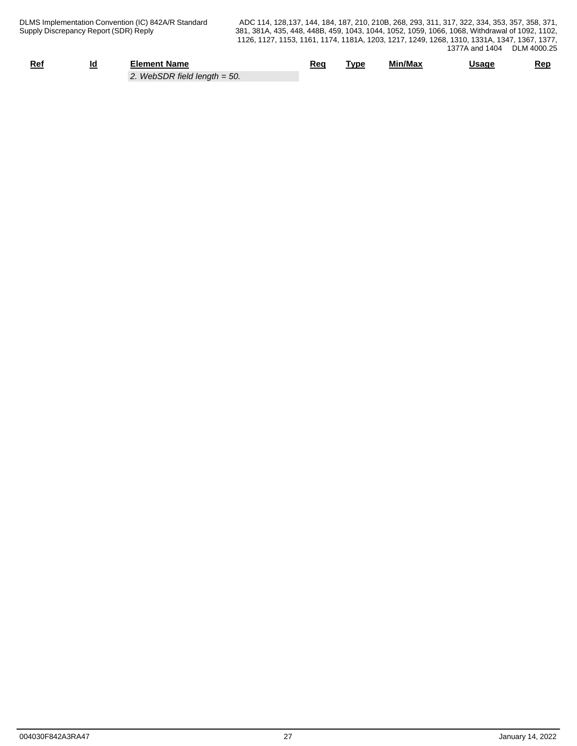| Ref | Id | Element Name | Req | Type | Min/Max | Usage | Rep |
|---|---|---|---|---|---|---|---|
| | | *2. WebSDR field length = 50.* | | | | | |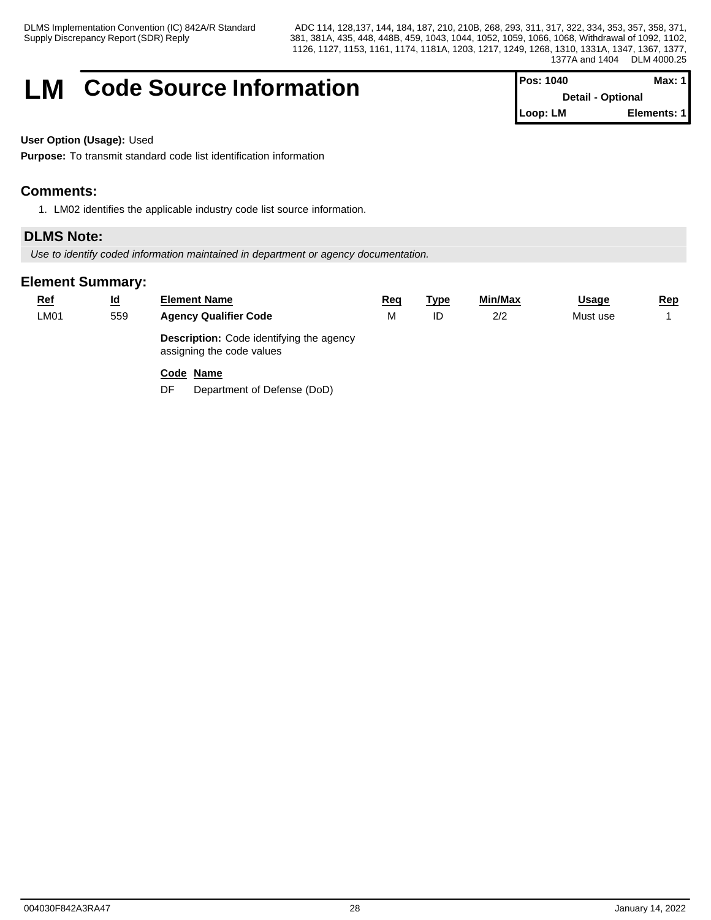# LM Code Source Information

| Pos: 1040 | Max: 1 |
|---|---|
| Detail - Optional | |
| Loop: LM | Elements: 1 |

**User Option (Usage):** Used

**Purpose:** To transmit standard code list identification information

## Comments:

1. LM02 identifies the applicable industry code list source information.

## DLMS Note:

*Use to identify coded information maintained in department or agency documentation.*

## Element Summary:

| Ref | Id | Element Name | Req | Type | Min/Max | Usage | Rep |
|---|---|---|---|---|---|---|---|
| LM01 | 559 | **Agency Qualifier Code** | M | ID | 2/2 | Must use | 1 |

**Description:** Code identifying the agency assigning the code values

| Code | Name |
|---|---|
| DF | Department of Defense (DoD) |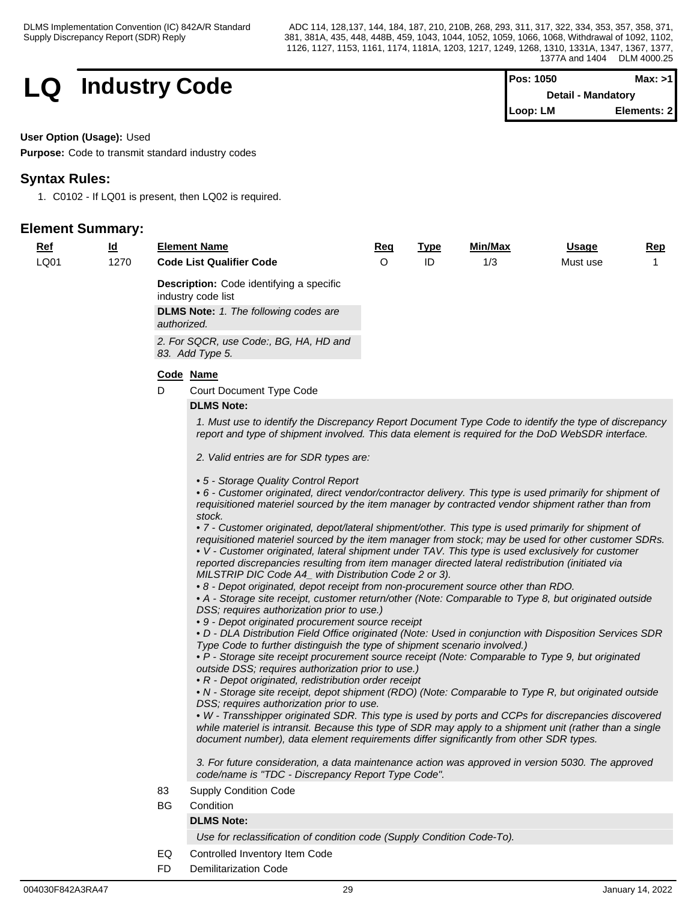# LQ Industry Code

| Pos: 1050 | Max: >1 |
|---|---|
| Detail - Mandatory | |
| Loop: LM | Elements: 2 |

**User Option (Usage):** Used

**Purpose:** Code to transmit standard industry codes

## Syntax Rules:

1. C0102 - If LQ01 is present, then LQ02 is required.

## Element Summary:

| Ref | Id | Element Name | Req | Type | Min/Max | Usage | Rep |
|---|---|---|---|---|---|---|---|
| LQ01 | 1270 | **Code List Qualifier Code** | O | ID | 1/3 | Must use | 1 |

**Description:** Code identifying a specific industry code list

**DLMS Note:** *1. The following codes are authorized.*

*2. For SQCR, use Code:, BG, HA, HD and 83. Add Type 5.*

**Code Name**

D Court Document Type Code

**DLMS Note:**

*1. Must use to identify the Discrepancy Report Document Type Code to identify the type of discrepancy report and type of shipment involved. This data element is required for the DoD WebSDR interface.*

*2. Valid entries are for SDR types are:*

*• 5 - Storage Quality Control Report*
*• 6 - Customer originated, direct vendor/contractor delivery. This type is used primarily for shipment of requisitioned materiel sourced by the item manager by contracted vendor shipment rather than from stock.*
*• 7 - Customer originated, depot/lateral shipment/other. This type is used primarily for shipment of requisitioned materiel sourced by the item manager from stock; may be used for other customer SDRs.*
*• V - Customer originated, lateral shipment under TAV. This type is used exclusively for customer reported discrepancies resulting from item manager directed lateral redistribution (initiated via MILSTRIP DIC Code A4_ with Distribution Code 2 or 3).*
*• 8 - Depot originated, depot receipt from non-procurement source other than RDO.*
*• A - Storage site receipt, customer return/other (Note: Comparable to Type 8, but originated outside DSS; requires authorization prior to use.)*
*• 9 - Depot originated procurement source receipt*
*• D - DLA Distribution Field Office originated (Note: Used in conjunction with Disposition Services SDR Type Code to further distinguish the type of shipment scenario involved.)*
*• P - Storage site receipt procurement source receipt (Note: Comparable to Type 9, but originated outside DSS; requires authorization prior to use.)*
*• R - Depot originated, redistribution order receipt*
*• N - Storage site receipt, depot shipment (RDO) (Note: Comparable to Type R, but originated outside DSS; requires authorization prior to use.*
*• W - Transshipper originated SDR. This type is used by ports and CCPs for discrepancies discovered while materiel is intransit. Because this type of SDR may apply to a shipment unit (rather than a single document number), data element requirements differ significantly from other SDR types.*

*3. For future consideration, a data maintenance action was approved in version 5030. The approved code/name is "TDC - Discrepancy Report Type Code".*

83 Supply Condition Code

BG Condition

**DLMS Note:**

*Use for reclassification of condition code (Supply Condition Code-To).*

EQ Controlled Inventory Item Code

FD Demilitarization Code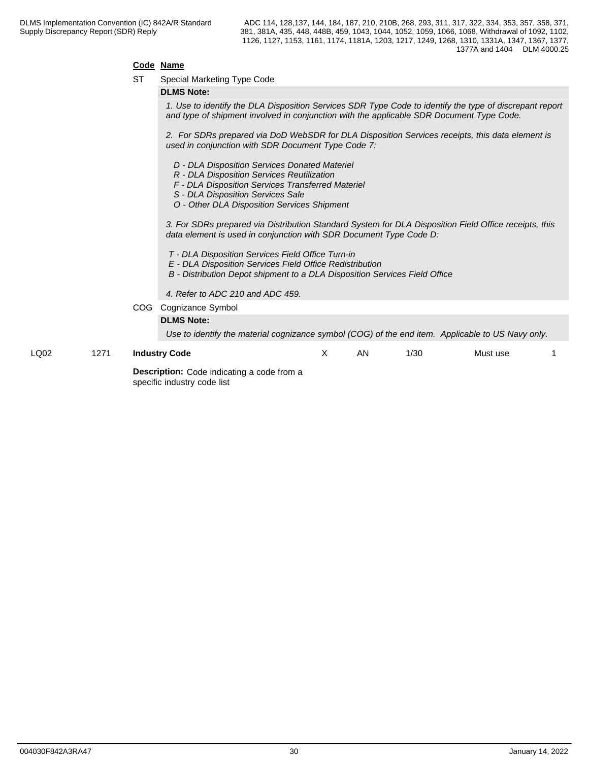**Code** **Name**

ST Special Marketing Type Code

**DLMS Note:**

*1. Use to identify the DLA Disposition Services SDR Type Code to identify the type of discrepant report and type of shipment involved in conjunction with the applicable SDR Document Type Code.*

*2. For SDRs prepared via DoD WebSDR for DLA Disposition Services receipts, this data element is used in conjunction with SDR Document Type Code 7:*

*D - DLA Disposition Services Donated Materiel*
*R - DLA Disposition Services Reutilization*
*F - DLA Disposition Services Transferred Materiel*
*S - DLA Disposition Services Sale*
*O - Other DLA Disposition Services Shipment*

*3. For SDRs prepared via Distribution Standard System for DLA Disposition Field Office receipts, this data element is used in conjunction with SDR Document Type Code D:*

*T - DLA Disposition Services Field Office Turn-in*
*E - DLA Disposition Services Field Office Redistribution*
*B - Distribution Depot shipment to a DLA Disposition Services Field Office*

*4. Refer to ADC 210 and ADC 459.*

COG Cognizance Symbol

**DLMS Note:**

*Use to identify the material cognizance symbol (COG) of the end item. Applicable to US Navy only.*

| | | | | | | | |
|---|---|---|---|---|---|---|---|
| LQ02 | 1271 | **Industry Code** | X | AN | 1/30 | Must use | 1 |

**Description:** Code indicating a code from a specific industry code list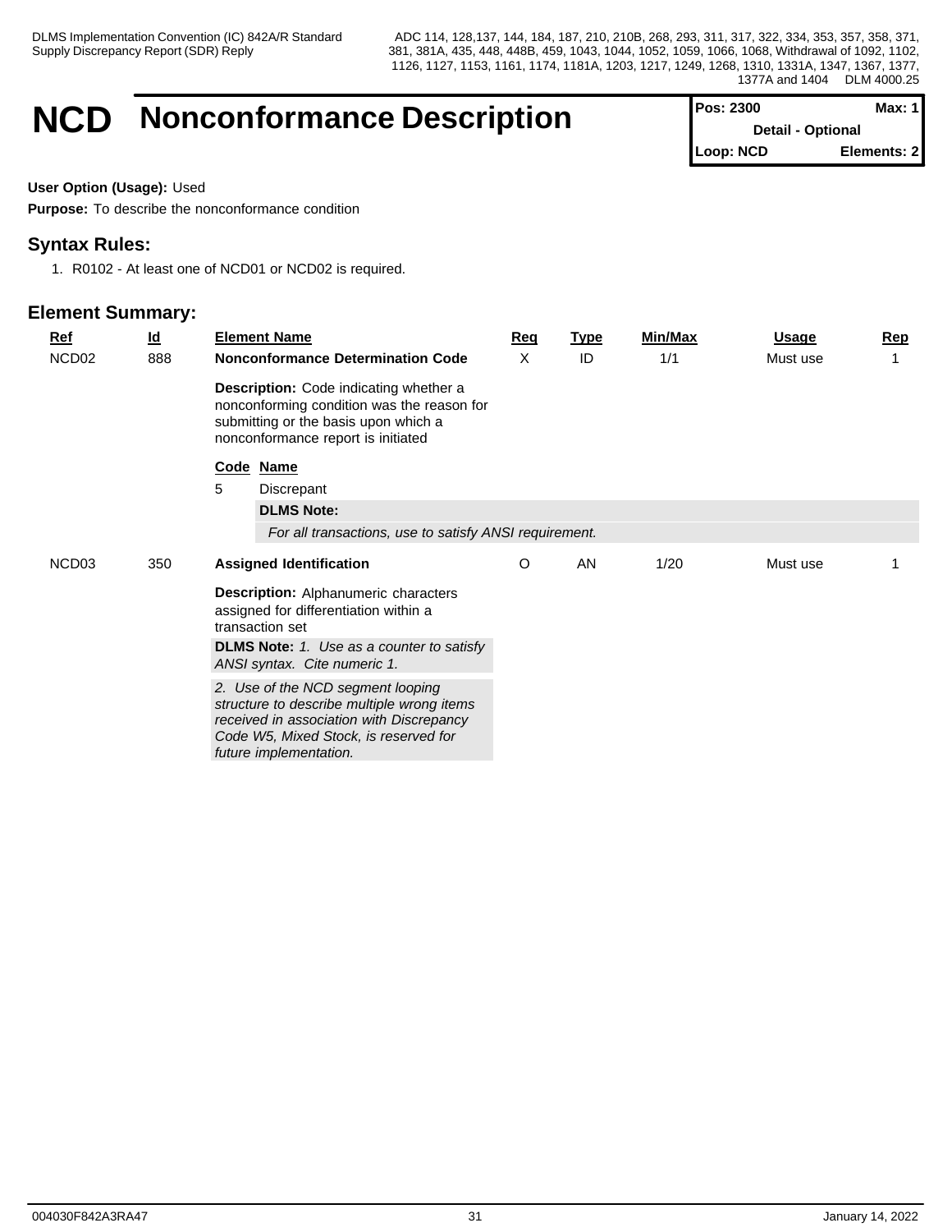# NCD Nonconformance Description

| Pos: 2300 | Max: 1 |
|---|---|
| Detail - Optional | |
| Loop: NCD | Elements: 2 |

**User Option (Usage):** Used

**Purpose:** To describe the nonconformance condition

## Syntax Rules:

1. R0102 - At least one of NCD01 or NCD02 is required.

## Element Summary:

| Ref | Id | Element Name | Req | Type | Min/Max | Usage | Rep |
|---|---|---|---|---|---|---|---|
| NCD02 | 888 | **Nonconformance Determination Code** | X | ID | 1/1 | Must use | 1 |
| NCD03 | 350 | **Assigned Identification** | O | AN | 1/20 | Must use | 1 |

**NCD02 — Nonconformance Determination Code**

**Description:** Code indicating whether a nonconforming condition was the reason for submitting or the basis upon which a nonconformance report is initiated

| Code | Name |
|---|---|
| 5 | Discrepant |

**DLMS Note:**

*For all transactions, use to satisfy ANSI requirement.*

**NCD03 — Assigned Identification**

**Description:** Alphanumeric characters assigned for differentiation within a transaction set

**DLMS Note:** *1. Use as a counter to satisfy ANSI syntax. Cite numeric 1.*

*2. Use of the NCD segment looping structure to describe multiple wrong items received in association with Discrepancy Code W5, Mixed Stock, is reserved for future implementation.*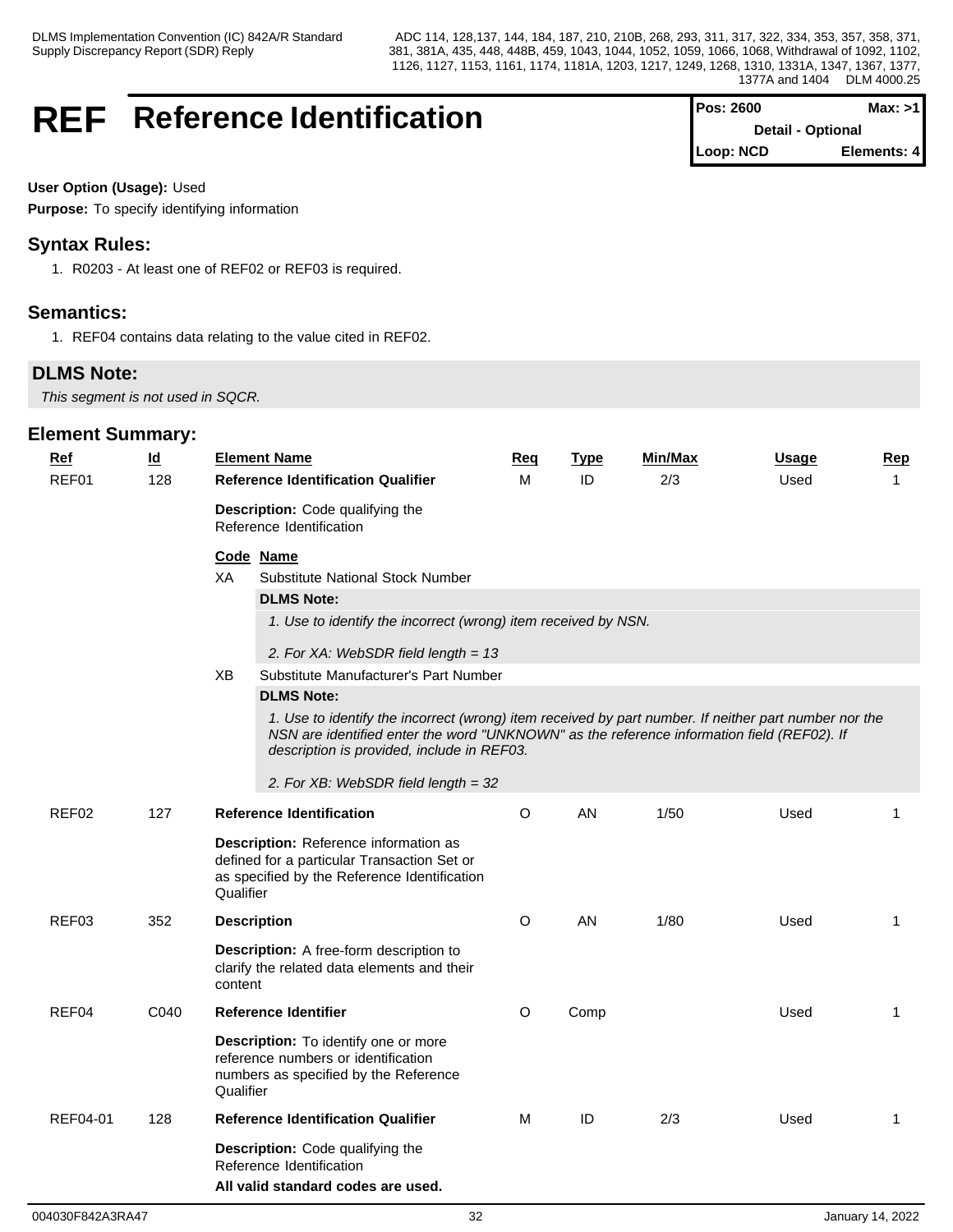# REF Reference Identification

| Pos: 2600 | Max: >1 |
|---|---|
| Detail - Optional | |
| Loop: NCD | Elements: 4 |

**User Option (Usage):** Used

**Purpose:** To specify identifying information

## Syntax Rules:

1. R0203 - At least one of REF02 or REF03 is required.

## Semantics:

1. REF04 contains data relating to the value cited in REF02.

## DLMS Note:

*This segment is not used in SQCR.*

## Element Summary:

| Ref | Id | Element Name | Req | Type | Min/Max | Usage | Rep |
|---|---|---|---|---|---|---|---|
| REF01 | 128 | **Reference Identification Qualifier** | M | ID | 2/3 | Used | 1 |
| | | **Description:** Code qualifying the Reference Identification | | | | | |
| | | **Code Name** | | | | | |
| | | XA Substitute National Stock Number | | | | | |
| | | **DLMS Note:** *1. Use to identify the incorrect (wrong) item received by NSN.* *2. For XA: WebSDR field length = 13* | | | | | |
| | | XB Substitute Manufacturer's Part Number | | | | | |
| | | **DLMS Note:** *1. Use to identify the incorrect (wrong) item received by part number. If neither part number nor the NSN are identified enter the word "UNKNOWN" as the reference information field (REF02). If description is provided, include in REF03.* *2. For XB: WebSDR field length = 32* | | | | | |
| REF02 | 127 | **Reference Identification** | O | AN | 1/50 | Used | 1 |
| | | **Description:** Reference information as defined for a particular Transaction Set or as specified by the Reference Identification Qualifier | | | | | |
| REF03 | 352 | **Description** | O | AN | 1/80 | Used | 1 |
| | | **Description:** A free-form description to clarify the related data elements and their content | | | | | |
| REF04 | C040 | **Reference Identifier** | O | Comp | | Used | 1 |
| | | **Description:** To identify one or more reference numbers or identification numbers as specified by the Reference Qualifier | | | | | |
| REF04-01 | 128 | **Reference Identification Qualifier** | M | ID | 2/3 | Used | 1 |
| | | **Description:** Code qualifying the Reference Identification **All valid standard codes are used.** | | | | | |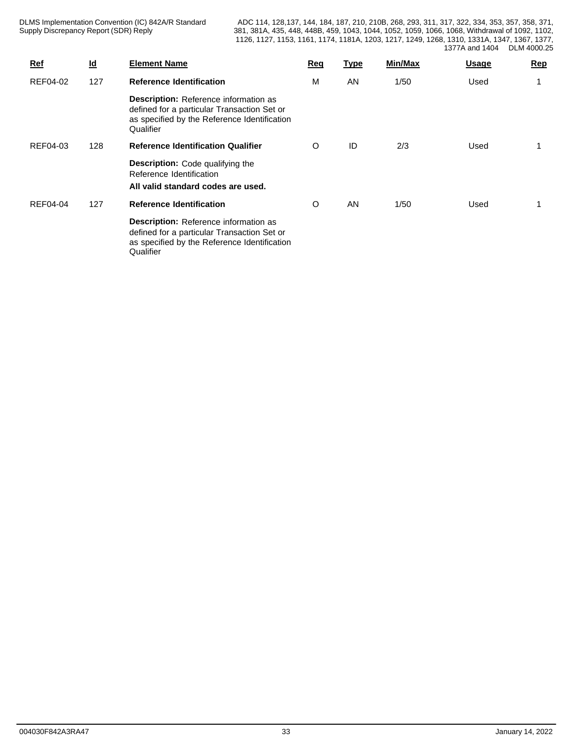| Ref | Id | Element Name | Req | Type | Min/Max | Usage | Rep |
|---|---|---|---|---|---|---|---|
| REF04-02 | 127 | **Reference Identification** | M | AN | 1/50 | Used | 1 |
| | | **Description:** Reference information as defined for a particular Transaction Set or as specified by the Reference Identification Qualifier | | | | | |
| REF04-03 | 128 | **Reference Identification Qualifier** | O | ID | 2/3 | Used | 1 |
| | | **Description:** Code qualifying the Reference Identification<br>**All valid standard codes are used.** | | | | | |
| REF04-04 | 127 | **Reference Identification** | O | AN | 1/50 | Used | 1 |
| | | **Description:** Reference information as defined for a particular Transaction Set or as specified by the Reference Identification Qualifier | | | | | |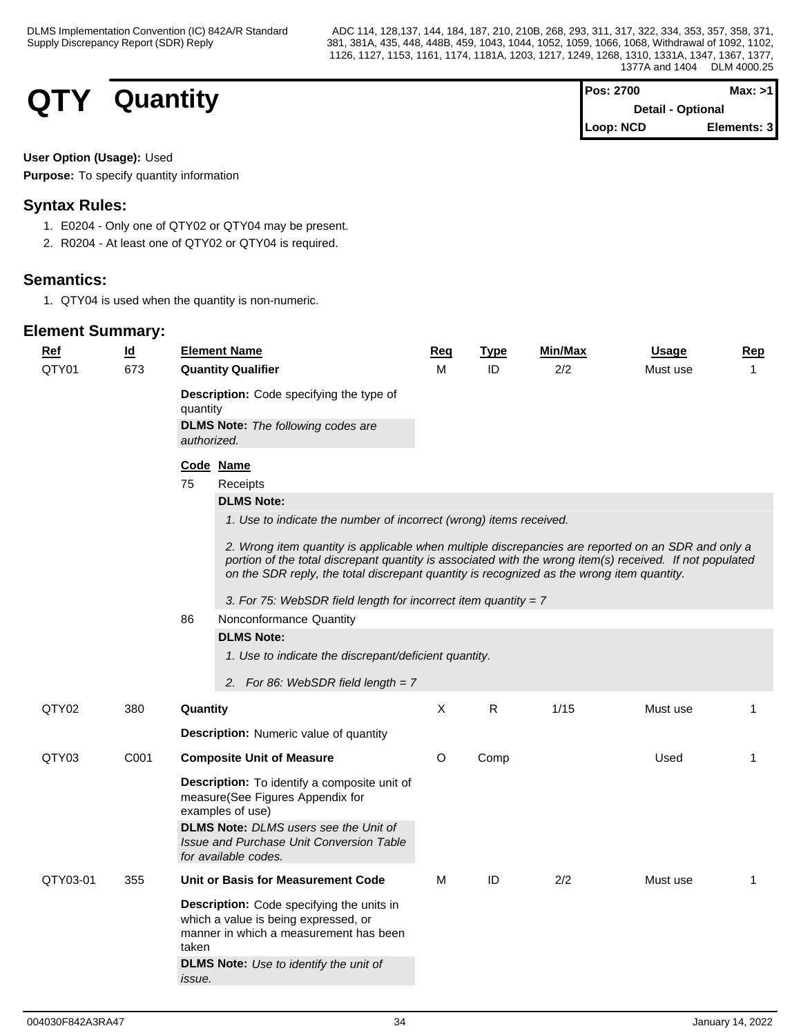# QTY Quantity

| Pos: 2700 | Max: >1 |
|---|---|
| Detail - Optional | |
| Loop: NCD | Elements: 3 |

**User Option (Usage):** Used

**Purpose:** To specify quantity information

## Syntax Rules:

1. E0204 - Only one of QTY02 or QTY04 may be present.
2. R0204 - At least one of QTY02 or QTY04 is required.

## Semantics:

1. QTY04 is used when the quantity is non-numeric.

## Element Summary:

| Ref | Id | Element Name | Req | Type | Min/Max | Usage | Rep |
|---|---|---|---|---|---|---|---|
| QTY01 | 673 | **Quantity Qualifier** | M | ID | 2/2 | Must use | 1 |

**Description:** Code specifying the type of quantity

**DLMS Note:** *The following codes are authorized.*

| Code | Name |
|---|---|
| 75 | Receipts |

**DLMS Note:**

*1. Use to indicate the number of incorrect (wrong) items received.*

*2. Wrong item quantity is applicable when multiple discrepancies are reported on an SDR and only a portion of the total discrepant quantity is associated with the wrong item(s) received. If not populated on the SDR reply, the total discrepant quantity is recognized as the wrong item quantity.*

*3. For 75: WebSDR field length for incorrect item quantity = 7*

| Code | Name |
|---|---|
| 86 | Nonconformance Quantity |

**DLMS Note:**

*1. Use to indicate the discrepant/deficient quantity.*

*2. For 86: WebSDR field length = 7*

| Ref | Id | Element Name | Req | Type | Min/Max | Usage | Rep |
|---|---|---|---|---|---|---|---|
| QTY02 | 380 | **Quantity** | X | R | 1/15 | Must use | 1 |

**Description:** Numeric value of quantity

| Ref | Id | Element Name | Req | Type | Min/Max | Usage | Rep |
|---|---|---|---|---|---|---|---|
| QTY03 | C001 | **Composite Unit of Measure** | O | Comp | | Used | 1 |

**Description:** To identify a composite unit of measure(See Figures Appendix for examples of use)

**DLMS Note:** *DLMS users see the Unit of Issue and Purchase Unit Conversion Table for available codes.*

| Ref | Id | Element Name | Req | Type | Min/Max | Usage | Rep |
|---|---|---|---|---|---|---|---|
| QTY03-01 | 355 | **Unit or Basis for Measurement Code** | M | ID | 2/2 | Must use | 1 |

**Description:** Code specifying the units in which a value is being expressed, or manner in which a measurement has been taken

**DLMS Note:** *Use to identify the unit of issue.*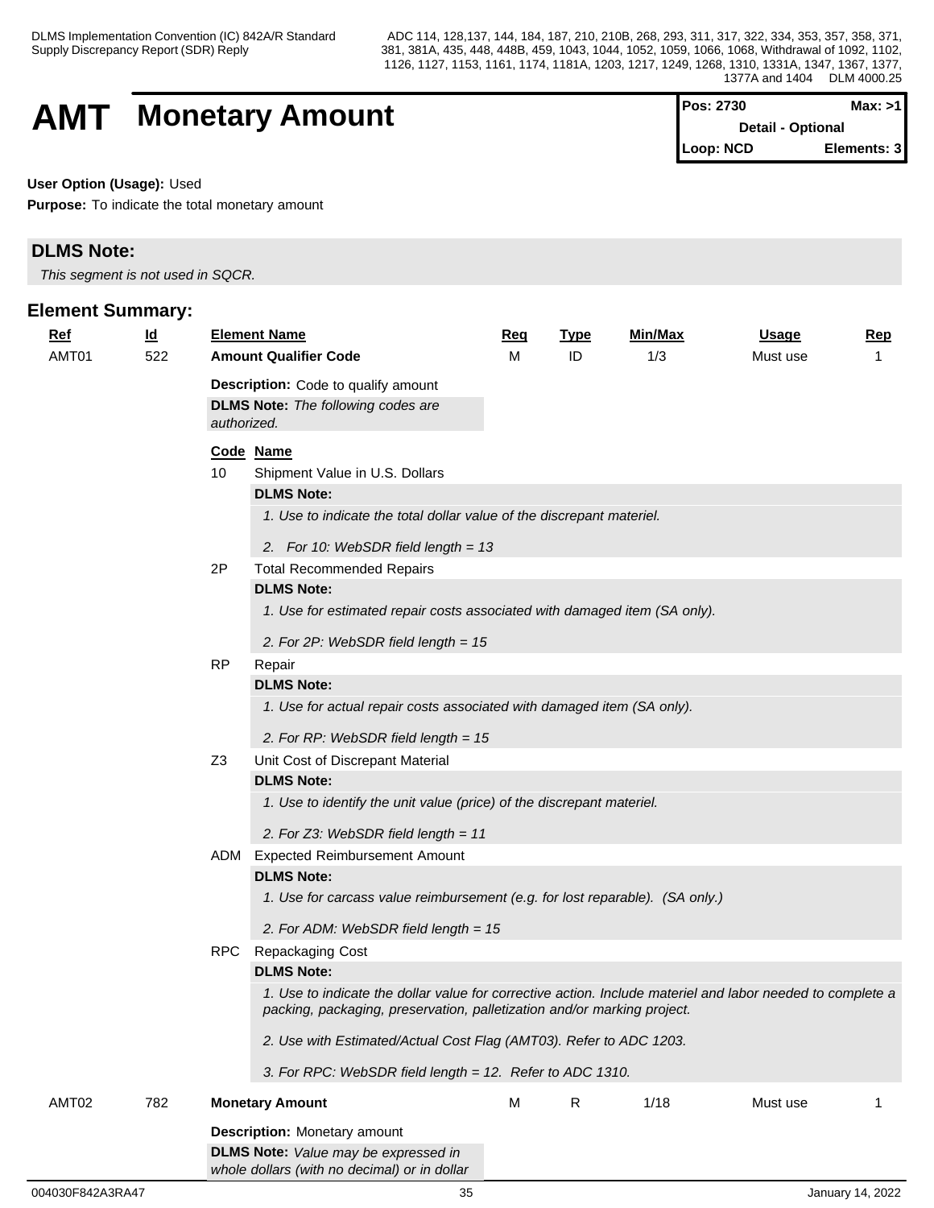# AMT Monetary Amount

| Pos: 2730 | Max: >1 |
|---|---|
| Detail - Optional | |
| Loop: NCD | Elements: 3 |

**User Option (Usage):** Used

**Purpose:** To indicate the total monetary amount

## DLMS Note:

*This segment is not used in SQCR.*

## Element Summary:

| Ref | Id | Element Name | Req | Type | Min/Max | Usage | Rep |
|---|---|---|---|---|---|---|---|
| AMT01 | 522 | **Amount Qualifier Code** | M | ID | 1/3 | Must use | 1 |

**Description:** Code to qualify amount

**DLMS Note:** *The following codes are authorized.*

| Code | Name |
|---|---|
| 10 | Shipment Value in U.S. Dollars |
| 2P | Total Recommended Repairs |
| RP | Repair |
| Z3 | Unit Cost of Discrepant Material |
| ADM | Expected Reimbursement Amount |
| RPC | Repackaging Cost |

**10** Shipment Value in U.S. Dollars

**DLMS Note:**

*1. Use to indicate the total dollar value of the discrepant materiel.*

*2. For 10: WebSDR field length = 13*

**2P** Total Recommended Repairs

**DLMS Note:**

*1. Use for estimated repair costs associated with damaged item (SA only).*

*2. For 2P: WebSDR field length = 15*

**RP** Repair

**DLMS Note:**

*1. Use for actual repair costs associated with damaged item (SA only).*

*2. For RP: WebSDR field length = 15*

**Z3** Unit Cost of Discrepant Material

**DLMS Note:**

*1. Use to identify the unit value (price) of the discrepant materiel.*

*2. For Z3: WebSDR field length = 11*

**ADM** Expected Reimbursement Amount

**DLMS Note:**

*1. Use for carcass value reimbursement (e.g. for lost reparable). (SA only.)*

*2. For ADM: WebSDR field length = 15*

**RPC** Repackaging Cost

**DLMS Note:**

*1. Use to indicate the dollar value for corrective action. Include materiel and labor needed to complete a packing, packaging, preservation, palletization and/or marking project.*

*2. Use with Estimated/Actual Cost Flag (AMT03). Refer to ADC 1203.*

*3. For RPC: WebSDR field length = 12. Refer to ADC 1310.*

| Ref | Id | Element Name | Req | Type | Min/Max | Usage | Rep |
|---|---|---|---|---|---|---|---|
| AMT02 | 782 | **Monetary Amount** | M | R | 1/18 | Must use | 1 |

**Description:** Monetary amount

**DLMS Note:** *Value may be expressed in whole dollars (with no decimal) or in dollar*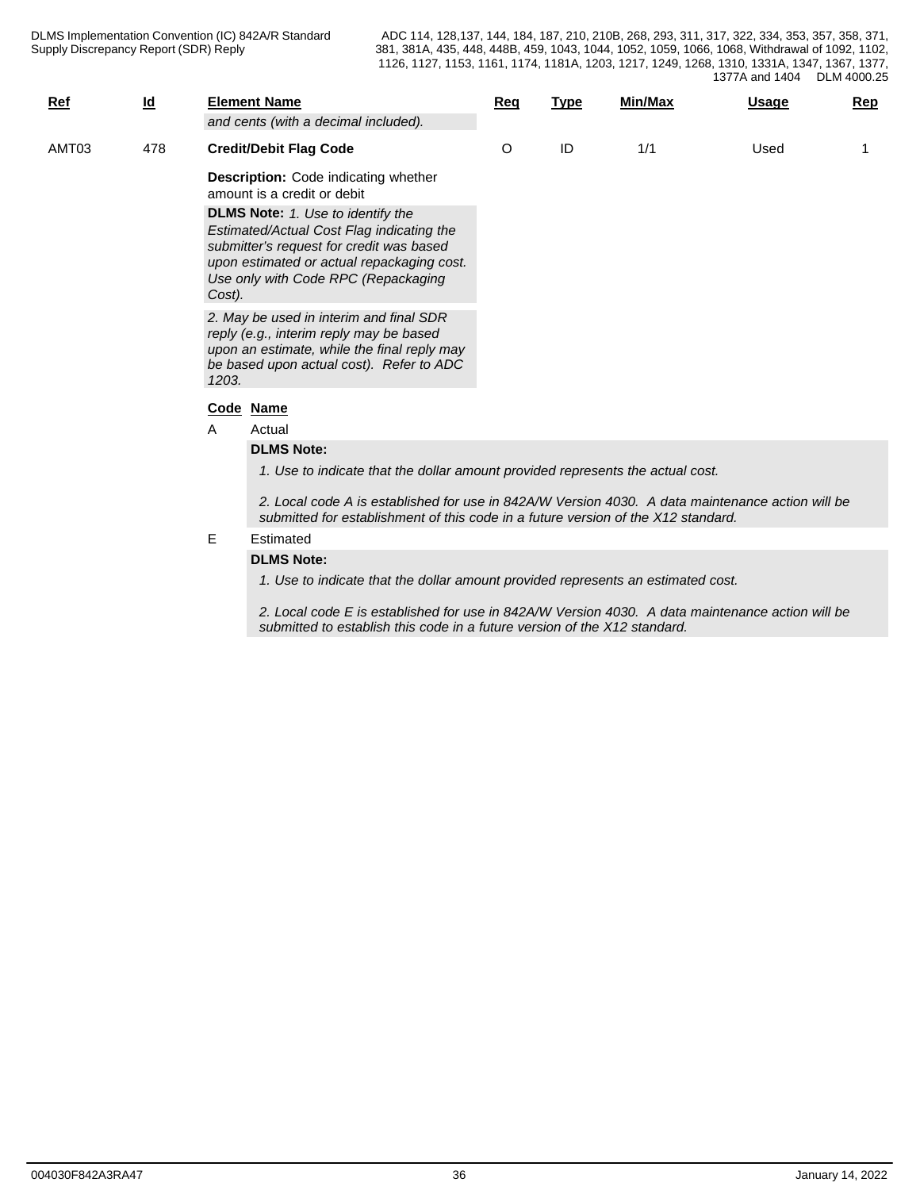| Ref | Id | Element Name | Req | Type | Min/Max | Usage | Rep |
|---|---|---|---|---|---|---|---|
| | | *and cents (with a decimal included).* | | | | | |
| AMT03 | 478 | **Credit/Debit Flag Code** | O | ID | 1/1 | Used | 1 |

**Description:** Code indicating whether amount is a credit or debit

**DLMS Note:** *1. Use to identify the Estimated/Actual Cost Flag indicating the submitter's request for credit was based upon estimated or actual repackaging cost. Use only with Code RPC (Repackaging Cost).*

*2. May be used in interim and final SDR reply (e.g., interim reply may be based upon an estimate, while the final reply may be based upon actual cost). Refer to ADC 1203.*

| Code | Name |
|---|---|
| A | Actual |
| E | Estimated |

**A** Actual

**DLMS Note:**

*1. Use to indicate that the dollar amount provided represents the actual cost.*

*2. Local code A is established for use in 842A/W Version 4030. A data maintenance action will be submitted for establishment of this code in a future version of the X12 standard.*

**E** Estimated

**DLMS Note:**

*1. Use to indicate that the dollar amount provided represents an estimated cost.*

*2. Local code E is established for use in 842A/W Version 4030. A data maintenance action will be submitted to establish this code in a future version of the X12 standard.*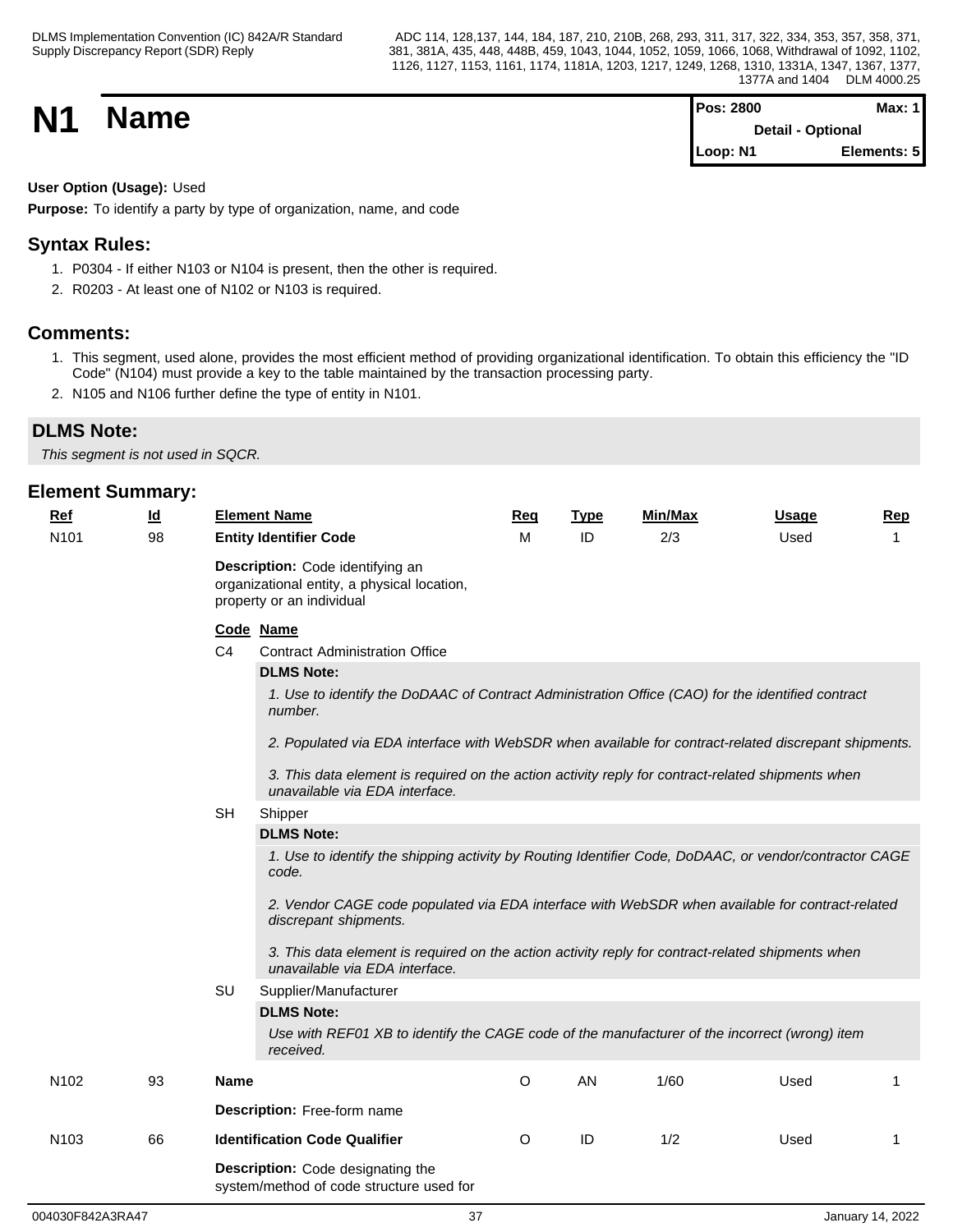# N1 Name

| Pos: 2800 | Max: 1 |
|---|---|
| Detail - Optional | |
| Loop: N1 | Elements: 5 |

**User Option (Usage):** Used

**Purpose:** To identify a party by type of organization, name, and code

## Syntax Rules:

1. P0304 - If either N103 or N104 is present, then the other is required.
2. R0203 - At least one of N102 or N103 is required.

## Comments:

1. This segment, used alone, provides the most efficient method of providing organizational identification. To obtain this efficiency the "ID Code" (N104) must provide a key to the table maintained by the transaction processing party.
2. N105 and N106 further define the type of entity in N101.

## DLMS Note:

*This segment is not used in SQCR.*

## Element Summary:

| Ref | Id | Element Name | Req | Type | Min/Max | Usage | Rep |
|---|---|---|---|---|---|---|---|
| N101 | 98 | **Entity Identifier Code** | M | ID | 2/3 | Used | 1 |

**Description:** Code identifying an organizational entity, a physical location, property or an individual

| Code | Name |
|---|---|
| C4 | Contract Administration Office |

**DLMS Note:**

*1. Use to identify the DoDAAC of Contract Administration Office (CAO) for the identified contract number.*

*2. Populated via EDA interface with WebSDR when available for contract-related discrepant shipments.*

*3. This data element is required on the action activity reply for contract-related shipments when unavailable via EDA interface.*

| Code | Name |
|---|---|
| SH | Shipper |

**DLMS Note:**

*1. Use to identify the shipping activity by Routing Identifier Code, DoDAAC, or vendor/contractor CAGE code.*

*2. Vendor CAGE code populated via EDA interface with WebSDR when available for contract-related discrepant shipments.*

*3. This data element is required on the action activity reply for contract-related shipments when unavailable via EDA interface.*

| Code | Name |
|---|---|
| SU | Supplier/Manufacturer |

**DLMS Note:**

*Use with REF01 XB to identify the CAGE code of the manufacturer of the incorrect (wrong) item received.*

| Ref | Id | Element Name | Req | Type | Min/Max | Usage | Rep |
|---|---|---|---|---|---|---|---|
| N102 | 93 | **Name** | O | AN | 1/60 | Used | 1 |

**Description:** Free-form name

| Ref | Id | Element Name | Req | Type | Min/Max | Usage | Rep |
|---|---|---|---|---|---|---|---|
| N103 | 66 | **Identification Code Qualifier** | O | ID | 1/2 | Used | 1 |

**Description:** Code designating the system/method of code structure used for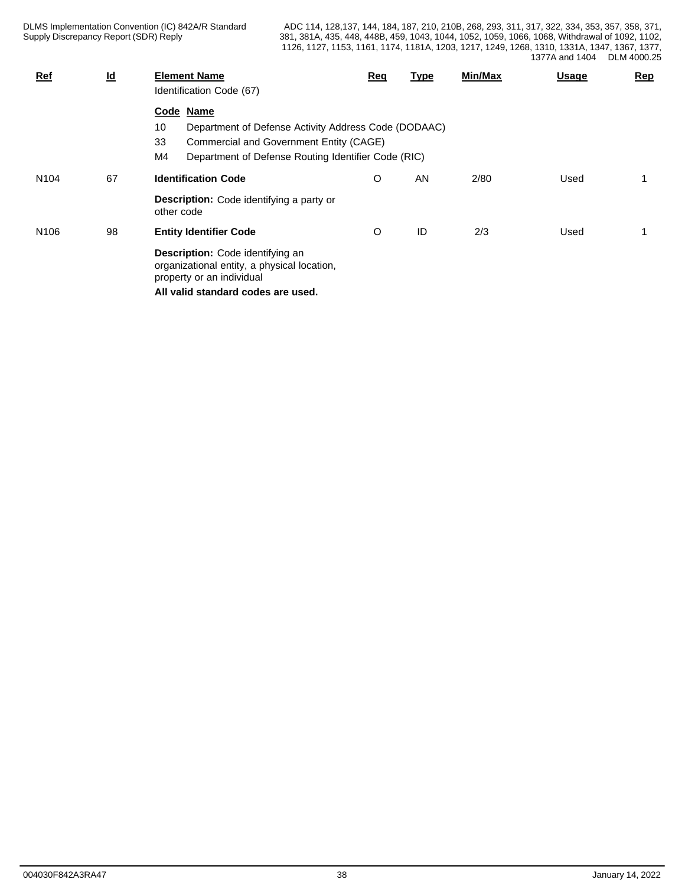| Ref | Id | Element Name | Req | Type | Min/Max | Usage | Rep |
|---|---|---|---|---|---|---|---|
| | | Identification Code (67) | | | | | |
| | | **Code Name**<br>10 Department of Defense Activity Address Code (DODAAC)<br>33 Commercial and Government Entity (CAGE)<br>M4 Department of Defense Routing Identifier Code (RIC) | | | | | |
| N104 | 67 | **Identification Code**<br>**Description:** Code identifying a party or other code | O | AN | 2/80 | Used | 1 |
| N106 | 98 | **Entity Identifier Code**<br>**Description:** Code identifying an organizational entity, a physical location, property or an individual<br>**All valid standard codes are used.** | O | ID | 2/3 | Used | 1 |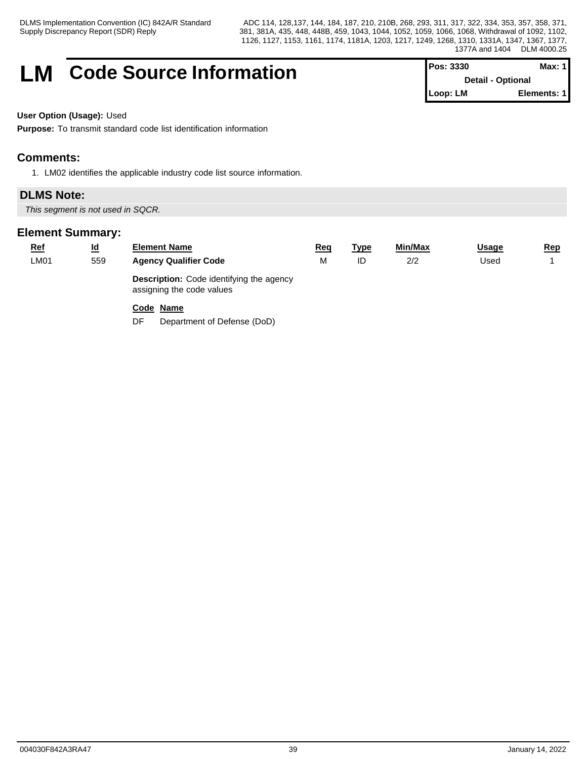# LM Code Source Information

| | |
|---|---|
| Pos: 3330 | Max: 1 |
| Detail - Optional | |
| Loop: LM | Elements: 1 |

**User Option (Usage):** Used

**Purpose:** To transmit standard code list identification information

## Comments:

1. LM02 identifies the applicable industry code list source information.

## DLMS Note:

*This segment is not used in SQCR.*

## Element Summary:

| Ref | Id | Element Name | Req | Type | Min/Max | Usage | Rep |
|---|---|---|---|---|---|---|---|
| LM01 | 559 | **Agency Qualifier Code** | M | ID | 2/2 | Used | 1 |

**Description:** Code identifying the agency assigning the code values

| Code | Name |
|---|---|
| DF | Department of Defense (DoD) |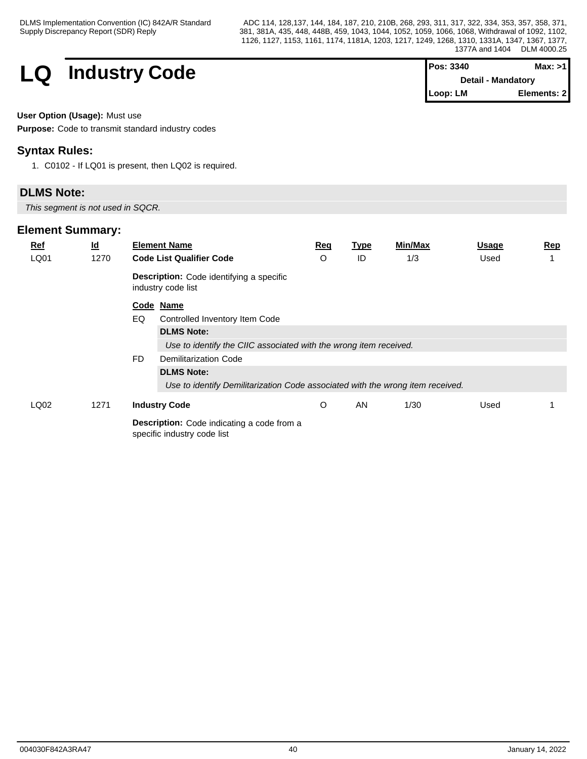# LQ Industry Code

| Pos: 3340 | Max: >1 |
|---|---|
| Detail - Mandatory | |
| Loop: LM | Elements: 2 |

**User Option (Usage):** Must use

**Purpose:** Code to transmit standard industry codes

## Syntax Rules:

1. C0102 - If LQ01 is present, then LQ02 is required.

### DLMS Note:

*This segment is not used in SQCR.*

## Element Summary:

| Ref | Id | Element Name | Req | Type | Min/Max | Usage | Rep |
|---|---|---|---|---|---|---|---|
| LQ01 | 1270 | **Code List Qualifier Code** | O | ID | 1/3 | Used | 1 |
| | | **Description:** Code identifying a specific industry code list | | | | | |
| | | **Code Name** | | | | | |
| | | EQ Controlled Inventory Item Code | | | | | |
| | | **DLMS Note:** *Use to identify the CIIC associated with the wrong item received.* | | | | | |
| | | FD Demilitarization Code | | | | | |
| | | **DLMS Note:** *Use to identify Demilitarization Code associated with the wrong item received.* | | | | | |
| LQ02 | 1271 | **Industry Code** | O | AN | 1/30 | Used | 1 |
| | | **Description:** Code indicating a code from a specific industry code list | | | | | |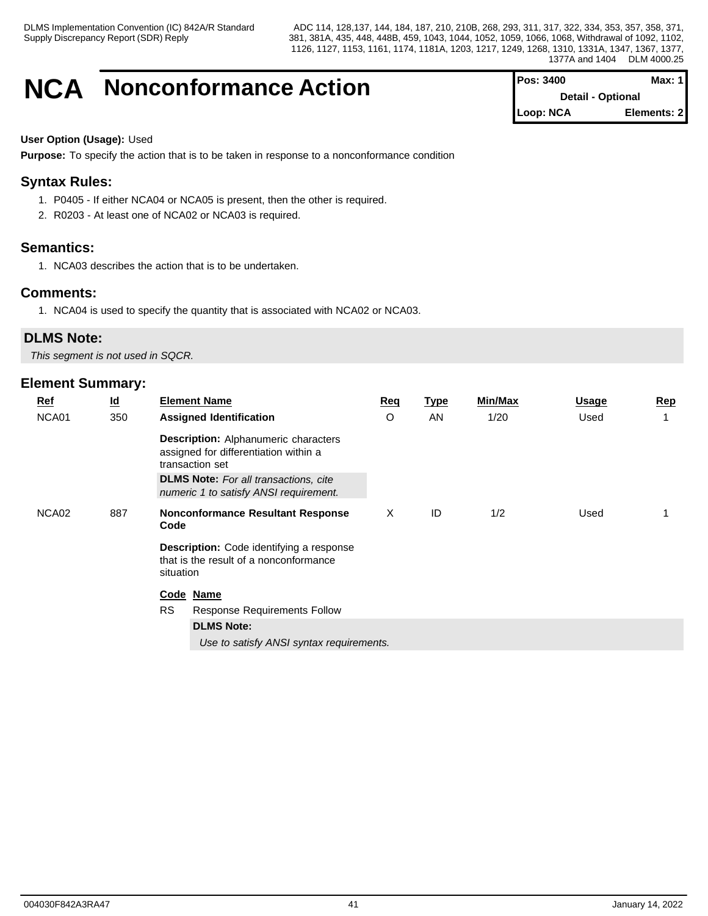# NCA Nonconformance Action

| Pos: 3400 | Max: 1 |
|---|---|
| Detail - Optional | |
| Loop: NCA | Elements: 2 |

**User Option (Usage):** Used

**Purpose:** To specify the action that is to be taken in response to a nonconformance condition

## Syntax Rules:

1. P0405 - If either NCA04 or NCA05 is present, then the other is required.
2. R0203 - At least one of NCA02 or NCA03 is required.

## Semantics:

1. NCA03 describes the action that is to be undertaken.

## Comments:

1. NCA04 is used to specify the quantity that is associated with NCA02 or NCA03.

## DLMS Note:

*This segment is not used in SQCR.*

## Element Summary:

| Ref | Id | Element Name | Req | Type | Min/Max | Usage | Rep |
|---|---|---|---|---|---|---|---|
| NCA01 | 350 | **Assigned Identification**<br>**Description:** Alphanumeric characters assigned for differentiation within a transaction set<br>**DLMS Note:** *For all transactions, cite numeric 1 to satisfy ANSI requirement.* | O | AN | 1/20 | Used | 1 |
| NCA02 | 887 | **Nonconformance Resultant Response Code**<br>**Description:** Code identifying a response that is the result of a nonconformance situation | X | ID | 1/2 | Used | 1 |

| Code | Name |
|---|---|
| RS | Response Requirements Follow<br>**DLMS Note:**<br>*Use to satisfy ANSI syntax requirements.* |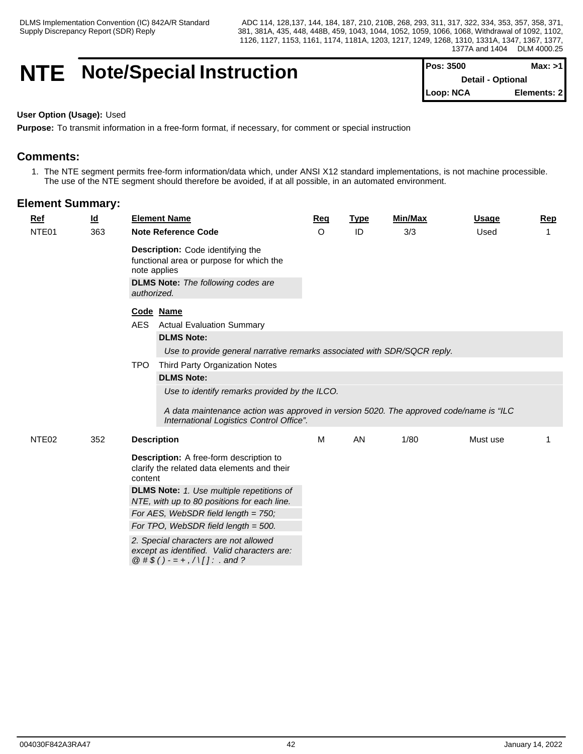# NTE Note/Special Instruction

| Pos: 3500 | Max: >1 |
|---|---|
| Detail - Optional | |
| Loop: NCA | Elements: 2 |

**User Option (Usage):** Used

**Purpose:** To transmit information in a free-form format, if necessary, for comment or special instruction

## Comments:

1. The NTE segment permits free-form information/data which, under ANSI X12 standard implementations, is not machine processible. The use of the NTE segment should therefore be avoided, if at all possible, in an automated environment.

## Element Summary:

| Ref | Id | Element Name | Req | Type | Min/Max | Usage | Rep |
|---|---|---|---|---|---|---|---|
| NTE01 | 363 | **Note Reference Code** | O | ID | 3/3 | Used | 1 |
| NTE02 | 352 | **Description** | M | AN | 1/80 | Must use | 1 |

**NTE01 – Note Reference Code**

**Description:** Code identifying the functional area or purpose for which the note applies

**DLMS Note:** *The following codes are authorized.*

| Code | Name |
|---|---|
| AES | Actual Evaluation Summary |
| TPO | Third Party Organization Notes |

**AES – DLMS Note:**

*Use to provide general narrative remarks associated with SDR/SQCR reply.*

**TPO – DLMS Note:**

*Use to identify remarks provided by the ILCO.*

*A data maintenance action was approved in version 5020. The approved code/name is "ILC International Logistics Control Office".*

**NTE02 – Description**

**Description:** A free-form description to clarify the related data elements and their content

**DLMS Note:** *1. Use multiple repetitions of NTE, with up to 80 positions for each line.*

*For AES, WebSDR field length = 750;*

*For TPO, WebSDR field length = 500.*

*2. Special characters are not allowed except as identified. Valid characters are: @ # $ ( ) - = + , / \ [ ] : . and ?*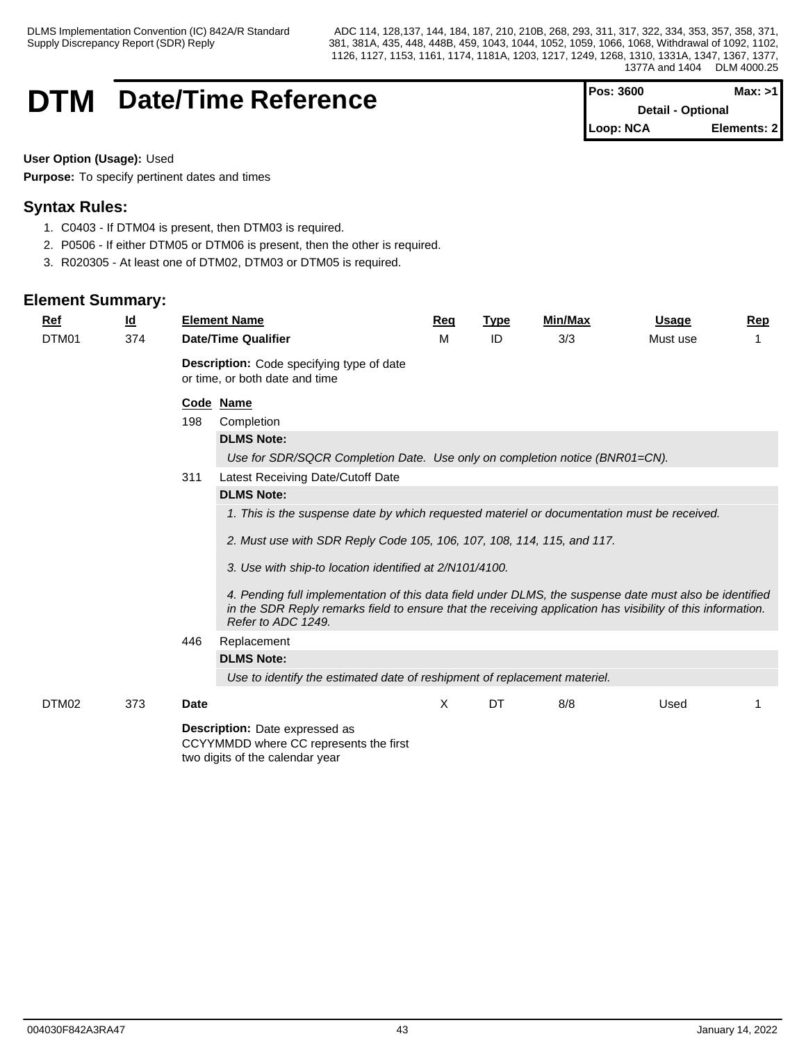# DTM Date/Time Reference

| | |
|---|---|
| Pos: 3600 | Max: >1 |
| Detail - Optional | |
| Loop: NCA | Elements: 2 |

**User Option (Usage):** Used

**Purpose:** To specify pertinent dates and times

## Syntax Rules:

1. C0403 - If DTM04 is present, then DTM03 is required.
2. P0506 - If either DTM05 or DTM06 is present, then the other is required.
3. R020305 - At least one of DTM02, DTM03 or DTM05 is required.

## Element Summary:

| Ref | Id | Element Name | Req | Type | Min/Max | Usage | Rep |
|---|---|---|---|---|---|---|---|
| DTM01 | 374 | **Date/Time Qualifier** | M | ID | 3/3 | Must use | 1 |

**Description:** Code specifying type of date or time, or both date and time

| Code | Name |
|---|---|
| 198 | Completion |

**DLMS Note:**

*Use for SDR/SQCR Completion Date. Use only on completion notice (BNR01=CN).*

| Code | Name |
|---|---|
| 311 | Latest Receiving Date/Cutoff Date |

**DLMS Note:**

*1. This is the suspense date by which requested materiel or documentation must be received.*

*2. Must use with SDR Reply Code 105, 106, 107, 108, 114, 115, and 117.*

*3. Use with ship-to location identified at 2/N101/4100.*

*4. Pending full implementation of this data field under DLMS, the suspense date must also be identified in the SDR Reply remarks field to ensure that the receiving application has visibility of this information. Refer to ADC 1249.*

| Code | Name |
|---|---|
| 446 | Replacement |

**DLMS Note:**

*Use to identify the estimated date of reshipment of replacement materiel.*

| Ref | Id | Element Name | Req | Type | Min/Max | Usage | Rep |
|---|---|---|---|---|---|---|---|
| DTM02 | 373 | **Date** | X | DT | 8/8 | Used | 1 |

**Description:** Date expressed as CCYYMMDD where CC represents the first two digits of the calendar year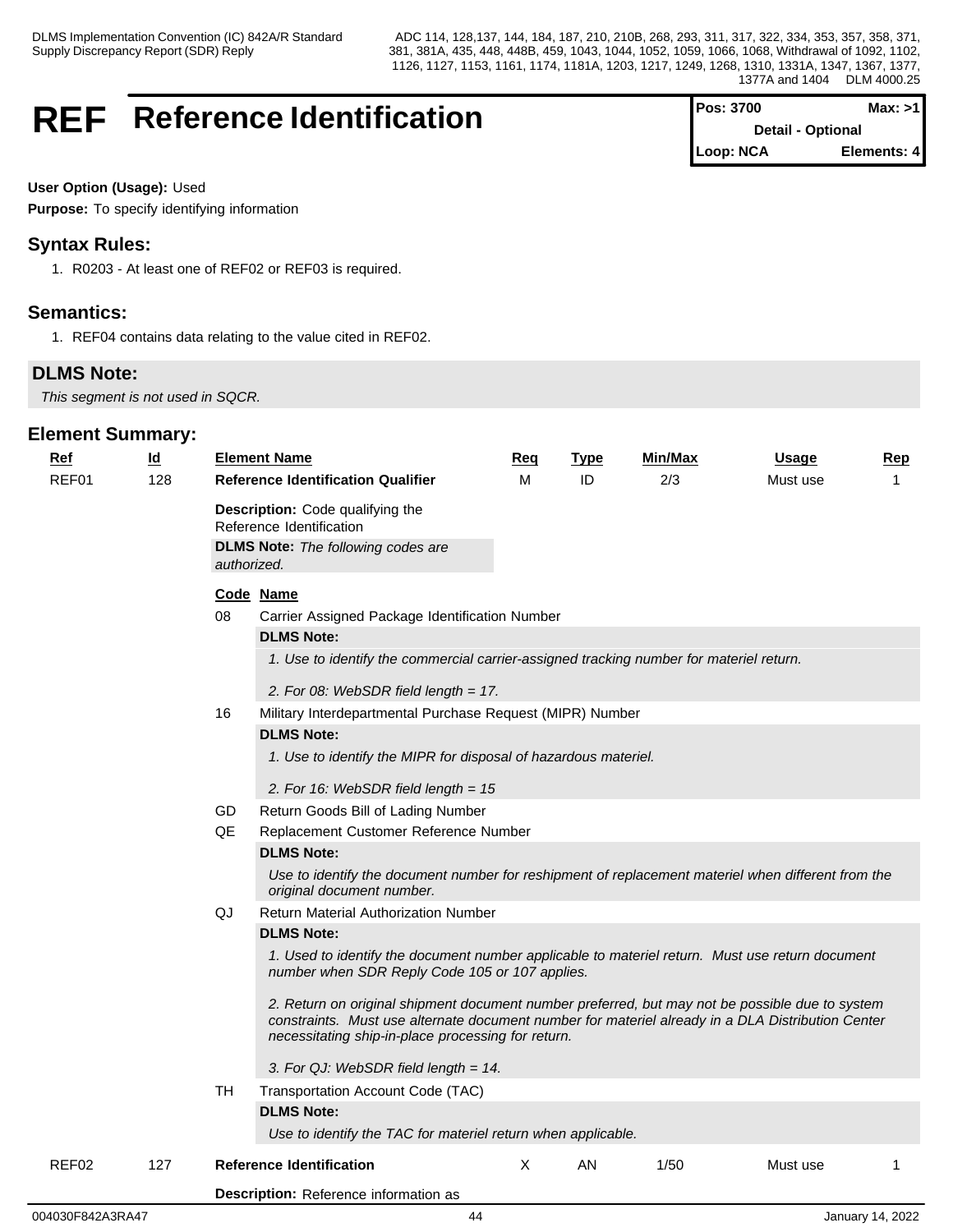# REF Reference Identification

| Pos: 3700 | Max: >1 |
|---|---|
| Detail - Optional | |
| Loop: NCA | Elements: 4 |

**User Option (Usage):** Used

**Purpose:** To specify identifying information

## Syntax Rules:

1. R0203 - At least one of REF02 or REF03 is required.

## Semantics:

1. REF04 contains data relating to the value cited in REF02.

## DLMS Note:

*This segment is not used in SQCR.*

## Element Summary:

| Ref | Id | Element Name | Req | Type | Min/Max | Usage | Rep |
|---|---|---|---|---|---|---|---|
| REF01 | 128 | **Reference Identification Qualifier** | M | ID | 2/3 | Must use | 1 |

**Description:** Code qualifying the Reference Identification

**DLMS Note:** *The following codes are authorized.*

| Code | Name |
|---|---|
| 08 | Carrier Assigned Package Identification Number |
| 16 | Military Interdepartmental Purchase Request (MIPR) Number |
| GD | Return Goods Bill of Lading Number |
| QE | Replacement Customer Reference Number |
| QJ | Return Material Authorization Number |
| TH | Transportation Account Code (TAC) |

**08** Carrier Assigned Package Identification Number

**DLMS Note:**

*1. Use to identify the commercial carrier-assigned tracking number for materiel return.*

*2. For 08: WebSDR field length = 17.*

**16** Military Interdepartmental Purchase Request (MIPR) Number

**DLMS Note:**

*1. Use to identify the MIPR for disposal of hazardous materiel.*

*2. For 16: WebSDR field length = 15*

**GD** Return Goods Bill of Lading Number

**QE** Replacement Customer Reference Number

**DLMS Note:**

*Use to identify the document number for reshipment of replacement materiel when different from the original document number.*

**QJ** Return Material Authorization Number

**DLMS Note:**

*1. Used to identify the document number applicable to materiel return. Must use return document number when SDR Reply Code 105 or 107 applies.*

*2. Return on original shipment document number preferred, but may not be possible due to system constraints. Must use alternate document number for materiel already in a DLA Distribution Center necessitating ship-in-place processing for return.*

*3. For QJ: WebSDR field length = 14.*

**TH** Transportation Account Code (TAC)

**DLMS Note:**

*Use to identify the TAC for materiel return when applicable.*

| Ref | Id | Element Name | Req | Type | Min/Max | Usage | Rep |
|---|---|---|---|---|---|---|---|
| REF02 | 127 | **Reference Identification** | X | AN | 1/50 | Must use | 1 |

**Description:** Reference information as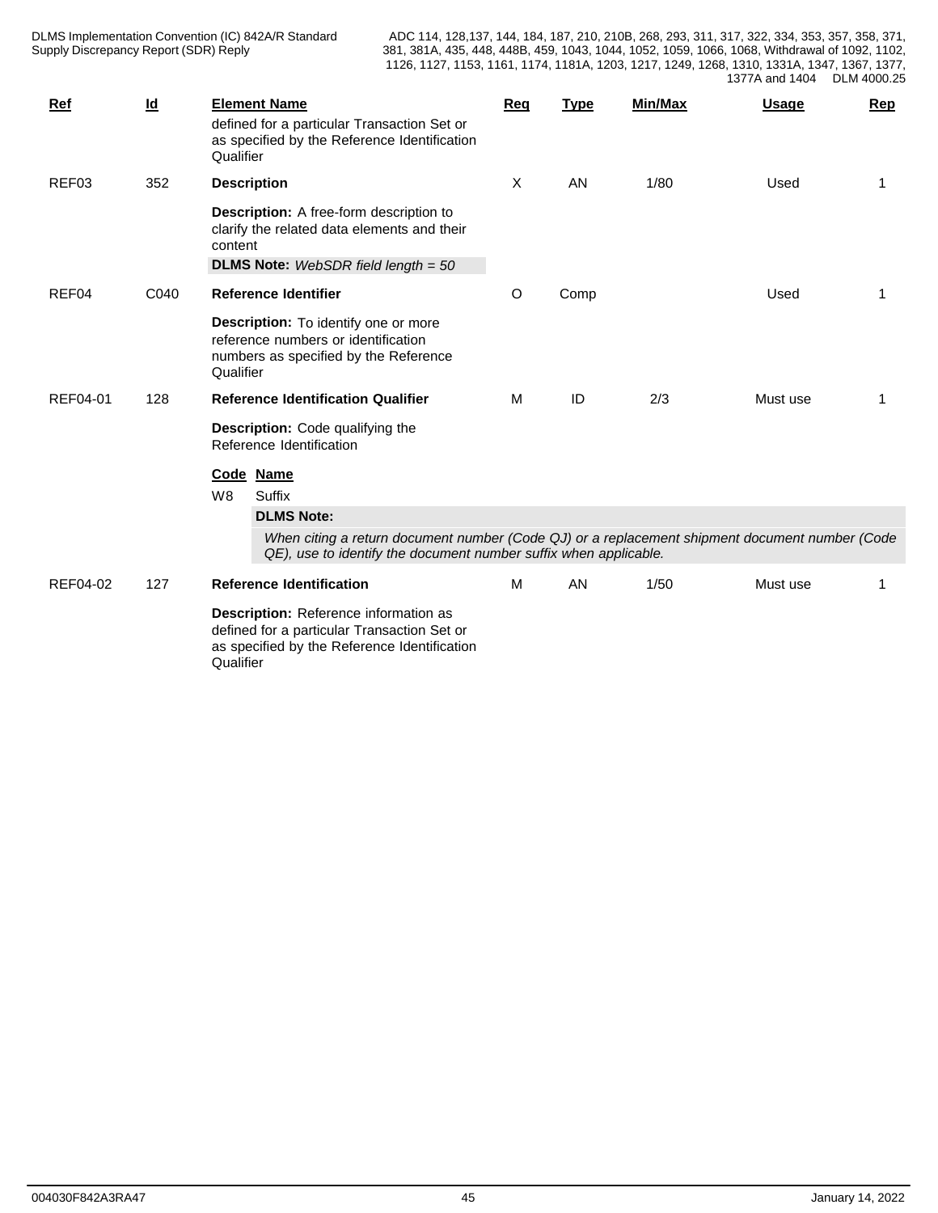| Ref | Id | Element Name | Req | Type | Min/Max | Usage | Rep |
|---|---|---|---|---|---|---|---|
| | | defined for a particular Transaction Set or as specified by the Reference Identification Qualifier | | | | | |
| REF03 | 352 | **Description** | X | AN | 1/80 | Used | 1 |
| | | **Description:** A free-form description to clarify the related data elements and their content<br>**DLMS Note:** *WebSDR field length = 50* | | | | | |
| REF04 | C040 | **Reference Identifier** | O | Comp | | Used | 1 |
| | | **Description:** To identify one or more reference numbers or identification numbers as specified by the Reference Qualifier | | | | | |
| REF04-01 | 128 | **Reference Identification Qualifier** | M | ID | 2/3 | Must use | 1 |
| | | **Description:** Code qualifying the Reference Identification<br>**Code Name**<br>W8 Suffix<br>**DLMS Note:**<br>*When citing a return document number (Code QJ) or a replacement shipment document number (Code QE), use to identify the document number suffix when applicable.* | | | | | |
| REF04-02 | 127 | **Reference Identification** | M | AN | 1/50 | Must use | 1 |
| | | **Description:** Reference information as defined for a particular Transaction Set or as specified by the Reference Identification Qualifier | | | | | |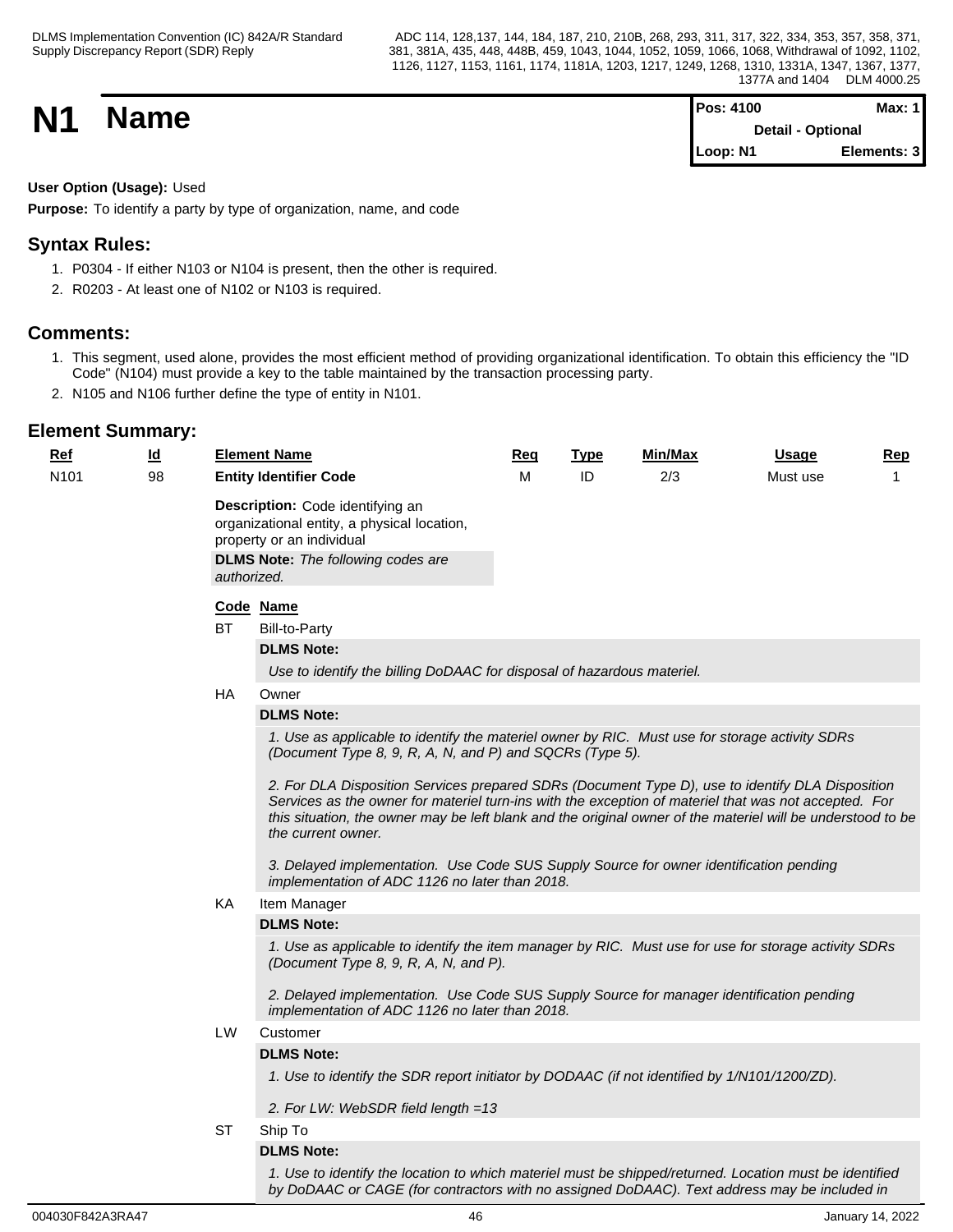# N1 Name

| Pos: 4100 | Max: 1 |
|---|---|
| Detail - Optional | |
| Loop: N1 | Elements: 3 |

**User Option (Usage):** Used

**Purpose:** To identify a party by type of organization, name, and code

## Syntax Rules:

1. P0304 - If either N103 or N104 is present, then the other is required.
2. R0203 - At least one of N102 or N103 is required.

## Comments:

1. This segment, used alone, provides the most efficient method of providing organizational identification. To obtain this efficiency the "ID Code" (N104) must provide a key to the table maintained by the transaction processing party.
2. N105 and N106 further define the type of entity in N101.

## Element Summary:

| Ref | Id | Element Name | Req | Type | Min/Max | Usage | Rep |
|---|---|---|---|---|---|---|---|
| N101 | 98 | **Entity Identifier Code** | M | ID | 2/3 | Must use | 1 |

**Description:** Code identifying an organizational entity, a physical location, property or an individual

**DLMS Note:** *The following codes are authorized.*

**Code Name**

BT Bill-to-Party

**DLMS Note:**

*Use to identify the billing DoDAAC for disposal of hazardous materiel.*

HA Owner

**DLMS Note:**

*1. Use as applicable to identify the materiel owner by RIC. Must use for storage activity SDRs (Document Type 8, 9, R, A, N, and P) and SQCRs (Type 5).*

*2. For DLA Disposition Services prepared SDRs (Document Type D), use to identify DLA Disposition Services as the owner for materiel turn-ins with the exception of materiel that was not accepted. For this situation, the owner may be left blank and the original owner of the materiel will be understood to be the current owner.*

*3. Delayed implementation. Use Code SUS Supply Source for owner identification pending implementation of ADC 1126 no later than 2018.*

KA Item Manager

**DLMS Note:**

*1. Use as applicable to identify the item manager by RIC. Must use for use for storage activity SDRs (Document Type 8, 9, R, A, N, and P).*

*2. Delayed implementation. Use Code SUS Supply Source for manager identification pending implementation of ADC 1126 no later than 2018.*

LW Customer

**DLMS Note:**

*1. Use to identify the SDR report initiator by DODAAC (if not identified by 1/N101/1200/ZD).*

*2. For LW: WebSDR field length =13*

ST Ship To

**DLMS Note:**

*1. Use to identify the location to which materiel must be shipped/returned. Location must be identified by DoDAAC or CAGE (for contractors with no assigned DoDAAC). Text address may be included in*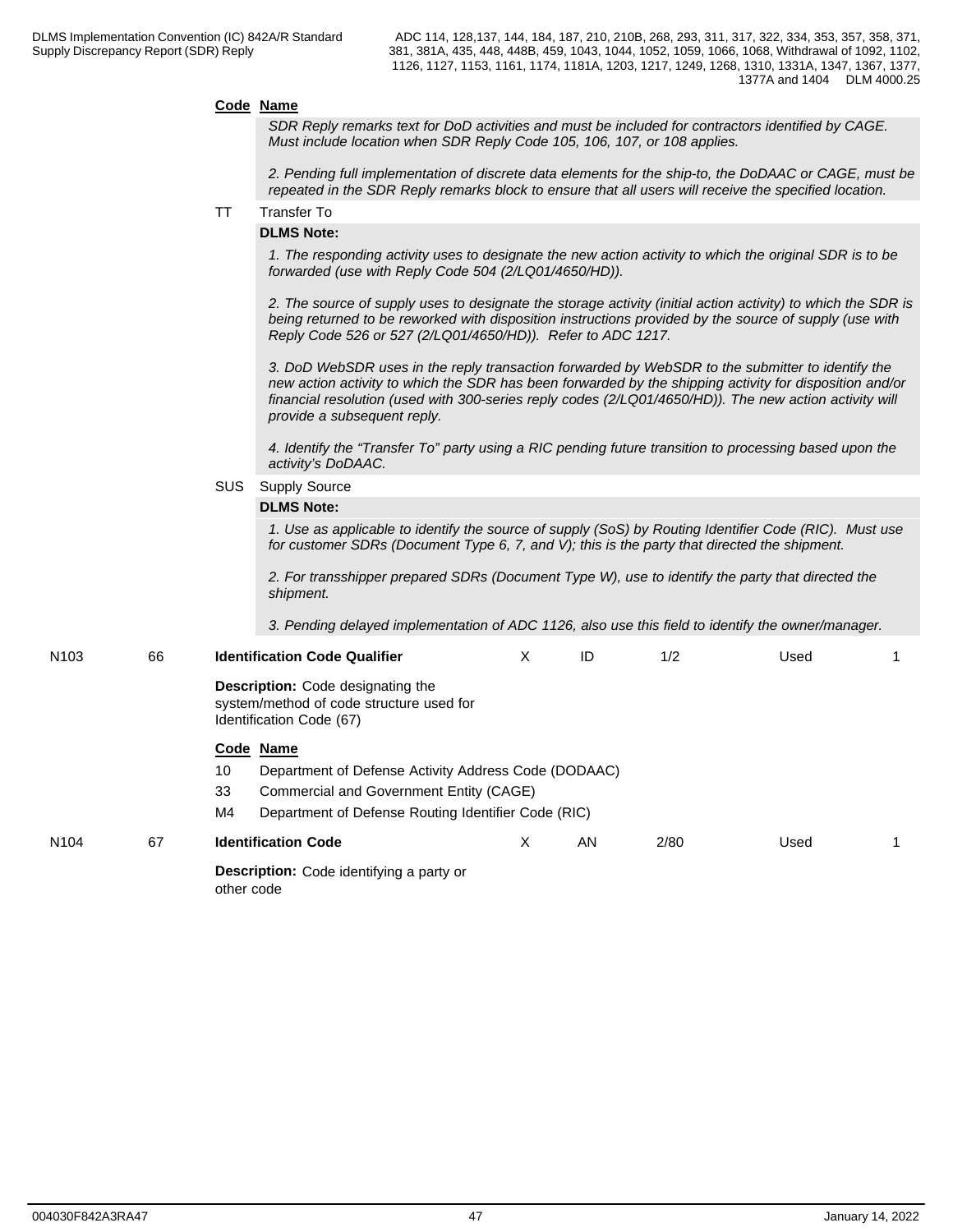**Code Name**

*SDR Reply remarks text for DoD activities and must be included for contractors identified by CAGE. Must include location when SDR Reply Code 105, 106, 107, or 108 applies.*

*2. Pending full implementation of discrete data elements for the ship-to, the DoDAAC or CAGE, must be repeated in the SDR Reply remarks block to ensure that all users will receive the specified location.*

TT Transfer To

**DLMS Note:**

*1. The responding activity uses to designate the new action activity to which the original SDR is to be forwarded (use with Reply Code 504 (2/LQ01/4650/HD)).*

*2. The source of supply uses to designate the storage activity (initial action activity) to which the SDR is being returned to be reworked with disposition instructions provided by the source of supply (use with Reply Code 526 or 527 (2/LQ01/4650/HD)). Refer to ADC 1217.*

*3. DoD WebSDR uses in the reply transaction forwarded by WebSDR to the submitter to identify the new action activity to which the SDR has been forwarded by the shipping activity for disposition and/or financial resolution (used with 300-series reply codes (2/LQ01/4650/HD)). The new action activity will provide a subsequent reply.*

*4. Identify the "Transfer To" party using a RIC pending future transition to processing based upon the activity's DoDAAC.*

SUS Supply Source

**DLMS Note:**

*1. Use as applicable to identify the source of supply (SoS) by Routing Identifier Code (RIC). Must use for customer SDRs (Document Type 6, 7, and V); this is the party that directed the shipment.*

*2. For transshipper prepared SDRs (Document Type W), use to identify the party that directed the shipment.*

*3. Pending delayed implementation of ADC 1126, also use this field to identify the owner/manager.*

| | | | | | | | |
|---|---|---|---|---|---|---|---|
| N103 | 66 | **Identification Code Qualifier** | X | ID | 1/2 | Used | 1 |

**Description:** Code designating the system/method of code structure used for Identification Code (67)

**Code Name**

10 Department of Defense Activity Address Code (DODAAC)

33 Commercial and Government Entity (CAGE)

M4 Department of Defense Routing Identifier Code (RIC)

| | | | | | | | |
|---|---|---|---|---|---|---|---|
| N104 | 67 | **Identification Code** | X | AN | 2/80 | Used | 1 |

**Description:** Code identifying a party or other code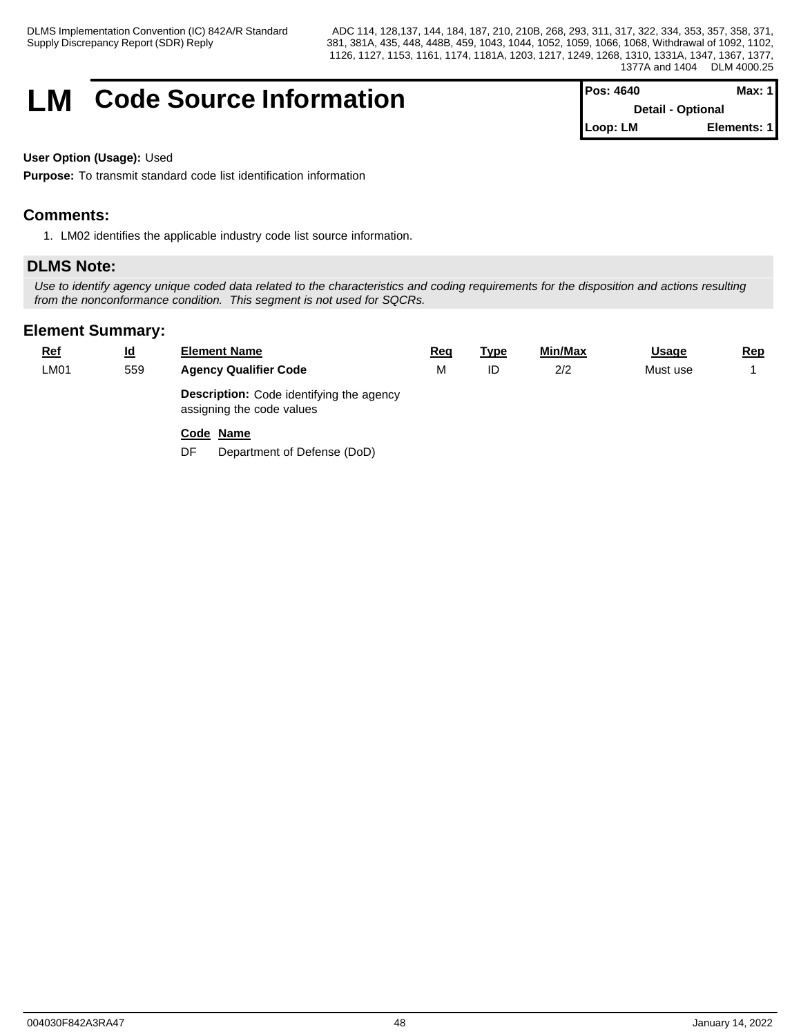# LM Code Source Information

| Pos: 4640 | Max: 1 |
|---|---|
| Detail - Optional | |
| Loop: LM | Elements: 1 |

**User Option (Usage):** Used

**Purpose:** To transmit standard code list identification information

## Comments:

1. LM02 identifies the applicable industry code list source information.

## DLMS Note:

*Use to identify agency unique coded data related to the characteristics and coding requirements for the disposition and actions resulting from the nonconformance condition. This segment is not used for SQCRs.*

## Element Summary:

| Ref | Id | Element Name | Req | Type | Min/Max | Usage | Rep |
|---|---|---|---|---|---|---|---|
| LM01 | 559 | **Agency Qualifier Code** | M | ID | 2/2 | Must use | 1 |
| | | **Description:** Code identifying the agency assigning the code values | | | | | |
| | | **Code** **Name** | | | | | |
| | | DF Department of Defense (DoD) | | | | | |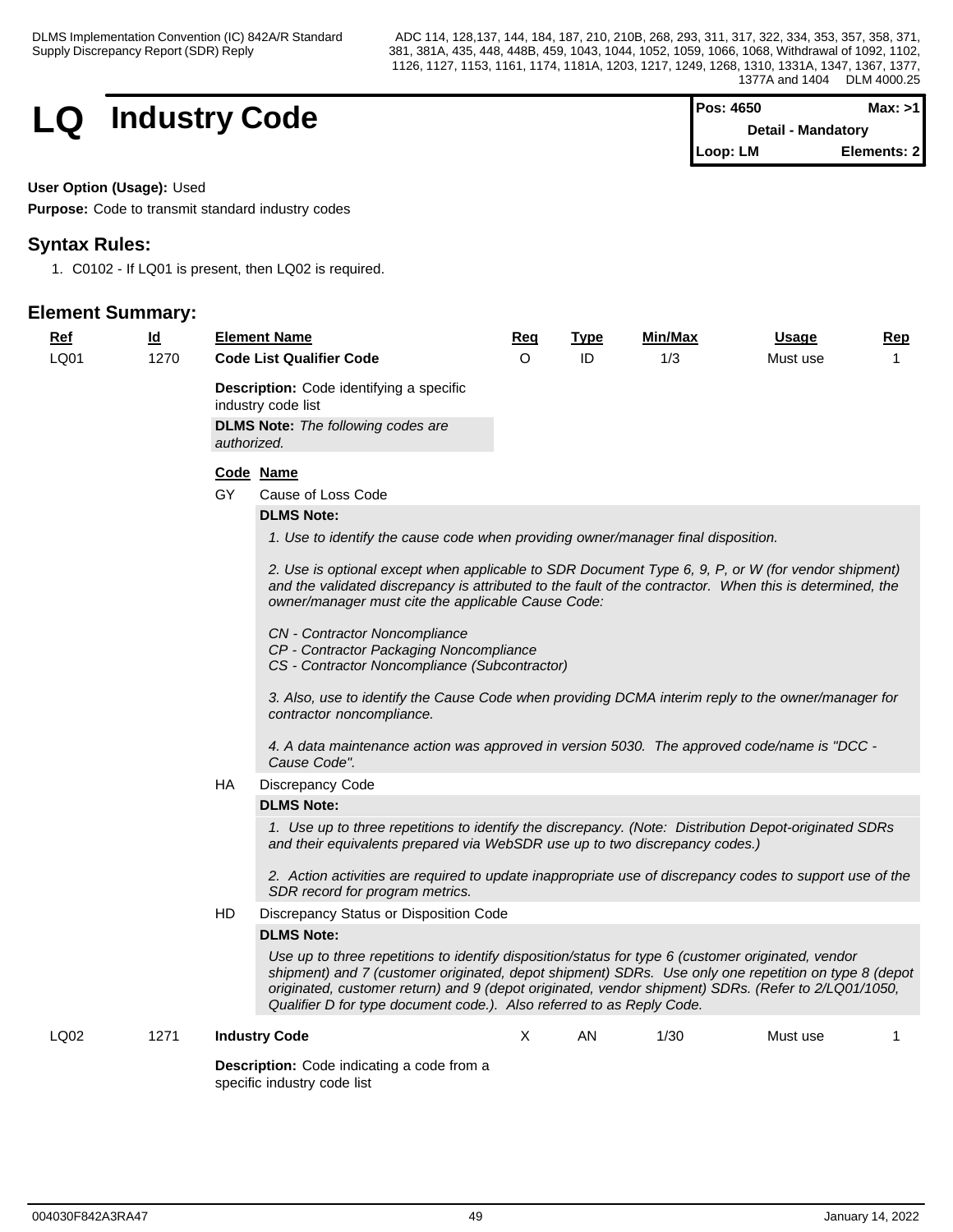# LQ Industry Code

| Pos: 4650 | Max: >1 |
|---|---|
| Detail - Mandatory | |
| Loop: LM | Elements: 2 |

**User Option (Usage):** Used

**Purpose:** Code to transmit standard industry codes

## Syntax Rules:

1. C0102 - If LQ01 is present, then LQ02 is required.

## Element Summary:

| Ref | Id | Element Name | Req | Type | Min/Max | Usage | Rep |
|---|---|---|---|---|---|---|---|
| LQ01 | 1270 | **Code List Qualifier Code** | O | ID | 1/3 | Must use | 1 |

**Description:** Code identifying a specific industry code list

**DLMS Note:** *The following codes are authorized.*

**Code Name**

GY Cause of Loss Code

**DLMS Note:**

*1. Use to identify the cause code when providing owner/manager final disposition.*

*2. Use is optional except when applicable to SDR Document Type 6, 9, P, or W (for vendor shipment) and the validated discrepancy is attributed to the fault of the contractor. When this is determined, the owner/manager must cite the applicable Cause Code:*

*CN - Contractor Noncompliance*
*CP - Contractor Packaging Noncompliance*
*CS - Contractor Noncompliance (Subcontractor)*

*3. Also, use to identify the Cause Code when providing DCMA interim reply to the owner/manager for contractor noncompliance.*

*4. A data maintenance action was approved in version 5030. The approved code/name is "DCC - Cause Code".*

HA Discrepancy Code

**DLMS Note:**

*1. Use up to three repetitions to identify the discrepancy. (Note: Distribution Depot-originated SDRs and their equivalents prepared via WebSDR use up to two discrepancy codes.)*

*2. Action activities are required to update inappropriate use of discrepancy codes to support use of the SDR record for program metrics.*

HD Discrepancy Status or Disposition Code

**DLMS Note:**

*Use up to three repetitions to identify disposition/status for type 6 (customer originated, vendor shipment) and 7 (customer originated, depot shipment) SDRs. Use only one repetition on type 8 (depot originated, customer return) and 9 (depot originated, vendor shipment) SDRs. (Refer to 2/LQ01/1050, Qualifier D for type document code.). Also referred to as Reply Code.*

| Ref | Id | Element Name | Req | Type | Min/Max | Usage | Rep |
|---|---|---|---|---|---|---|---|
| LQ02 | 1271 | **Industry Code** | X | AN | 1/30 | Must use | 1 |

**Description:** Code indicating a code from a specific industry code list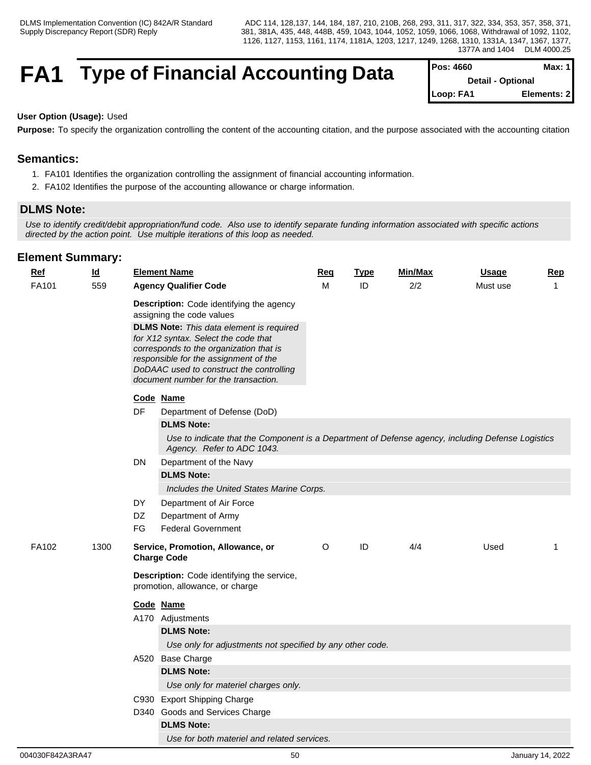# FA1 Type of Financial Accounting Data

| | |
|---|---|
| Pos: 4660 | Max: 1 |
| Detail - Optional | |
| Loop: FA1 | Elements: 2 |

**User Option (Usage):** Used

**Purpose:** To specify the organization controlling the content of the accounting citation, and the purpose associated with the accounting citation

## Semantics:

1. FA101 Identifies the organization controlling the assignment of financial accounting information.
2. FA102 Identifies the purpose of the accounting allowance or charge information.

## DLMS Note:

*Use to identify credit/debit appropriation/fund code. Also use to identify separate funding information associated with specific actions directed by the action point. Use multiple iterations of this loop as needed.*

## Element Summary:

| Ref | Id | Element Name | Req | Type | Min/Max | Usage | Rep |
|---|---|---|---|---|---|---|---|
| FA101 | 559 | **Agency Qualifier Code** | M | ID | 2/2 | Must use | 1 |

**Description:** Code identifying the agency assigning the code values

**DLMS Note:** *This data element is required for X12 syntax. Select the code that corresponds to the organization that is responsible for the assignment of the DoDAAC used to construct the controlling document number for the transaction.*

| Code | Name |
|---|---|
| DF | Department of Defense (DoD) |
| DN | Department of the Navy |
| DY | Department of Air Force |
| DZ | Department of Army |
| FG | Federal Government |

- **DF** — **DLMS Note:** *Use to indicate that the Component is a Department of Defense agency, including Defense Logistics Agency. Refer to ADC 1043.*
- **DN** — **DLMS Note:** *Includes the United States Marine Corps.*

| Ref | Id | Element Name | Req | Type | Min/Max | Usage | Rep |
|---|---|---|---|---|---|---|---|
| FA102 | 1300 | **Service, Promotion, Allowance, or Charge Code** | O | ID | 4/4 | Used | 1 |

**Description:** Code identifying the service, promotion, allowance, or charge

| Code | Name |
|---|---|
| A170 | Adjustments |
| A520 | Base Charge |
| C930 | Export Shipping Charge |
| D340 | Goods and Services Charge |

- **A170** — **DLMS Note:** *Use only for adjustments not specified by any other code.*
- **A520** — **DLMS Note:** *Use only for materiel charges only.*
- **D340** — **DLMS Note:** *Use for both materiel and related services.*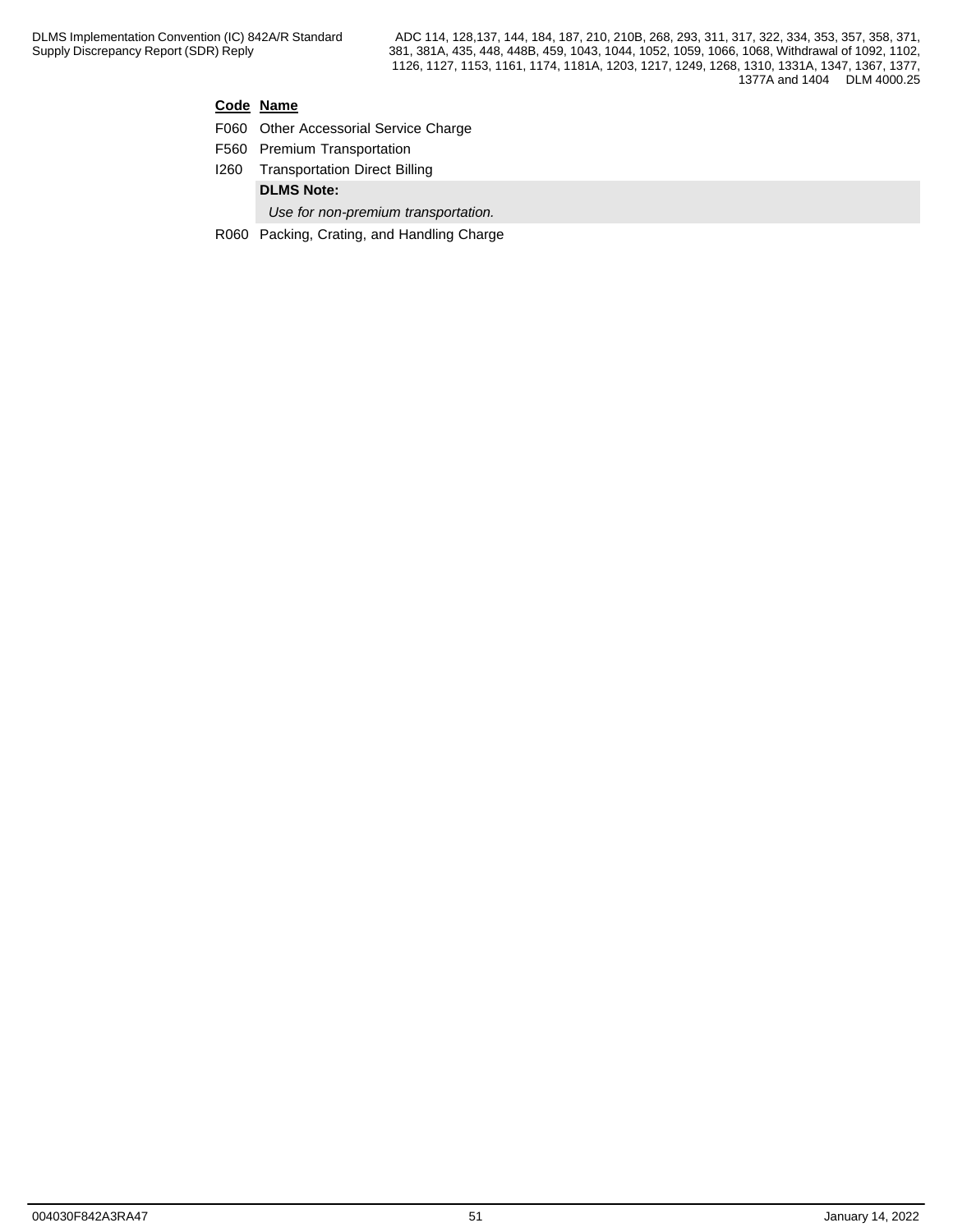| Code | Name |
|---|---|
| F060 | Other Accessorial Service Charge |
| F560 | Premium Transportation |
| I260 | Transportation Direct Billing<br>**DLMS Note:**<br>*Use for non-premium transportation.* |
| R060 | Packing, Crating, and Handling Charge |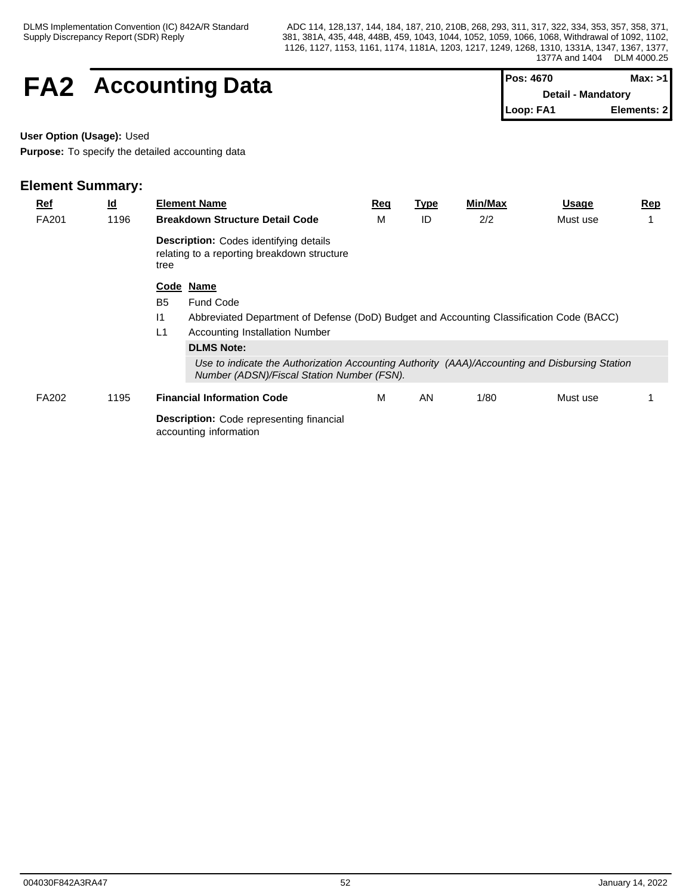# FA2 Accounting Data

| Pos: 4670 | Max: >1 |
|---|---|
| Detail - Mandatory | |
| Loop: FA1 | Elements: 2 |

**User Option (Usage):** Used

**Purpose:** To specify the detailed accounting data

## Element Summary:

| Ref | Id | Element Name | Req | Type | Min/Max | Usage | Rep |
|---|---|---|---|---|---|---|---|
| FA201 | 1196 | **Breakdown Structure Detail Code** | M | ID | 2/2 | Must use | 1 |
| FA202 | 1195 | **Financial Information Code** | M | AN | 1/80 | Must use | 1 |

**FA201**

**Description:** Codes identifying details relating to a reporting breakdown structure tree

| Code | Name |
|---|---|
| B5 | Fund Code |
| I1 | Abbreviated Department of Defense (DoD) Budget and Accounting Classification Code (BACC) |
| L1 | Accounting Installation Number |

**DLMS Note:**

*Use to indicate the Authorization Accounting Authority (AAA)/Accounting and Disbursing Station Number (ADSN)/Fiscal Station Number (FSN).*

**FA202**

**Description:** Code representing financial accounting information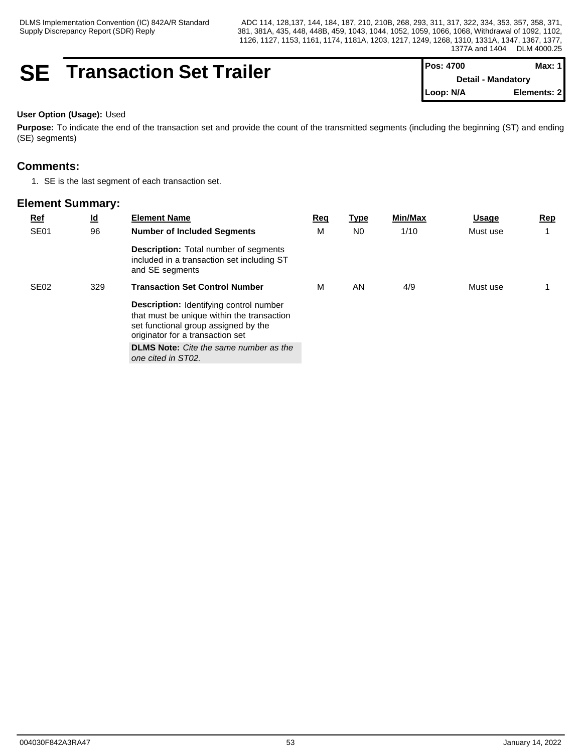# SE Transaction Set Trailer

| Pos: 4700 | Max: 1 |
|---|---|
| Detail - Mandatory | |
| Loop: N/A | Elements: 2 |

**User Option (Usage):** Used

**Purpose:** To indicate the end of the transaction set and provide the count of the transmitted segments (including the beginning (ST) and ending (SE) segments)

## Comments:

1. SE is the last segment of each transaction set.

## Element Summary:

| Ref | Id | Element Name | Req | Type | Min/Max | Usage | Rep |
|---|---|---|---|---|---|---|---|
| SE01 | 96 | **Number of Included Segments**<br><br>**Description:** Total number of segments included in a transaction set including ST and SE segments | M | N0 | 1/10 | Must use | 1 |
| SE02 | 329 | **Transaction Set Control Number**<br><br>**Description:** Identifying control number that must be unique within the transaction set functional group assigned by the originator for a transaction set<br>**DLMS Note:** *Cite the same number as the one cited in ST02.* | M | AN | 4/9 | Must use | 1 |